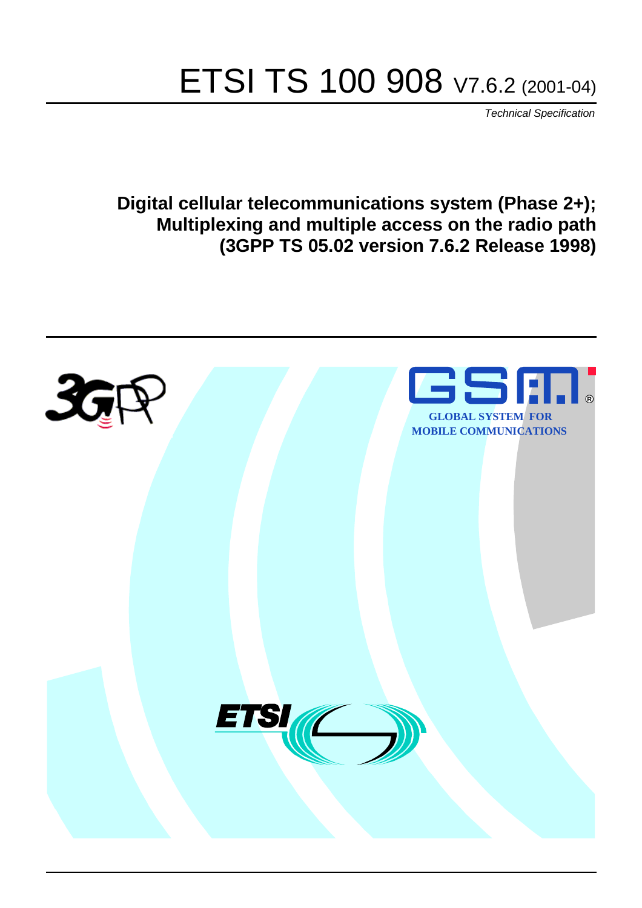# ETSI TS 100 908 V7.6.2 (2001-04)

*Technical Specification*

**Digital cellular telecommunications system (Phase 2+); Multiplexing and multiple access on the radio path (3GPP TS 05.02 version 7.6.2 Release 1998)**

GLOBAL SYSTEM FOR MOBILE COMMUNICATIONS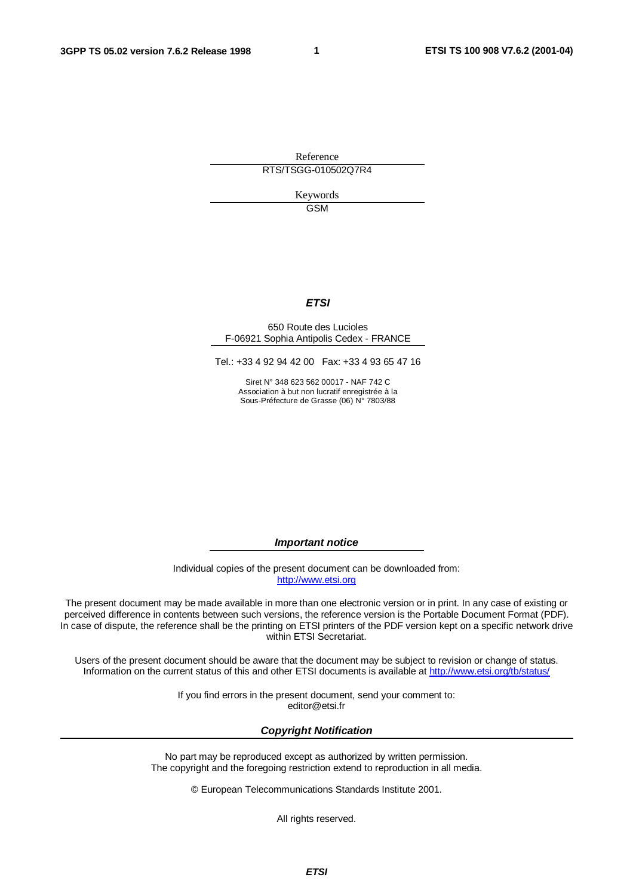Reference

RTS/TSGG-010502Q7R4

Keywords

GSM

***ETSI***

650 Route des Lucioles
F-06921 Sophia Antipolis Cedex - FRANCE

Tel.: +33 4 92 94 42 00 Fax: +33 4 93 65 47 16

Siret N° 348 623 562 00017 - NAF 742 C
Association à but non lucratif enregistrée à la
Sous-Préfecture de Grasse (06) N° 7803/88

***Important notice***

Individual copies of the present document can be downloaded from:
http://www.etsi.org

The present document may be made available in more than one electronic version or in print. In any case of existing or perceived difference in contents between such versions, the reference version is the Portable Document Format (PDF). In case of dispute, the reference shall be the printing on ETSI printers of the PDF version kept on a specific network drive within ETSI Secretariat.

Users of the present document should be aware that the document may be subject to revision or change of status. Information on the current status of this and other ETSI documents is available at http://www.etsi.org/tb/status/

If you find errors in the present document, send your comment to:
editor@etsi.fr

***Copyright Notification***

No part may be reproduced except as authorized by written permission.
The copyright and the foregoing restriction extend to reproduction in all media.

© European Telecommunications Standards Institute 2001.

All rights reserved.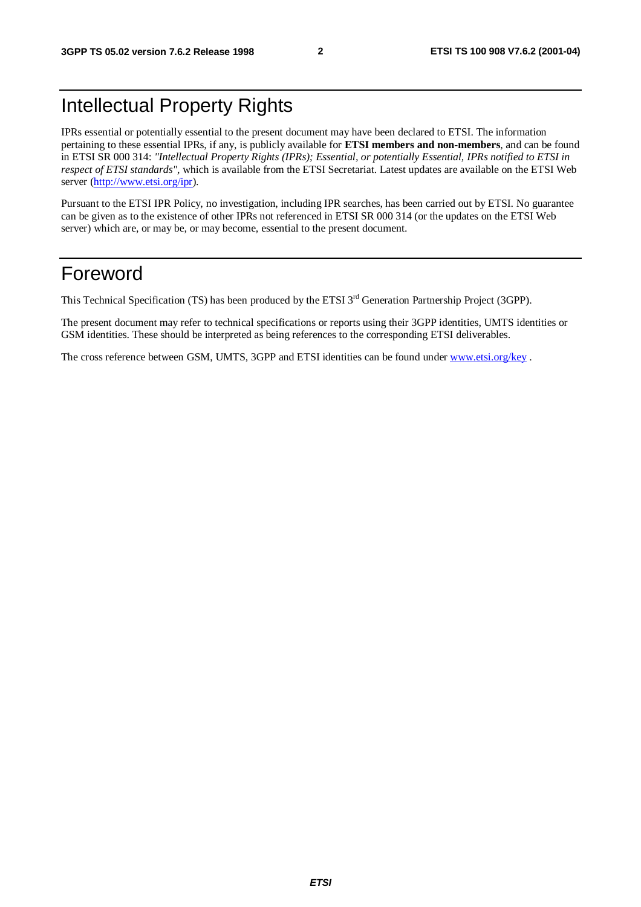# Intellectual Property Rights

IPRs essential or potentially essential to the present document may have been declared to ETSI. The information pertaining to these essential IPRs, if any, is publicly available for **ETSI members and non-members**, and can be found in ETSI SR 000 314: *"Intellectual Property Rights (IPRs); Essential, or potentially Essential, IPRs notified to ETSI in respect of ETSI standards"*, which is available from the ETSI Secretariat. Latest updates are available on the ETSI Web server (http://www.etsi.org/ipr).

Pursuant to the ETSI IPR Policy, no investigation, including IPR searches, has been carried out by ETSI. No guarantee can be given as to the existence of other IPRs not referenced in ETSI SR 000 314 (or the updates on the ETSI Web server) which are, or may be, or may become, essential to the present document.

# Foreword

This Technical Specification (TS) has been produced by the ETSI 3rd Generation Partnership Project (3GPP).

The present document may refer to technical specifications or reports using their 3GPP identities, UMTS identities or GSM identities. These should be interpreted as being references to the corresponding ETSI deliverables.

The cross reference between GSM, UMTS, 3GPP and ETSI identities can be found under www.etsi.org/key .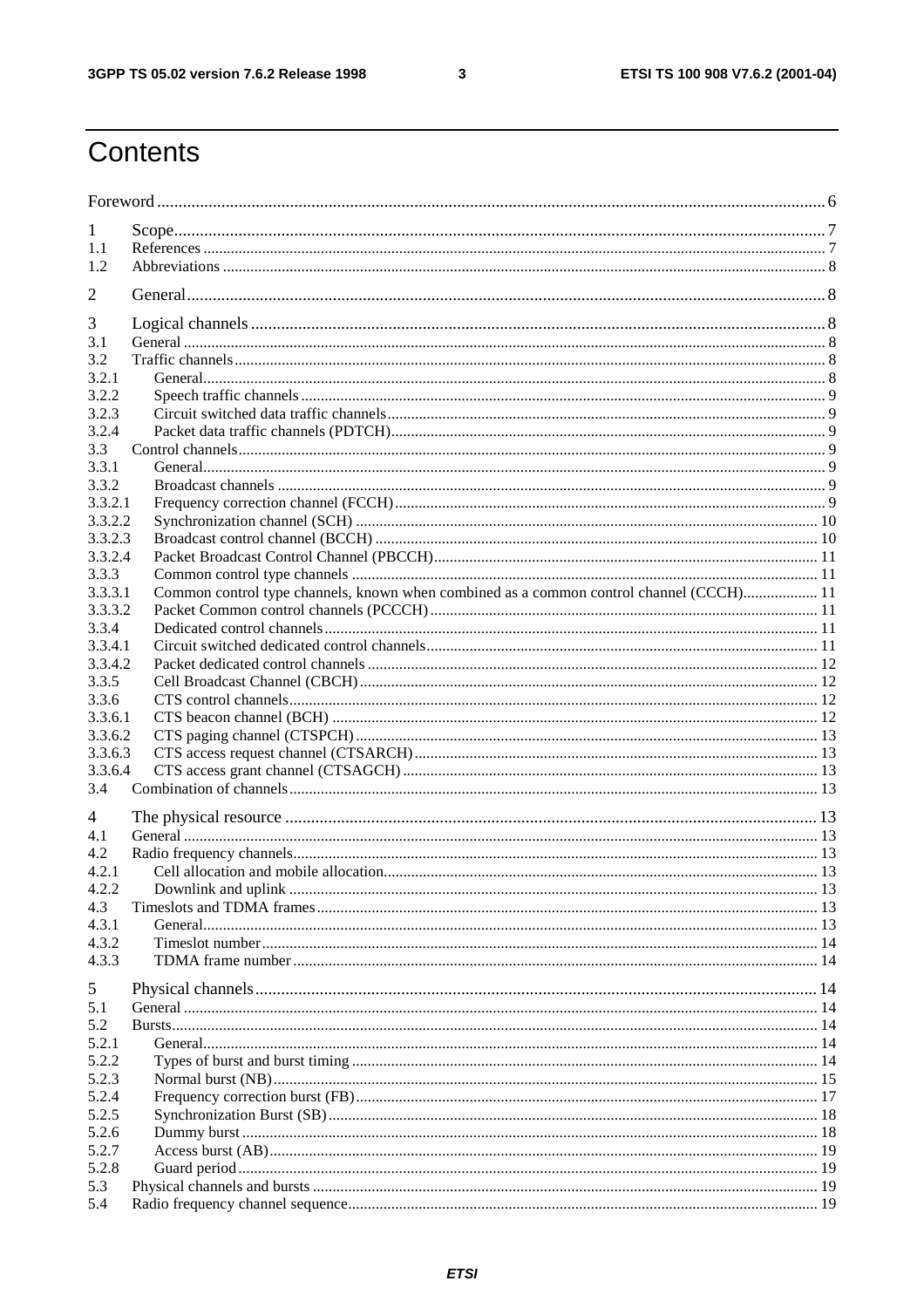# Contents

Foreword .......... 6

1 Scope .......... 7
1.1 References .......... 7
1.2 Abbreviations .......... 8

2 General .......... 8

3 Logical channels .......... 8
3.1 General .......... 8
3.2 Traffic channels .......... 8
3.2.1 General .......... 8
3.2.2 Speech traffic channels .......... 9
3.2.3 Circuit switched data traffic channels .......... 9
3.2.4 Packet data traffic channels (PDTCH) .......... 9
3.3 Control channels .......... 9
3.3.1 General .......... 9
3.3.2 Broadcast channels .......... 9
3.3.2.1 Frequency correction channel (FCCH) .......... 9
3.3.2.2 Synchronization channel (SCH) .......... 10
3.3.2.3 Broadcast control channel (BCCH) .......... 10
3.3.2.4 Packet Broadcast Control Channel (PBCCH) .......... 11
3.3.3 Common control type channels .......... 11
3.3.3.1 Common control type channels, known when combined as a common control channel (CCCH) .......... 11
3.3.3.2 Packet Common control channels (PCCCH) .......... 11
3.3.4 Dedicated control channels .......... 11
3.3.4.1 Circuit switched dedicated control channels .......... 11
3.3.4.2 Packet dedicated control channels .......... 12
3.3.5 Cell Broadcast Channel (CBCH) .......... 12
3.3.6 CTS control channels .......... 12
3.3.6.1 CTS beacon channel (BCH) .......... 12
3.3.6.2 CTS paging channel (CTSPCH) .......... 13
3.3.6.3 CTS access request channel (CTSARCH) .......... 13
3.3.6.4 CTS access grant channel (CTSAGCH) .......... 13
3.4 Combination of channels .......... 13

4 The physical resource .......... 13
4.1 General .......... 13
4.2 Radio frequency channels .......... 13
4.2.1 Cell allocation and mobile allocation .......... 13
4.2.2 Downlink and uplink .......... 13
4.3 Timeslots and TDMA frames .......... 13
4.3.1 General .......... 13
4.3.2 Timeslot number .......... 14
4.3.3 TDMA frame number .......... 14

5 Physical channels .......... 14
5.1 General .......... 14
5.2 Bursts .......... 14
5.2.1 General .......... 14
5.2.2 Types of burst and burst timing .......... 14
5.2.3 Normal burst (NB) .......... 15
5.2.4 Frequency correction burst (FB) .......... 17
5.2.5 Synchronization Burst (SB) .......... 18
5.2.6 Dummy burst .......... 18
5.2.7 Access burst (AB) .......... 19
5.2.8 Guard period .......... 19
5.3 Physical channels and bursts .......... 19
5.4 Radio frequency channel sequence .......... 19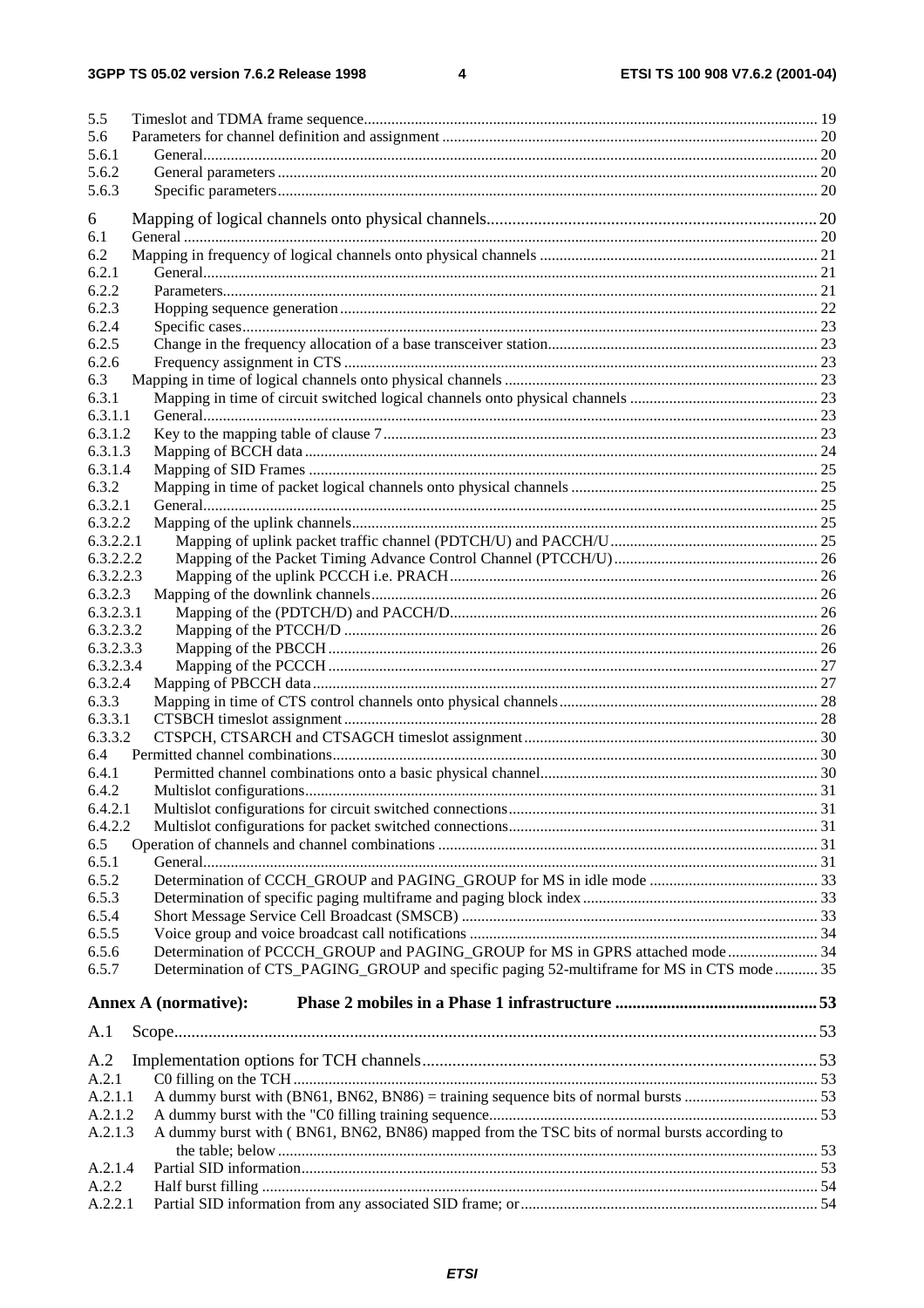5.5 Timeslot and TDMA frame sequence ... 19
5.6 Parameters for channel definition and assignment ... 20
5.6.1 General ... 20
5.6.2 General parameters ... 20
5.6.3 Specific parameters ... 20

6 Mapping of logical channels onto physical channels ... 20
6.1 General ... 20
6.2 Mapping in frequency of logical channels onto physical channels ... 21
6.2.1 General ... 21
6.2.2 Parameters ... 21
6.2.3 Hopping sequence generation ... 22
6.2.4 Specific cases ... 23
6.2.5 Change in the frequency allocation of a base transceiver station ... 23
6.2.6 Frequency assignment in CTS ... 23
6.3 Mapping in time of logical channels onto physical channels ... 23
6.3.1 Mapping in time of circuit switched logical channels onto physical channels ... 23
6.3.1.1 General ... 23
6.3.1.2 Key to the mapping table of clause 7 ... 23
6.3.1.3 Mapping of BCCH data ... 24
6.3.1.4 Mapping of SID Frames ... 25
6.3.2 Mapping in time of packet logical channels onto physical channels ... 25
6.3.2.1 General ... 25
6.3.2.2 Mapping of the uplink channels ... 25
6.3.2.2.1 Mapping of uplink packet traffic channel (PDTCH/U) and PACCH/U ... 25
6.3.2.2.2 Mapping of the Packet Timing Advance Control Channel (PTCCH/U) ... 26
6.3.2.2.3 Mapping of the uplink PCCCH i.e. PRACH ... 26
6.3.2.3 Mapping of the downlink channels ... 26
6.3.2.3.1 Mapping of the (PDTCH/D) and PACCH/D ... 26
6.3.2.3.2 Mapping of the PTCCH/D ... 26
6.3.2.3.3 Mapping of the PBCCH ... 26
6.3.2.3.4 Mapping of the PCCCH ... 27
6.3.2.4 Mapping of PBCCH data ... 27
6.3.3 Mapping in time of CTS control channels onto physical channels ... 28
6.3.3.1 CTSBCH timeslot assignment ... 28
6.3.3.2 CTSPCH, CTSARCH and CTSAGCH timeslot assignment ... 30
6.4 Permitted channel combinations ... 30
6.4.1 Permitted channel combinations onto a basic physical channel ... 30
6.4.2 Multislot configurations ... 31
6.4.2.1 Multislot configurations for circuit switched connections ... 31
6.4.2.2 Multislot configurations for packet switched connections ... 31
6.5 Operation of channels and channel combinations ... 31
6.5.1 General ... 31
6.5.2 Determination of CCCH_GROUP and PAGING_GROUP for MS in idle mode ... 33
6.5.3 Determination of specific paging multiframe and paging block index ... 33
6.5.4 Short Message Service Cell Broadcast (SMSCB) ... 33
6.5.5 Voice group and voice broadcast call notifications ... 34
6.5.6 Determination of PCCCH_GROUP and PAGING_GROUP for MS in GPRS attached mode ... 34
6.5.7 Determination of CTS_PAGING_GROUP and specific paging 52-multiframe for MS in CTS mode ... 35

**Annex A (normative): Phase 2 mobiles in a Phase 1 infrastructure ... 53**

A.1 Scope ... 53

A.2 Implementation options for TCH channels ... 53
A.2.1 C0 filling on the TCH ... 53
A.2.1.1 A dummy burst with (BN61, BN62, BN86) = training sequence bits of normal bursts ... 53
A.2.1.2 A dummy burst with the "C0 filling training sequence ... 53
A.2.1.3 A dummy burst with ( BN61, BN62, BN86) mapped from the TSC bits of normal bursts according to the table; below ... 53
A.2.1.4 Partial SID information ... 53
A.2.2 Half burst filling ... 54
A.2.2.1 Partial SID information from any associated SID frame; or ... 54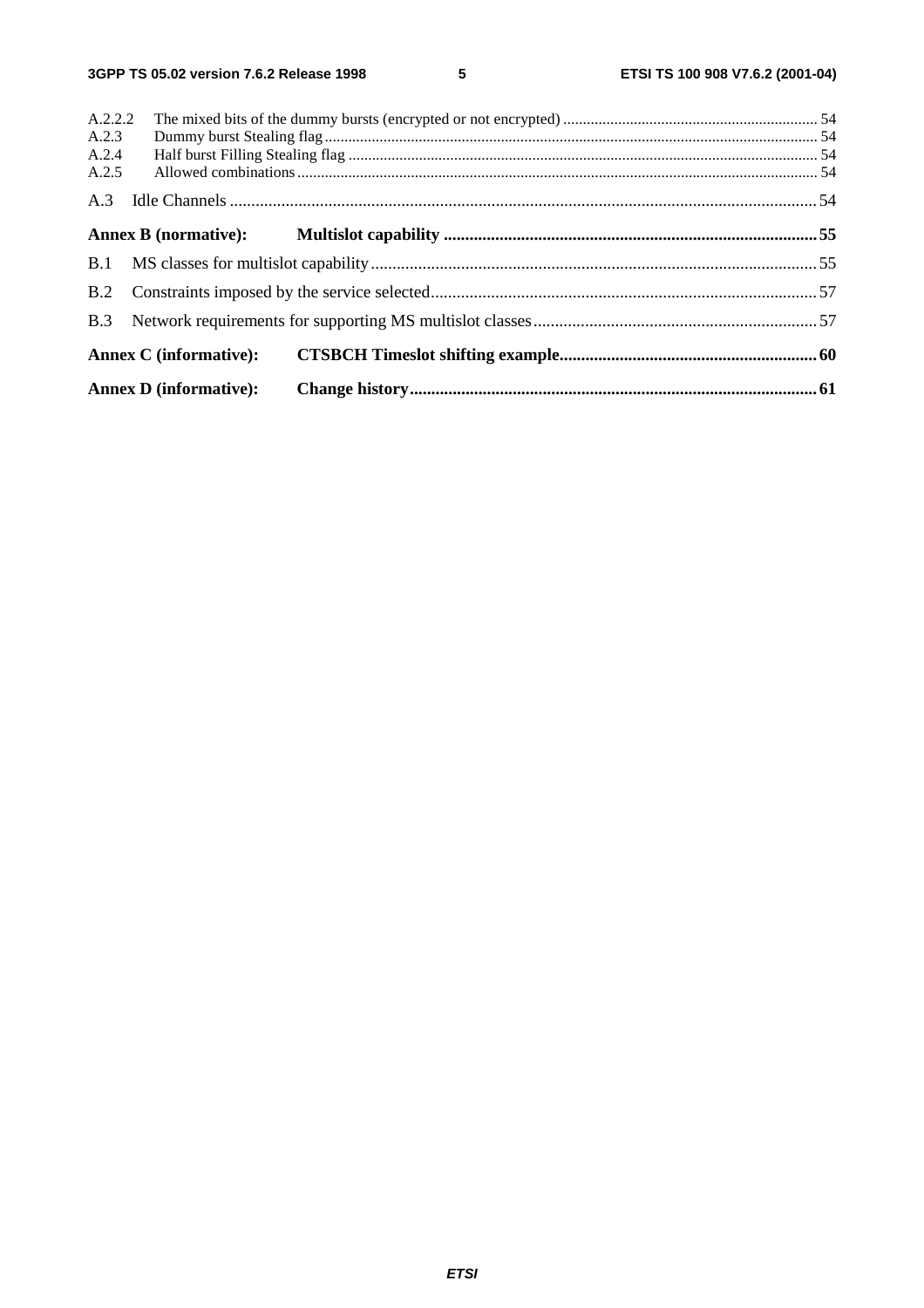A.2.2.2 The mixed bits of the dummy bursts (encrypted or not encrypted) ................................................................ 54
A.2.3 Dummy burst Stealing flag ............................................................................................................................ 54
A.2.4 Half burst Filling Stealing flag ...................................................................................................................... 54
A.2.5 Allowed combinations ................................................................................................................................... 54

A.3 Idle Channels ........................................................................................................................................ 54

**Annex B (normative): Multislot capability ..................................................................................... 55**

B.1 MS classes for multislot capability ....................................................................................................... 55

B.2 Constraints imposed by the service selected ......................................................................................... 57

B.3 Network requirements for supporting MS multislot classes ................................................................. 57

**Annex C (informative): CTSBCH Timeslot shifting example .......................................................... 60**

**Annex D (informative): Change history ............................................................................................ 61**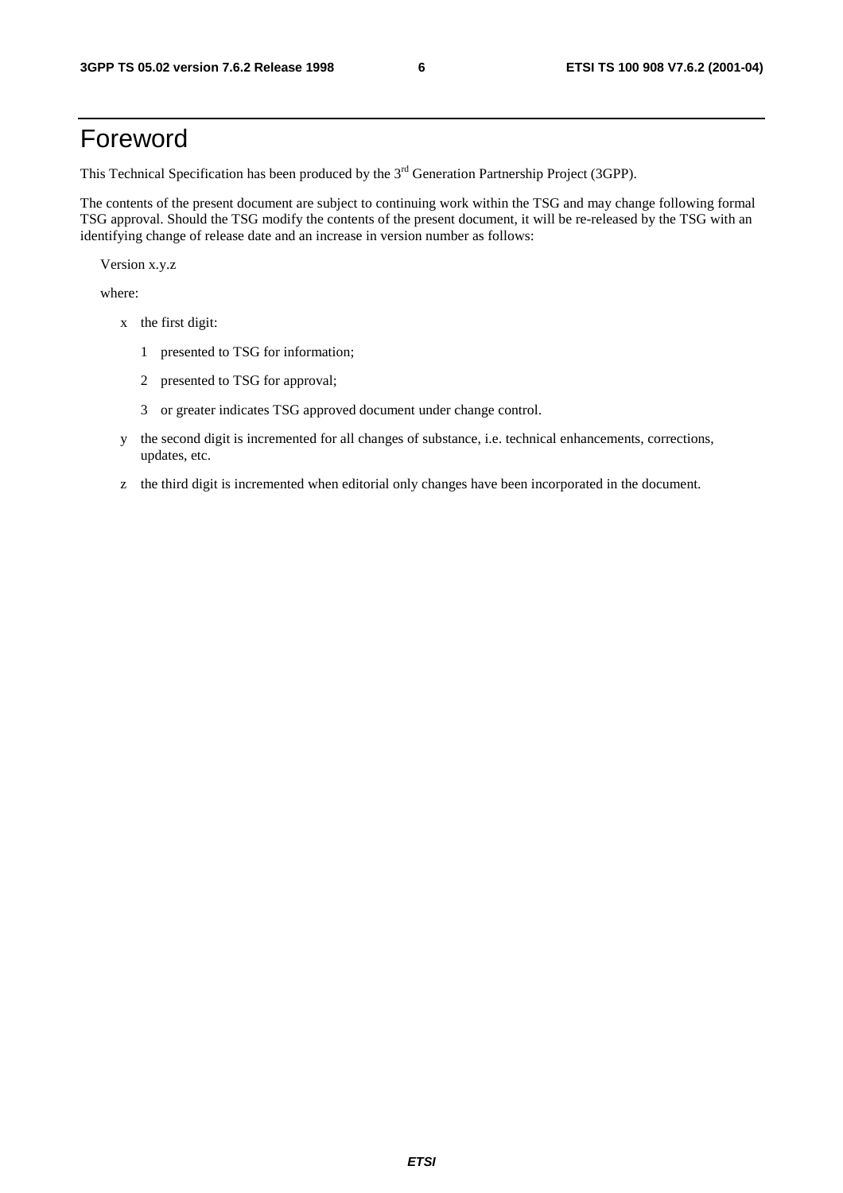# Foreword

This Technical Specification has been produced by the 3rd Generation Partnership Project (3GPP).

The contents of the present document are subject to continuing work within the TSG and may change following formal TSG approval. Should the TSG modify the contents of the present document, it will be re-released by the TSG with an identifying change of release date and an increase in version number as follows:

Version x.y.z

where:

- x the first digit:
  - 1 presented to TSG for information;
  - 2 presented to TSG for approval;
  - 3 or greater indicates TSG approved document under change control.
- y the second digit is incremented for all changes of substance, i.e. technical enhancements, corrections, updates, etc.
- z the third digit is incremented when editorial only changes have been incorporated in the document.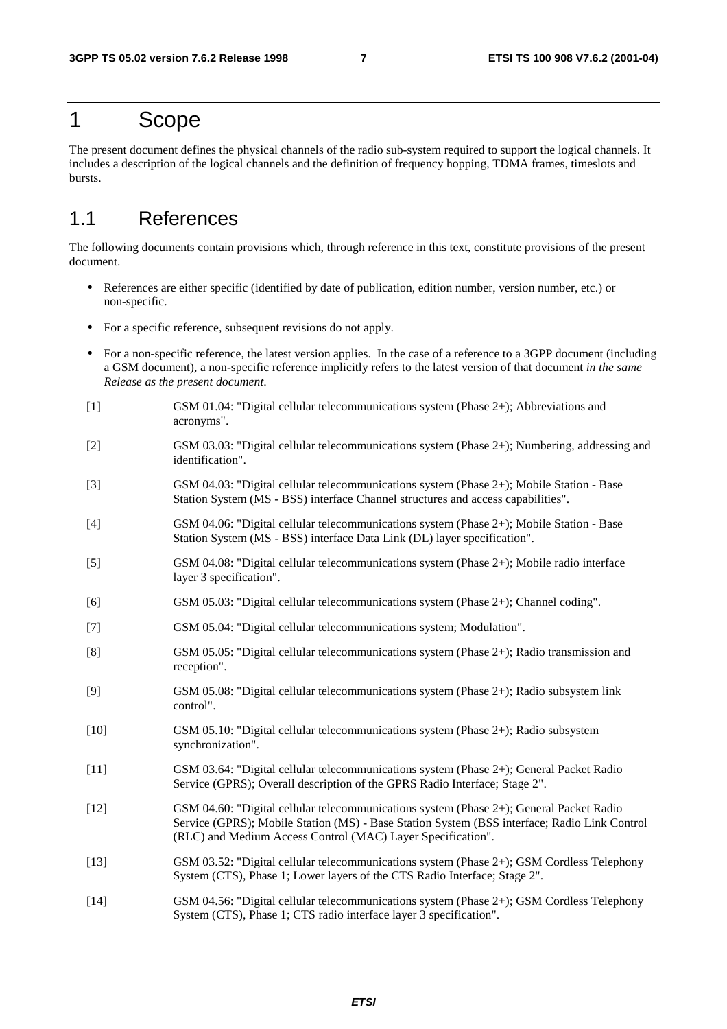# 1 Scope

The present document defines the physical channels of the radio sub-system required to support the logical channels. It includes a description of the logical channels and the definition of frequency hopping, TDMA frames, timeslots and bursts.

## 1.1 References

The following documents contain provisions which, through reference in this text, constitute provisions of the present document.

- References are either specific (identified by date of publication, edition number, version number, etc.) or non-specific.
- For a specific reference, subsequent revisions do not apply.
- For a non-specific reference, the latest version applies. In the case of a reference to a 3GPP document (including a GSM document), a non-specific reference implicitly refers to the latest version of that document *in the same Release as the present document*.

[1] GSM 01.04: "Digital cellular telecommunications system (Phase 2+); Abbreviations and acronyms".

[2] GSM 03.03: "Digital cellular telecommunications system (Phase 2+); Numbering, addressing and identification".

[3] GSM 04.03: "Digital cellular telecommunications system (Phase 2+); Mobile Station - Base Station System (MS - BSS) interface Channel structures and access capabilities".

[4] GSM 04.06: "Digital cellular telecommunications system (Phase 2+); Mobile Station - Base Station System (MS - BSS) interface Data Link (DL) layer specification".

[5] GSM 04.08: "Digital cellular telecommunications system (Phase 2+); Mobile radio interface layer 3 specification".

[6] GSM 05.03: "Digital cellular telecommunications system (Phase 2+); Channel coding".

[7] GSM 05.04: "Digital cellular telecommunications system; Modulation".

[8] GSM 05.05: "Digital cellular telecommunications system (Phase 2+); Radio transmission and reception".

[9] GSM 05.08: "Digital cellular telecommunications system (Phase 2+); Radio subsystem link control".

[10] GSM 05.10: "Digital cellular telecommunications system (Phase 2+); Radio subsystem synchronization".

[11] GSM 03.64: "Digital cellular telecommunications system (Phase 2+); General Packet Radio Service (GPRS); Overall description of the GPRS Radio Interface; Stage 2".

[12] GSM 04.60: "Digital cellular telecommunications system (Phase 2+); General Packet Radio Service (GPRS); Mobile Station (MS) - Base Station System (BSS interface; Radio Link Control (RLC) and Medium Access Control (MAC) Layer Specification".

[13] GSM 03.52: "Digital cellular telecommunications system (Phase 2+); GSM Cordless Telephony System (CTS), Phase 1; Lower layers of the CTS Radio Interface; Stage 2".

[14] GSM 04.56: "Digital cellular telecommunications system (Phase 2+); GSM Cordless Telephony System (CTS), Phase 1; CTS radio interface layer 3 specification".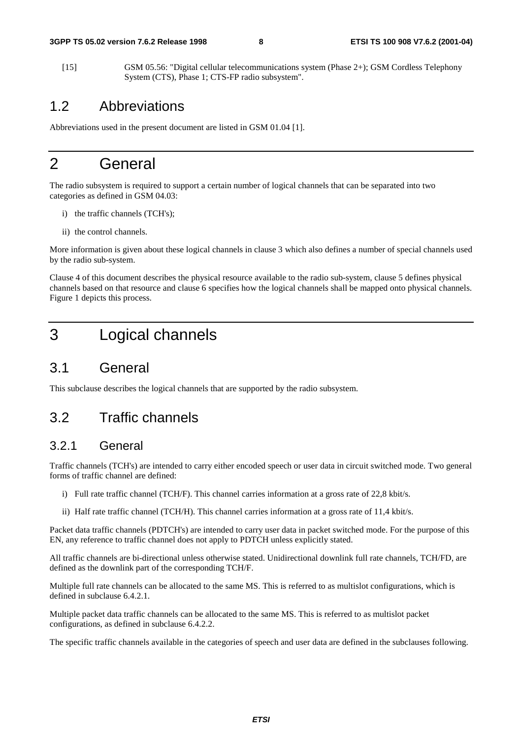[15] GSM 05.56: "Digital cellular telecommunications system (Phase 2+); GSM Cordless Telephony System (CTS), Phase 1; CTS-FP radio subsystem".

## 1.2 Abbreviations

Abbreviations used in the present document are listed in GSM 01.04 [1].

# 2 General

The radio subsystem is required to support a certain number of logical channels that can be separated into two categories as defined in GSM 04.03:

i) the traffic channels (TCH's);

ii) the control channels.

More information is given about these logical channels in clause 3 which also defines a number of special channels used by the radio sub-system.

Clause 4 of this document describes the physical resource available to the radio sub-system, clause 5 defines physical channels based on that resource and clause 6 specifies how the logical channels shall be mapped onto physical channels. Figure 1 depicts this process.

# 3 Logical channels

## 3.1 General

This subclause describes the logical channels that are supported by the radio subsystem.

## 3.2 Traffic channels

### 3.2.1 General

Traffic channels (TCH's) are intended to carry either encoded speech or user data in circuit switched mode. Two general forms of traffic channel are defined:

i) Full rate traffic channel (TCH/F). This channel carries information at a gross rate of 22,8 kbit/s.

ii) Half rate traffic channel (TCH/H). This channel carries information at a gross rate of 11,4 kbit/s.

Packet data traffic channels (PDTCH's) are intended to carry user data in packet switched mode. For the purpose of this EN, any reference to traffic channel does not apply to PDTCH unless explicitly stated.

All traffic channels are bi-directional unless otherwise stated. Unidirectional downlink full rate channels, TCH/FD, are defined as the downlink part of the corresponding TCH/F.

Multiple full rate channels can be allocated to the same MS. This is referred to as multislot configurations, which is defined in subclause 6.4.2.1.

Multiple packet data traffic channels can be allocated to the same MS. This is referred to as multislot packet configurations, as defined in subclause 6.4.2.2.

The specific traffic channels available in the categories of speech and user data are defined in the subclauses following.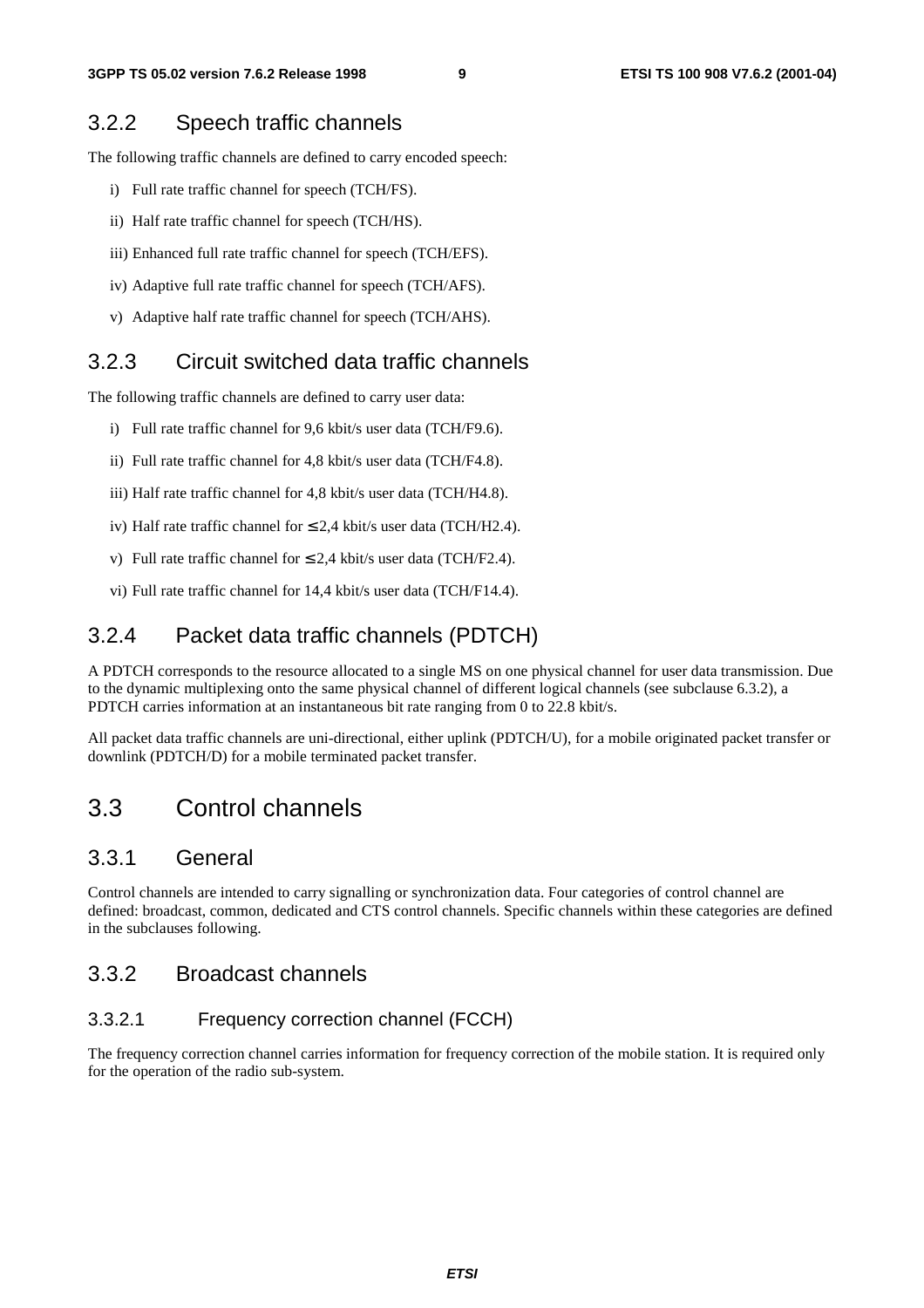### 3.2.2 Speech traffic channels

The following traffic channels are defined to carry encoded speech:

i) Full rate traffic channel for speech (TCH/FS).

ii) Half rate traffic channel for speech (TCH/HS).

iii) Enhanced full rate traffic channel for speech (TCH/EFS).

iv) Adaptive full rate traffic channel for speech (TCH/AFS).

v) Adaptive half rate traffic channel for speech (TCH/AHS).

### 3.2.3 Circuit switched data traffic channels

The following traffic channels are defined to carry user data:

i) Full rate traffic channel for 9,6 kbit/s user data (TCH/F9.6).

ii) Full rate traffic channel for 4,8 kbit/s user data (TCH/F4.8).

iii) Half rate traffic channel for 4,8 kbit/s user data (TCH/H4.8).

iv) Half rate traffic channel for ≤ 2,4 kbit/s user data (TCH/H2.4).

v) Full rate traffic channel for ≤ 2,4 kbit/s user data (TCH/F2.4).

vi) Full rate traffic channel for 14,4 kbit/s user data (TCH/F14.4).

### 3.2.4 Packet data traffic channels (PDTCH)

A PDTCH corresponds to the resource allocated to a single MS on one physical channel for user data transmission. Due to the dynamic multiplexing onto the same physical channel of different logical channels (see subclause 6.3.2), a PDTCH carries information at an instantaneous bit rate ranging from 0 to 22.8 kbit/s.

All packet data traffic channels are uni-directional, either uplink (PDTCH/U), for a mobile originated packet transfer or downlink (PDTCH/D) for a mobile terminated packet transfer.

## 3.3 Control channels

### 3.3.1 General

Control channels are intended to carry signalling or synchronization data. Four categories of control channel are defined: broadcast, common, dedicated and CTS control channels. Specific channels within these categories are defined in the subclauses following.

### 3.3.2 Broadcast channels

#### 3.3.2.1 Frequency correction channel (FCCH)

The frequency correction channel carries information for frequency correction of the mobile station. It is required only for the operation of the radio sub-system.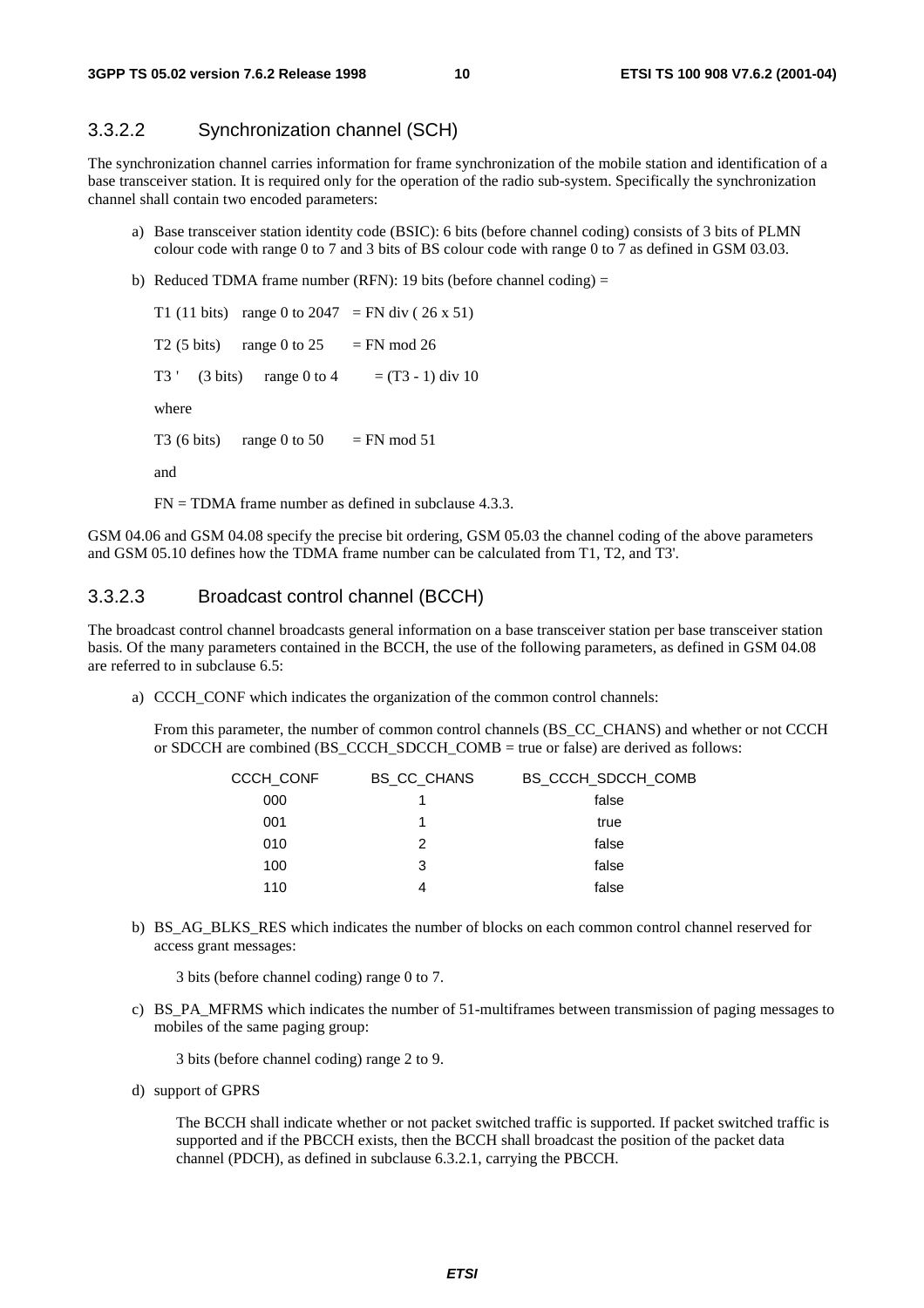### 3.3.2.2 Synchronization channel (SCH)

The synchronization channel carries information for frame synchronization of the mobile station and identification of a base transceiver station. It is required only for the operation of the radio sub-system. Specifically the synchronization channel shall contain two encoded parameters:

a) Base transceiver station identity code (BSIC): 6 bits (before channel coding) consists of 3 bits of PLMN colour code with range 0 to 7 and 3 bits of BS colour code with range 0 to 7 as defined in GSM 03.03.

b) Reduced TDMA frame number (RFN): 19 bits (before channel coding) =

T1 (11 bits) range 0 to 2047 = FN div ( 26 x 51)

T2 (5 bits) range 0 to 25 = FN mod 26

T3 ' (3 bits) range 0 to 4 = (T3 - 1) div 10

where

T3 (6 bits) range 0 to 50 = FN mod 51

and

FN = TDMA frame number as defined in subclause 4.3.3.

GSM 04.06 and GSM 04.08 specify the precise bit ordering, GSM 05.03 the channel coding of the above parameters and GSM 05.10 defines how the TDMA frame number can be calculated from T1, T2, and T3'.

### 3.3.2.3 Broadcast control channel (BCCH)

The broadcast control channel broadcasts general information on a base transceiver station per base transceiver station basis. Of the many parameters contained in the BCCH, the use of the following parameters, as defined in GSM 04.08 are referred to in subclause 6.5:

a) CCCH_CONF which indicates the organization of the common control channels:

From this parameter, the number of common control channels (BS_CC_CHANS) and whether or not CCCH or SDCCH are combined (BS_CCCH_SDCCH_COMB = true or false) are derived as follows:

| CCCH_CONF | BS_CC_CHANS | BS_CCCH_SDCCH_COMB |
|---|---|---|
| 000 | 1 | false |
| 001 | 1 | true |
| 010 | 2 | false |
| 100 | 3 | false |
| 110 | 4 | false |

b) BS_AG_BLKS_RES which indicates the number of blocks on each common control channel reserved for access grant messages:

3 bits (before channel coding) range 0 to 7.

c) BS_PA_MFRMS which indicates the number of 51-multiframes between transmission of paging messages to mobiles of the same paging group:

3 bits (before channel coding) range 2 to 9.

d) support of GPRS

The BCCH shall indicate whether or not packet switched traffic is supported. If packet switched traffic is supported and if the PBCCH exists, then the BCCH shall broadcast the position of the packet data channel (PDCH), as defined in subclause 6.3.2.1, carrying the PBCCH.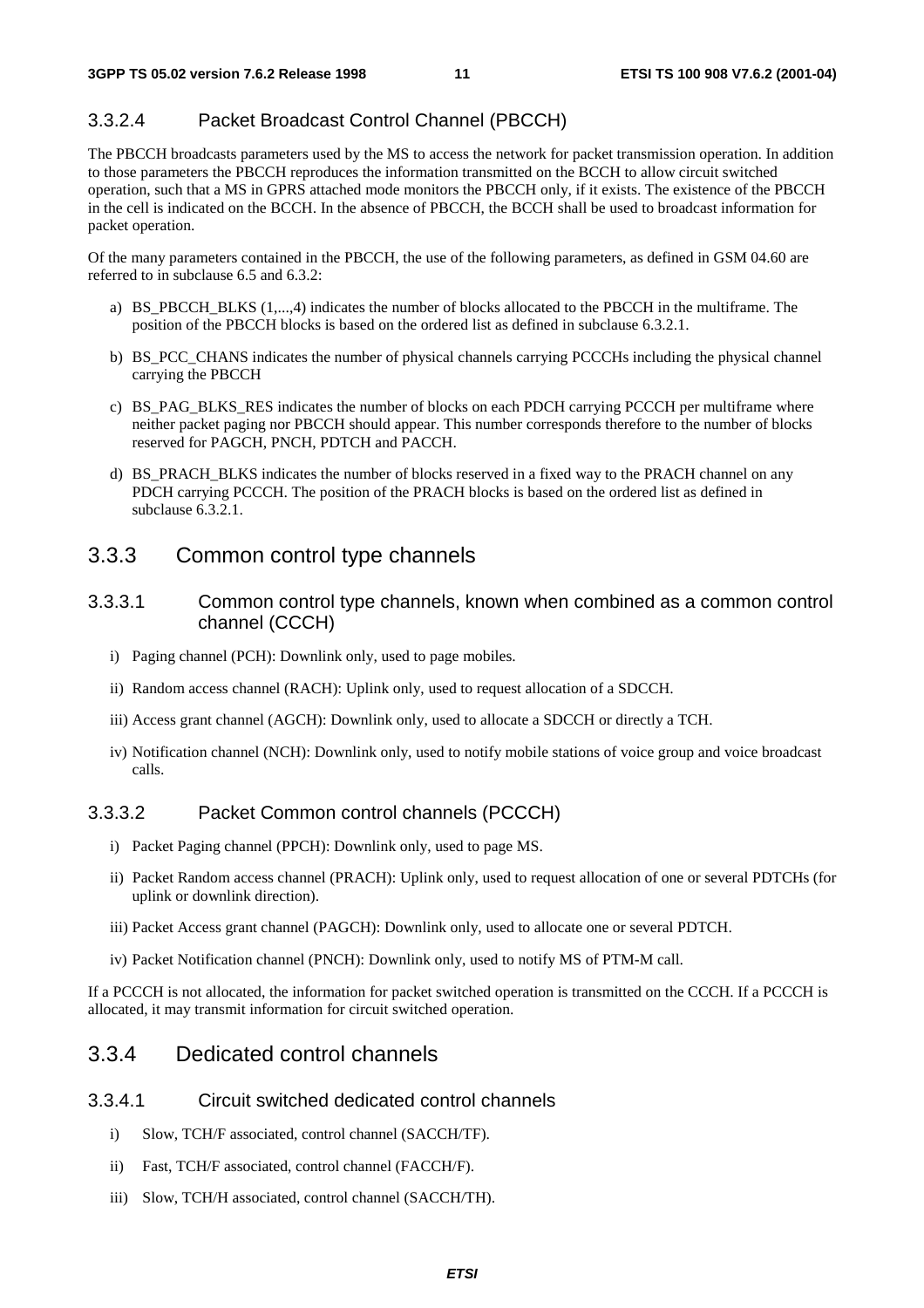#### 3.3.2.4 Packet Broadcast Control Channel (PBCCH)

The PBCCH broadcasts parameters used by the MS to access the network for packet transmission operation. In addition to those parameters the PBCCH reproduces the information transmitted on the BCCH to allow circuit switched operation, such that a MS in GPRS attached mode monitors the PBCCH only, if it exists. The existence of the PBCCH in the cell is indicated on the BCCH. In the absence of PBCCH, the BCCH shall be used to broadcast information for packet operation.

Of the many parameters contained in the PBCCH, the use of the following parameters, as defined in GSM 04.60 are referred to in subclause 6.5 and 6.3.2:

a) BS_PBCCH_BLKS (1,...,4) indicates the number of blocks allocated to the PBCCH in the multiframe. The position of the PBCCH blocks is based on the ordered list as defined in subclause 6.3.2.1.

b) BS_PCC_CHANS indicates the number of physical channels carrying PCCCHs including the physical channel carrying the PBCCH

c) BS_PAG_BLKS_RES indicates the number of blocks on each PDCH carrying PCCCH per multiframe where neither packet paging nor PBCCH should appear. This number corresponds therefore to the number of blocks reserved for PAGCH, PNCH, PDTCH and PACCH.

d) BS_PRACH_BLKS indicates the number of blocks reserved in a fixed way to the PRACH channel on any PDCH carrying PCCCH. The position of the PRACH blocks is based on the ordered list as defined in subclause 6.3.2.1.

### 3.3.3 Common control type channels

#### 3.3.3.1 Common control type channels, known when combined as a common control channel (CCCH)

i) Paging channel (PCH): Downlink only, used to page mobiles.

ii) Random access channel (RACH): Uplink only, used to request allocation of a SDCCH.

iii) Access grant channel (AGCH): Downlink only, used to allocate a SDCCH or directly a TCH.

iv) Notification channel (NCH): Downlink only, used to notify mobile stations of voice group and voice broadcast calls.

#### 3.3.3.2 Packet Common control channels (PCCCH)

i) Packet Paging channel (PPCH): Downlink only, used to page MS.

ii) Packet Random access channel (PRACH): Uplink only, used to request allocation of one or several PDTCHs (for uplink or downlink direction).

iii) Packet Access grant channel (PAGCH): Downlink only, used to allocate one or several PDTCH.

iv) Packet Notification channel (PNCH): Downlink only, used to notify MS of PTM-M call.

If a PCCCH is not allocated, the information for packet switched operation is transmitted on the CCCH. If a PCCCH is allocated, it may transmit information for circuit switched operation.

### 3.3.4 Dedicated control channels

#### 3.3.4.1 Circuit switched dedicated control channels

i) Slow, TCH/F associated, control channel (SACCH/TF).

ii) Fast, TCH/F associated, control channel (FACCH/F).

iii) Slow, TCH/H associated, control channel (SACCH/TH).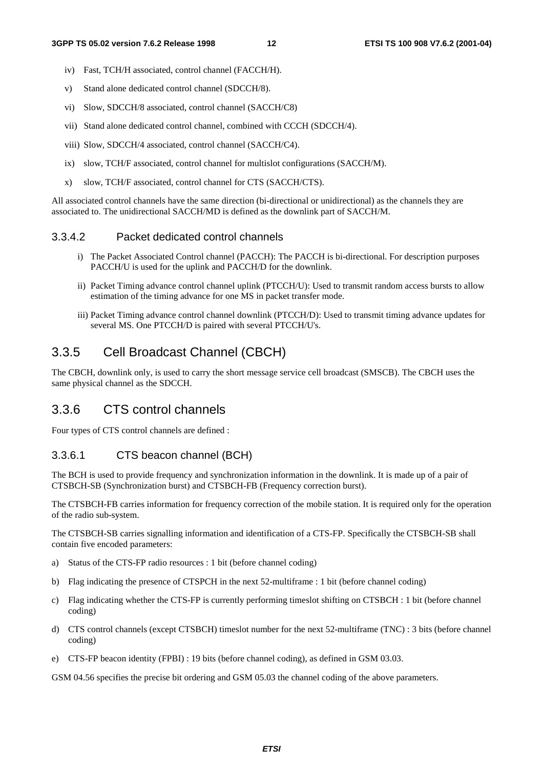iv) Fast, TCH/H associated, control channel (FACCH/H).

v) Stand alone dedicated control channel (SDCCH/8).

vi) Slow, SDCCH/8 associated, control channel (SACCH/C8)

vii) Stand alone dedicated control channel, combined with CCCH (SDCCH/4).

viii) Slow, SDCCH/4 associated, control channel (SACCH/C4).

ix) slow, TCH/F associated, control channel for multislot configurations (SACCH/M).

x) slow, TCH/F associated, control channel for CTS (SACCH/CTS).

All associated control channels have the same direction (bi-directional or unidirectional) as the channels they are associated to. The unidirectional SACCH/MD is defined as the downlink part of SACCH/M.

#### 3.3.4.2 Packet dedicated control channels

i) The Packet Associated Control channel (PACCH): The PACCH is bi-directional. For description purposes PACCH/U is used for the uplink and PACCH/D for the downlink.

ii) Packet Timing advance control channel uplink (PTCCH/U): Used to transmit random access bursts to allow estimation of the timing advance for one MS in packet transfer mode.

iii) Packet Timing advance control channel downlink (PTCCH/D): Used to transmit timing advance updates for several MS. One PTCCH/D is paired with several PTCCH/U's.

## 3.3.5 Cell Broadcast Channel (CBCH)

The CBCH, downlink only, is used to carry the short message service cell broadcast (SMSCB). The CBCH uses the same physical channel as the SDCCH.

## 3.3.6 CTS control channels

Four types of CTS control channels are defined :

### 3.3.6.1 CTS beacon channel (BCH)

The BCH is used to provide frequency and synchronization information in the downlink. It is made up of a pair of CTSBCH-SB (Synchronization burst) and CTSBCH-FB (Frequency correction burst).

The CTSBCH-FB carries information for frequency correction of the mobile station. It is required only for the operation of the radio sub-system.

The CTSBCH-SB carries signalling information and identification of a CTS-FP. Specifically the CTSBCH-SB shall contain five encoded parameters:

a) Status of the CTS-FP radio resources : 1 bit (before channel coding)

b) Flag indicating the presence of CTSPCH in the next 52-multiframe : 1 bit (before channel coding)

c) Flag indicating whether the CTS-FP is currently performing timeslot shifting on CTSBCH : 1 bit (before channel coding)

d) CTS control channels (except CTSBCH) timeslot number for the next 52-multiframe (TNC) : 3 bits (before channel coding)

e) CTS-FP beacon identity (FPBI) : 19 bits (before channel coding), as defined in GSM 03.03.

GSM 04.56 specifies the precise bit ordering and GSM 05.03 the channel coding of the above parameters.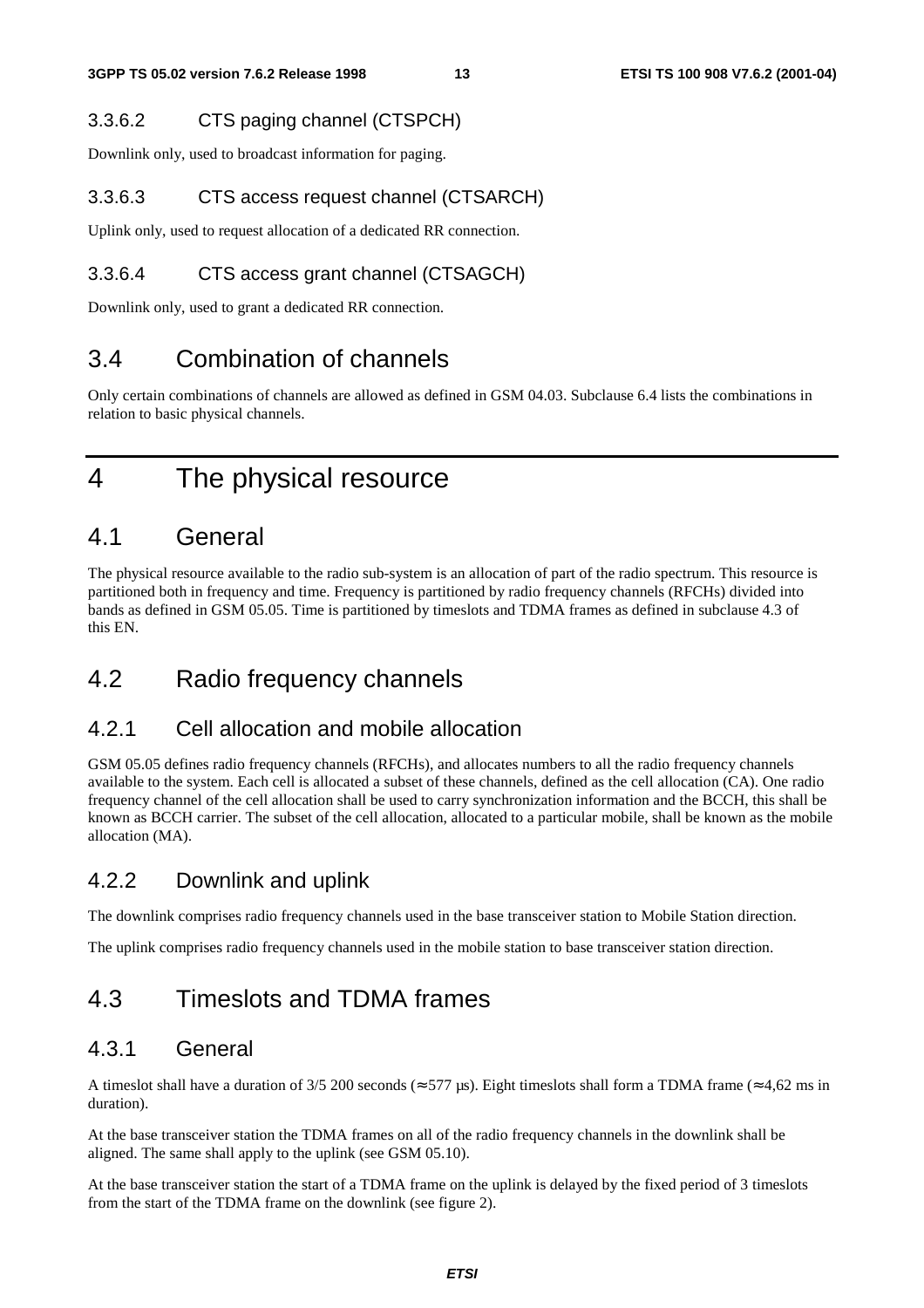#### 3.3.6.2 CTS paging channel (CTSPCH)

Downlink only, used to broadcast information for paging.

#### 3.3.6.3 CTS access request channel (CTSARCH)

Uplink only, used to request allocation of a dedicated RR connection.

#### 3.3.6.4 CTS access grant channel (CTSAGCH)

Downlink only, used to grant a dedicated RR connection.

## 3.4 Combination of channels

Only certain combinations of channels are allowed as defined in GSM 04.03. Subclause 6.4 lists the combinations in relation to basic physical channels.

# 4 The physical resource

## 4.1 General

The physical resource available to the radio sub-system is an allocation of part of the radio spectrum. This resource is partitioned both in frequency and time. Frequency is partitioned by radio frequency channels (RFCHs) divided into bands as defined in GSM 05.05. Time is partitioned by timeslots and TDMA frames as defined in subclause 4.3 of this EN.

## 4.2 Radio frequency channels

### 4.2.1 Cell allocation and mobile allocation

GSM 05.05 defines radio frequency channels (RFCHs), and allocates numbers to all the radio frequency channels available to the system. Each cell is allocated a subset of these channels, defined as the cell allocation (CA). One radio frequency channel of the cell allocation shall be used to carry synchronization information and the BCCH, this shall be known as BCCH carrier. The subset of the cell allocation, allocated to a particular mobile, shall be known as the mobile allocation (MA).

### 4.2.2 Downlink and uplink

The downlink comprises radio frequency channels used in the base transceiver station to Mobile Station direction.

The uplink comprises radio frequency channels used in the mobile station to base transceiver station direction.

## 4.3 Timeslots and TDMA frames

### 4.3.1 General

A timeslot shall have a duration of 3/5 200 seconds (≈ 577 µs). Eight timeslots shall form a TDMA frame (≈ 4,62 ms in duration).

At the base transceiver station the TDMA frames on all of the radio frequency channels in the downlink shall be aligned. The same shall apply to the uplink (see GSM 05.10).

At the base transceiver station the start of a TDMA frame on the uplink is delayed by the fixed period of 3 timeslots from the start of the TDMA frame on the downlink (see figure 2).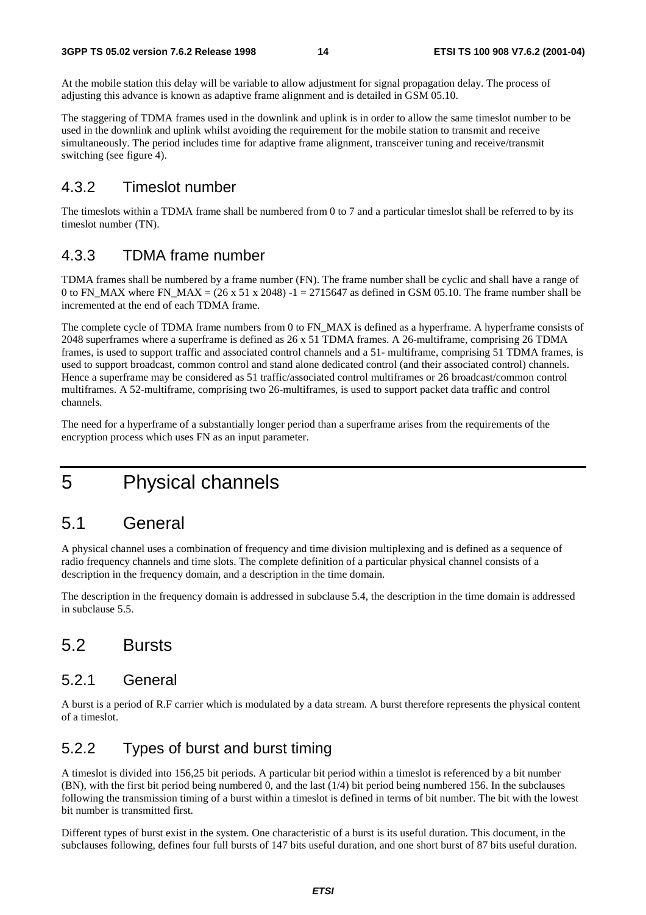At the mobile station this delay will be variable to allow adjustment for signal propagation delay. The process of adjusting this advance is known as adaptive frame alignment and is detailed in GSM 05.10.

The staggering of TDMA frames used in the downlink and uplink is in order to allow the same timeslot number to be used in the downlink and uplink whilst avoiding the requirement for the mobile station to transmit and receive simultaneously. The period includes time for adaptive frame alignment, transceiver tuning and receive/transmit switching (see figure 4).

### 4.3.2 Timeslot number

The timeslots within a TDMA frame shall be numbered from 0 to 7 and a particular timeslot shall be referred to by its timeslot number (TN).

### 4.3.3 TDMA frame number

TDMA frames shall be numbered by a frame number (FN). The frame number shall be cyclic and shall have a range of 0 to FN_MAX where FN_MAX = (26 x 51 x 2048) -1 = 2715647 as defined in GSM 05.10. The frame number shall be incremented at the end of each TDMA frame.

The complete cycle of TDMA frame numbers from 0 to FN_MAX is defined as a hyperframe. A hyperframe consists of 2048 superframes where a superframe is defined as 26 x 51 TDMA frames. A 26-multiframe, comprising 26 TDMA frames, is used to support traffic and associated control channels and a 51- multiframe, comprising 51 TDMA frames, is used to support broadcast, common control and stand alone dedicated control (and their associated control) channels. Hence a superframe may be considered as 51 traffic/associated control multiframes or 26 broadcast/common control multiframes. A 52-multiframe, comprising two 26-multiframes, is used to support packet data traffic and control channels.

The need for a hyperframe of a substantially longer period than a superframe arises from the requirements of the encryption process which uses FN as an input parameter.

# 5 Physical channels

## 5.1 General

A physical channel uses a combination of frequency and time division multiplexing and is defined as a sequence of radio frequency channels and time slots. The complete definition of a particular physical channel consists of a description in the frequency domain, and a description in the time domain.

The description in the frequency domain is addressed in subclause 5.4, the description in the time domain is addressed in subclause 5.5.

## 5.2 Bursts

### 5.2.1 General

A burst is a period of R.F carrier which is modulated by a data stream. A burst therefore represents the physical content of a timeslot.

### 5.2.2 Types of burst and burst timing

A timeslot is divided into 156,25 bit periods. A particular bit period within a timeslot is referenced by a bit number (BN), with the first bit period being numbered 0, and the last (1/4) bit period being numbered 156. In the subclauses following the transmission timing of a burst within a timeslot is defined in terms of bit number. The bit with the lowest bit number is transmitted first.

Different types of burst exist in the system. One characteristic of a burst is its useful duration. This document, in the subclauses following, defines four full bursts of 147 bits useful duration, and one short burst of 87 bits useful duration.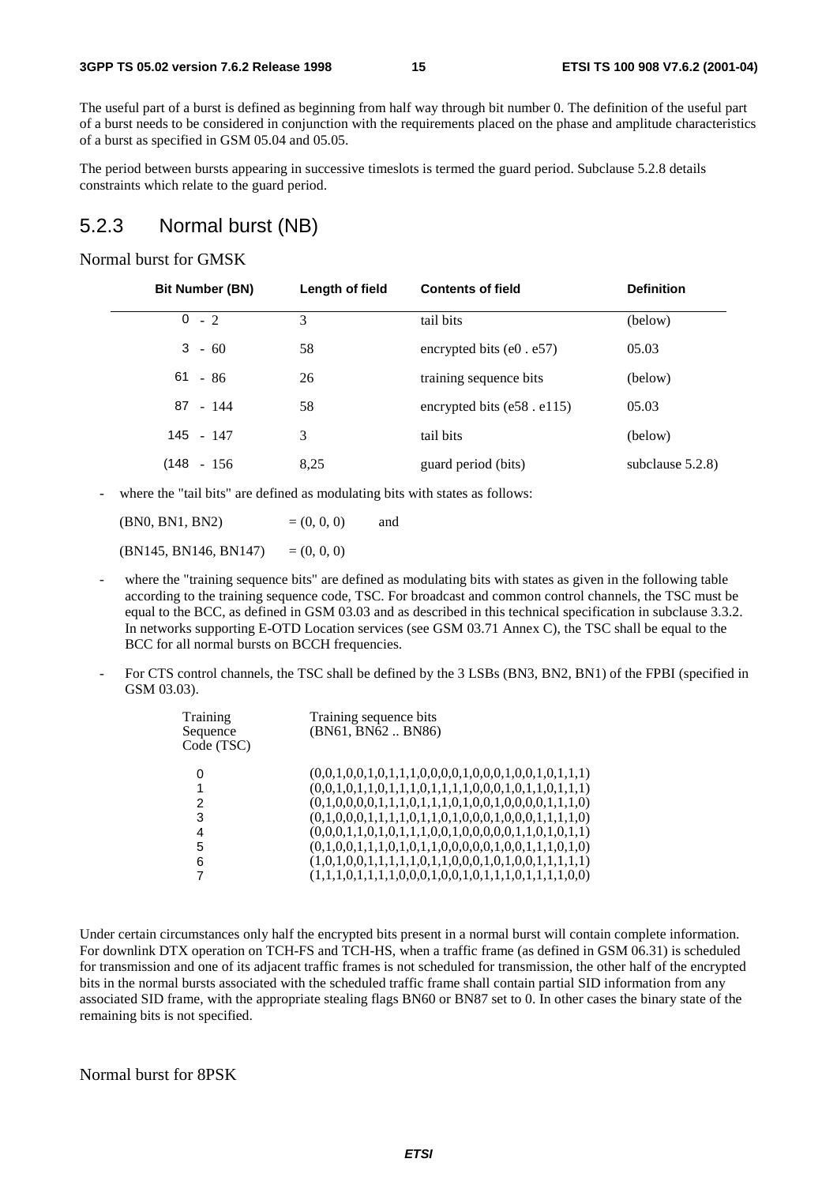The useful part of a burst is defined as beginning from half way through bit number 0. The definition of the useful part of a burst needs to be considered in conjunction with the requirements placed on the phase and amplitude characteristics of a burst as specified in GSM 05.04 and 05.05.

The period between bursts appearing in successive timeslots is termed the guard period. Subclause 5.2.8 details constraints which relate to the guard period.

## 5.2.3 Normal burst (NB)

Normal burst for GMSK

| Bit Number (BN) | Length of field | Contents of field | Definition |
|---|---|---|---|
| 0 - 2 | 3 | tail bits | (below) |
| 3 - 60 | 58 | encrypted bits (e0 . e57) | 05.03 |
| 61 - 86 | 26 | training sequence bits | (below) |
| 87 - 144 | 58 | encrypted bits (e58 . e115) | 05.03 |
| 145 - 147 | 3 | tail bits | (below) |
| (148 - 156 | 8,25 | guard period (bits) | subclause 5.2.8) |

- where the "tail bits" are defined as modulating bits with states as follows:

  (BN0, BN1, BN2) = (0, 0, 0) and

  (BN145, BN146, BN147) = (0, 0, 0)

- where the "training sequence bits" are defined as modulating bits with states as given in the following table according to the training sequence code, TSC. For broadcast and common control channels, the TSC must be equal to the BCC, as defined in GSM 03.03 and as described in this technical specification in subclause 3.3.2. In networks supporting E-OTD Location services (see GSM 03.71 Annex C), the TSC shall be equal to the BCC for all normal bursts on BCCH frequencies.

- For CTS control channels, the TSC shall be defined by the 3 LSBs (BN3, BN2, BN1) of the FPBI (specified in GSM 03.03).

| Training Sequence Code (TSC) | Training sequence bits (BN61, BN62 .. BN86) |
|---|---|
| 0 | (0,0,1,0,0,1,0,1,1,1,0,0,0,0,1,0,0,0,1,0,0,1,0,1,1,1) |
| 1 | (0,0,1,0,1,1,0,1,1,1,0,1,1,1,1,0,0,0,1,0,1,1,0,1,1,1) |
| 2 | (0,1,0,0,0,0,1,1,1,0,1,1,1,0,1,0,0,1,0,0,0,0,1,1,1,0) |
| 3 | (0,1,0,0,0,1,1,1,1,0,1,1,0,1,0,0,0,1,0,0,0,1,1,1,1,0) |
| 4 | (0,0,0,1,1,0,1,0,1,1,1,0,0,1,0,0,0,0,0,1,1,0,1,0,1,1) |
| 5 | (0,1,0,0,1,1,1,0,1,0,1,1,0,0,0,0,0,1,0,0,1,1,1,0,1,0) |
| 6 | (1,0,1,0,0,1,1,1,1,1,0,1,1,0,0,0,1,0,1,0,0,1,1,1,1,1) |
| 7 | (1,1,1,0,1,1,1,1,0,0,0,1,0,0,1,0,1,1,1,0,1,1,1,1,0,0) |

Under certain circumstances only half the encrypted bits present in a normal burst will contain complete information. For downlink DTX operation on TCH-FS and TCH-HS, when a traffic frame (as defined in GSM 06.31) is scheduled for transmission and one of its adjacent traffic frames is not scheduled for transmission, the other half of the encrypted bits in the normal bursts associated with the scheduled traffic frame shall contain partial SID information from any associated SID frame, with the appropriate stealing flags BN60 or BN87 set to 0. In other cases the binary state of the remaining bits is not specified.

Normal burst for 8PSK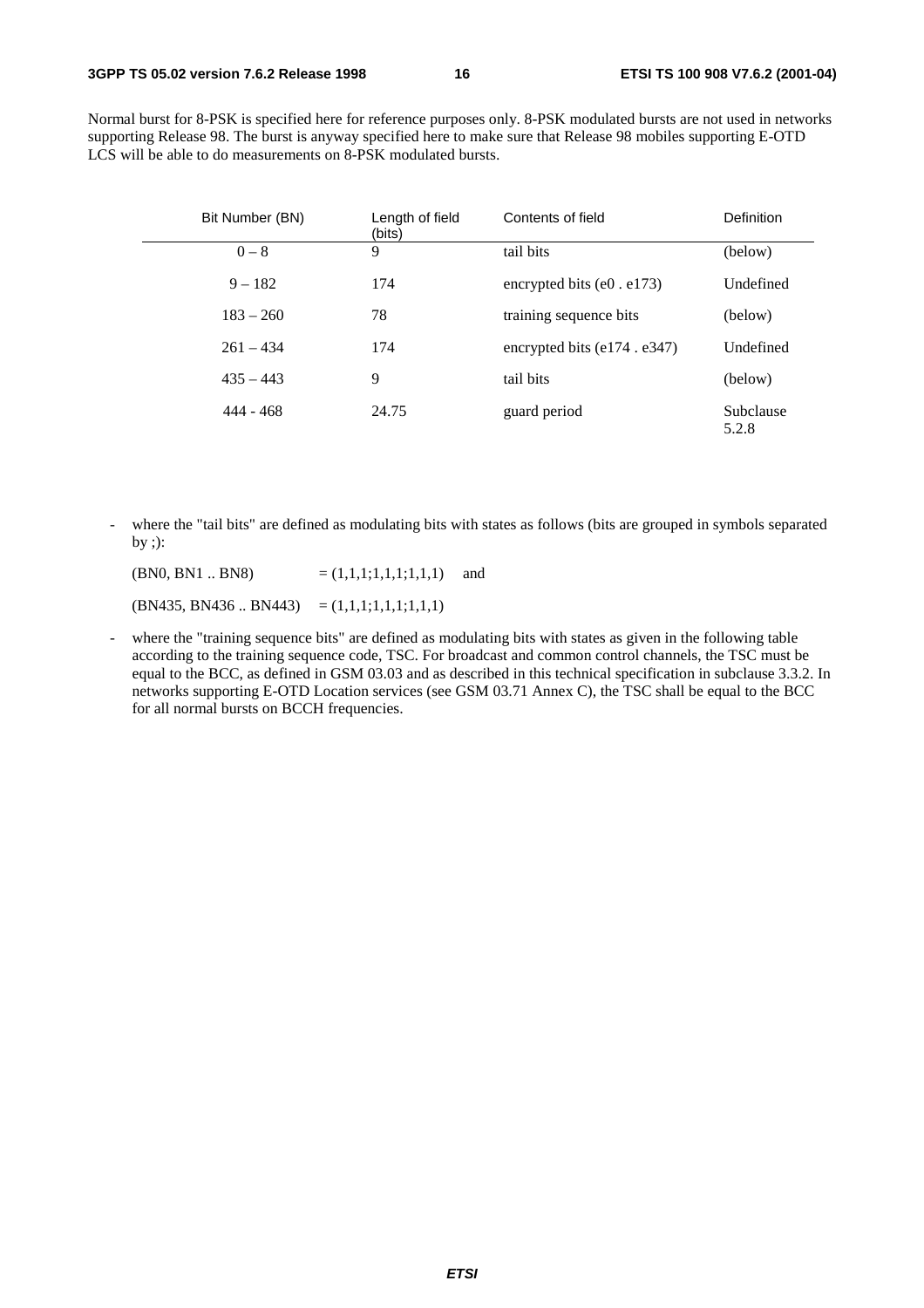Normal burst for 8-PSK is specified here for reference purposes only. 8-PSK modulated bursts are not used in networks supporting Release 98. The burst is anyway specified here to make sure that Release 98 mobiles supporting E-OTD LCS will be able to do measurements on 8-PSK modulated bursts.

| Bit Number (BN) | Length of field (bits) | Contents of field | Definition |
|---|---|---|---|
| 0 – 8 | 9 | tail bits | (below) |
| 9 – 182 | 174 | encrypted bits (e0 . e173) | Undefined |
| 183 – 260 | 78 | training sequence bits | (below) |
| 261 – 434 | 174 | encrypted bits (e174 . e347) | Undefined |
| 435 – 443 | 9 | tail bits | (below) |
| 444 - 468 | 24.75 | guard period | Subclause 5.2.8 |

- where the "tail bits" are defined as modulating bits with states as follows (bits are grouped in symbols separated by ;):

  (BN0, BN1 .. BN8) = (1,1,1;1,1,1;1,1,1) and

  (BN435, BN436 .. BN443) = (1,1,1;1,1,1;1,1,1)

- where the "training sequence bits" are defined as modulating bits with states as given in the following table according to the training sequence code, TSC. For broadcast and common control channels, the TSC must be equal to the BCC, as defined in GSM 03.03 and as described in this technical specification in subclause 3.3.2. In networks supporting E-OTD Location services (see GSM 03.71 Annex C), the TSC shall be equal to the BCC for all normal bursts on BCCH frequencies.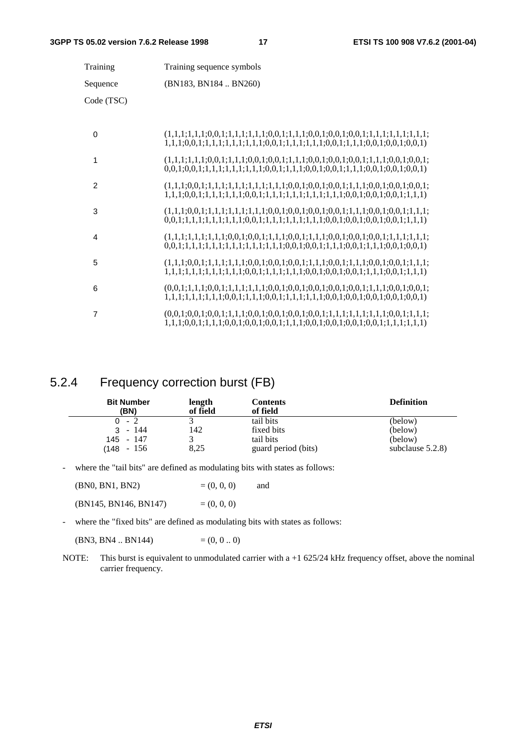| Training Sequence Code (TSC) | Training sequence symbols (BN183, BN184 .. BN260) |
|---|---|
| 0 | (1,1,1;1,1,1;0,0,1;1,1,1;1,1,1;0,0,1;1,1,1;0,0,1;0,0,1;0,0,1;1,1,1;1,1,1;1,1,1; 1,1,1;0,0,1;1,1,1;1,1,1;1,1,1;0,0,1;1,1,1;1,1,1;0,0,1;1,1,1;0,0,1;0,0,1;0,0,1) |
| 1 | (1,1,1;1,1,1;0,0,1;1,1,1;0,0,1;0,0,1;1,1,1;0,0,1;0,0,1;0,0,1;1,1,1;0,0,1;0,0,1; 0,0,1;0,0,1;1,1,1;1,1,1;1,1,1;0,0,1;1,1,1;0,0,1;0,0,1;1,1,1;0,0,1;0,0,1;0,0,1) |
| 2 | (1,1,1;0,0,1;1,1,1;1,1,1;1,1,1;1,1,1;0,0,1;0,0,1;0,0,1;1,1,1;0,0,1;0,0,1;0,0,1; 1,1,1;0,0,1;1,1,1;1,1,1;0,0,1;1,1,1;1,1,1;1,1,1;1,1,1;0,0,1;0,0,1;0,0,1;1,1,1) |
| 3 | (1,1,1;0,0,1;1,1,1;1,1,1;1,1,1;0,0,1;0,0,1;0,0,1;0,0,1;1,1,1;0,0,1;0,0,1;1,1,1; 0,0,1;1,1,1;1,1,1;1,1,1;0,0,1;1,1,1;1,1,1;1,1,1;0,0,1;0,0,1;0,0,1;0,0,1;1,1,1) |
| 4 | (1,1,1;1,1,1;1,1,1;0,0,1;0,0,1;1,1,1;0,0,1;1,1,1;0,0,1;0,0,1;0,0,1;1,1,1;1,1,1; 0,0,1;1,1,1;1,1,1;1,1,1;1,1,1;1,1,1;0,0,1;0,0,1;1,1,1;0,0,1;1,1,1;0,0,1;0,0,1) |
| 5 | (1,1,1;0,0,1;1,1,1;1,1,1;0,0,1;0,0,1;0,0,1;1,1,1;0,0,1;1,1,1;0,0,1;0,0,1;1,1,1; 1,1,1;1,1,1;1,1,1;1,1,1;0,0,1;1,1,1;1,1,1;0,0,1;0,0,1;0,0,1;1,1,1;0,0,1;1,1,1) |
| 6 | (0,0,1;1,1,1;0,0,1;1,1,1;1,1,1;0,0,1;0,0,1;0,0,1;0,0,1;0,0,1;1,1,1;0,0,1;0,0,1; 1,1,1;1,1,1;1,1,1;0,0,1;1,1,1;0,0,1;1,1,1;1,1,1;0,0,1;0,0,1;0,0,1;0,0,1;0,0,1) |
| 7 | (0,0,1;0,0,1;0,0,1;1,1,1;0,0,1;0,0,1;0,0,1;0,0,1;1,1,1;1,1,1;1,1,1;0,0,1;1,1,1; 1,1,1;0,0,1;1,1,1;0,0,1;0,0,1;0,0,1;1,1,1;0,0,1;0,0,1;0,0,1;0,0,1;1,1,1;1,1,1) |

## 5.2.4 Frequency correction burst (FB)

| Bit Number (BN) | length of field | Contents of field | Definition |
|---|---|---|---|
| 0 - 2 | 3 | tail bits | (below) |
| 3 - 144 | 142 | fixed bits | (below) |
| 145 - 147 | 3 | tail bits | (below) |
| (148 - 156 | 8,25 | guard period (bits) | subclause 5.2.8) |

- where the "tail bits" are defined as modulating bits with states as follows:

  (BN0, BN1, BN2) = (0, 0, 0) and

  (BN145, BN146, BN147) = (0, 0, 0)

- where the "fixed bits" are defined as modulating bits with states as follows:

  (BN3, BN4 .. BN144) = (0, 0 .. 0)

NOTE: This burst is equivalent to unmodulated carrier with a +1 625/24 kHz frequency offset, above the nominal carrier frequency.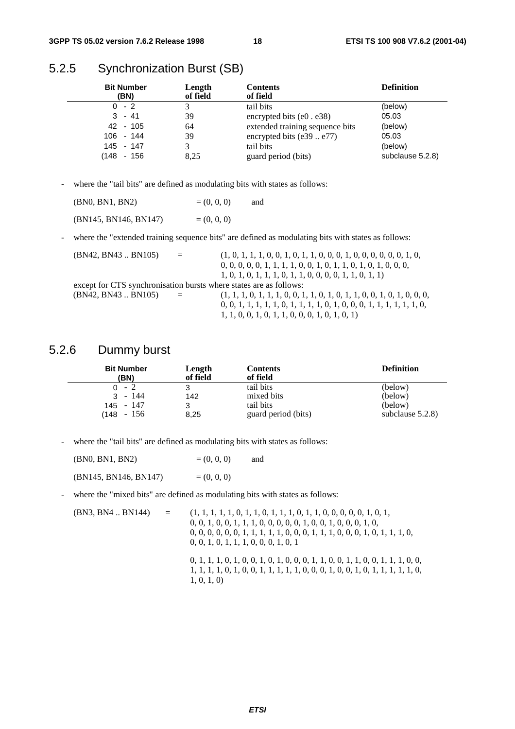## 5.2.5 Synchronization Burst (SB)

| Bit Number (BN) | Length of field | Contents of field | Definition |
|---|---|---|---|
| 0 - 2 | 3 | tail bits | (below) |
| 3 - 41 | 39 | encrypted bits (e0 . e38) | 05.03 |
| 42 - 105 | 64 | extended training sequence bits | (below) |
| 106 - 144 | 39 | encrypted bits (e39 .. e77) | 05.03 |
| 145 - 147 | 3 | tail bits | (below) |
| (148 - 156 | 8,25 | guard period (bits) | subclause 5.2.8) |

- where the "tail bits" are defined as modulating bits with states as follows:

  (BN0, BN1, BN2) = (0, 0, 0) and

  (BN145, BN146, BN147) = (0, 0, 0)

- where the "extended training sequence bits" are defined as modulating bits with states as follows:

  (BN42, BN43 .. BN105) = (1, 0, 1, 1, 1, 0, 0, 1, 0, 1, 1, 0, 0, 0, 1, 0, 0, 0, 0, 0, 0, 1, 0,
  0, 0, 0, 0, 0, 1, 1, 1, 1, 0, 0, 1, 0, 1, 1, 0, 1, 0, 1, 0, 0, 0,
  1, 0, 1, 0, 1, 1, 1, 0, 1, 1, 0, 0, 0, 0, 1, 1, 0, 1, 1)

  except for CTS synchronisation bursts where states are as follows:

  (BN42, BN43 .. BN105) = (1, 1, 1, 0, 1, 1, 1, 0, 0, 1, 1, 0, 1, 0, 1, 1, 0, 0, 1, 0, 1, 0, 0, 0,
  0, 0, 1, 1, 1, 1, 1, 0, 1, 1, 1, 1, 0, 1, 0, 0, 0, 1, 1, 1, 1, 1, 1, 0,
  1, 1, 0, 0, 1, 0, 1, 1, 0, 0, 0, 1, 0, 1, 0, 1)

## 5.2.6 Dummy burst

| Bit Number (BN) | Length of field | Contents of field | Definition |
|---|---|---|---|
| 0 - 2 | 3 | tail bits | (below) |
| 3 - 144 | 142 | mixed bits | (below) |
| 145 - 147 | 3 | tail bits | (below) |
| (148 - 156 | 8,25 | guard period (bits) | subclause 5.2.8) |

- where the "tail bits" are defined as modulating bits with states as follows:

  (BN0, BN1, BN2) = (0, 0, 0) and

  (BN145, BN146, BN147) = (0, 0, 0)

- where the "mixed bits" are defined as modulating bits with states as follows:

  (BN3, BN4 .. BN144) = (1, 1, 1, 1, 1, 0, 1, 1, 0, 1, 1, 1, 0, 1, 1, 0, 0, 0, 0, 0, 1, 0, 1,
  0, 0, 1, 0, 0, 1, 1, 1, 0, 0, 0, 0, 0, 1, 0, 0, 1, 0, 0, 0, 1, 0,
  0, 0, 0, 0, 0, 0, 1, 1, 1, 1, 1, 0, 0, 0, 1, 1, 1, 0, 0, 0, 1, 0, 1, 1, 1, 0,
  0, 0, 1, 0, 1, 1, 1, 0, 0, 0, 1, 0, 1

  0, 1, 1, 1, 0, 1, 0, 0, 1, 0, 1, 0, 0, 0, 1, 1, 0, 0, 1, 1, 0, 0, 1, 1, 1, 0, 0,
  1, 1, 1, 1, 0, 1, 0, 0, 1, 1, 1, 1, 1, 0, 0, 0, 1, 0, 0, 1, 0, 1, 1, 1, 1, 1, 0,
  1, 0, 1, 0)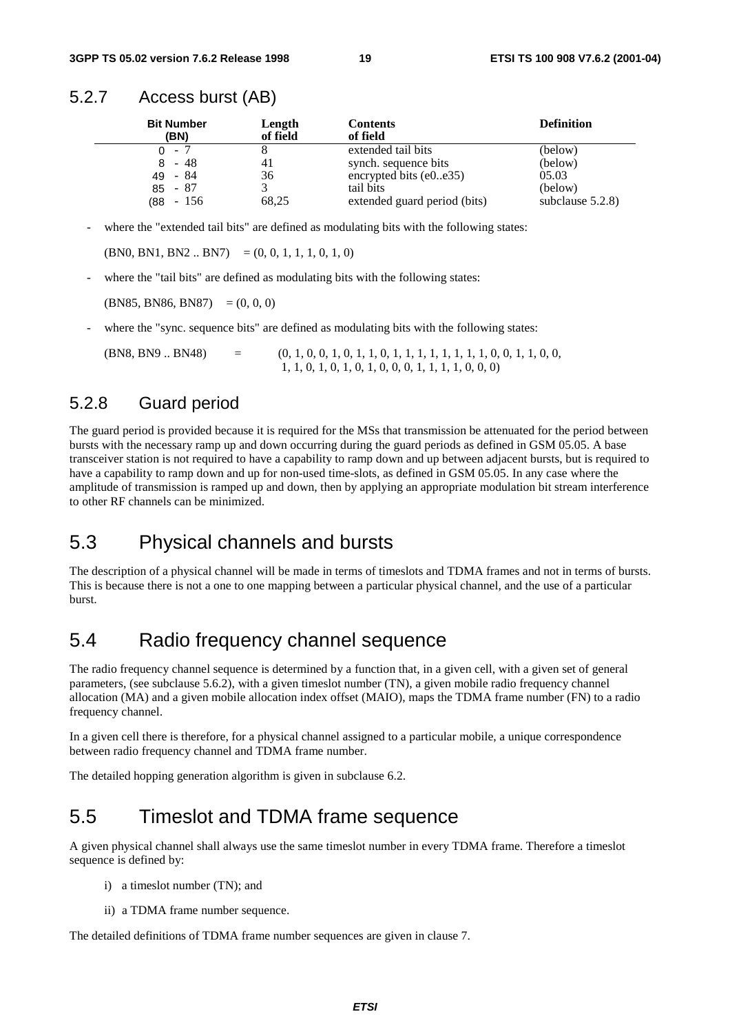## 5.2.7 Access burst (AB)

| Bit Number (BN) | Length of field | Contents of field | Definition |
|---|---|---|---|
| 0 - 7 | 8 | extended tail bits | (below) |
| 8 - 48 | 41 | synch. sequence bits | (below) |
| 49 - 84 | 36 | encrypted bits (e0..e35) | 05.03 |
| 85 - 87 | 3 | tail bits | (below) |
| (88 - 156 | 68,25 | extended guard period (bits) | subclause 5.2.8) |

- where the "extended tail bits" are defined as modulating bits with the following states:

  (BN0, BN1, BN2 .. BN7) = (0, 0, 1, 1, 1, 0, 1, 0)

- where the "tail bits" are defined as modulating bits with the following states:

  (BN85, BN86, BN87) = (0, 0, 0)

- where the "sync. sequence bits" are defined as modulating bits with the following states:

  (BN8, BN9 .. BN48) = (0, 1, 0, 0, 1, 0, 1, 1, 0, 1, 1, 1, 1, 1, 1, 1, 1, 0, 0, 1, 1, 0, 0, 1, 1, 0, 1, 0, 1, 0, 1, 0, 0, 0, 1, 1, 1, 1, 0, 0, 0)

## 5.2.8 Guard period

The guard period is provided because it is required for the MSs that transmission be attenuated for the period between bursts with the necessary ramp up and down occurring during the guard periods as defined in GSM 05.05. A base transceiver station is not required to have a capability to ramp down and up between adjacent bursts, but is required to have a capability to ramp down and up for non-used time-slots, as defined in GSM 05.05. In any case where the amplitude of transmission is ramped up and down, then by applying an appropriate modulation bit stream interference to other RF channels can be minimized.

# 5.3 Physical channels and bursts

The description of a physical channel will be made in terms of timeslots and TDMA frames and not in terms of bursts. This is because there is not a one to one mapping between a particular physical channel, and the use of a particular burst.

# 5.4 Radio frequency channel sequence

The radio frequency channel sequence is determined by a function that, in a given cell, with a given set of general parameters, (see subclause 5.6.2), with a given timeslot number (TN), a given mobile radio frequency channel allocation (MA) and a given mobile allocation index offset (MAIO), maps the TDMA frame number (FN) to a radio frequency channel.

In a given cell there is therefore, for a physical channel assigned to a particular mobile, a unique correspondence between radio frequency channel and TDMA frame number.

The detailed hopping generation algorithm is given in subclause 6.2.

# 5.5 Timeslot and TDMA frame sequence

A given physical channel shall always use the same timeslot number in every TDMA frame. Therefore a timeslot sequence is defined by:

i) a timeslot number (TN); and

ii) a TDMA frame number sequence.

The detailed definitions of TDMA frame number sequences are given in clause 7.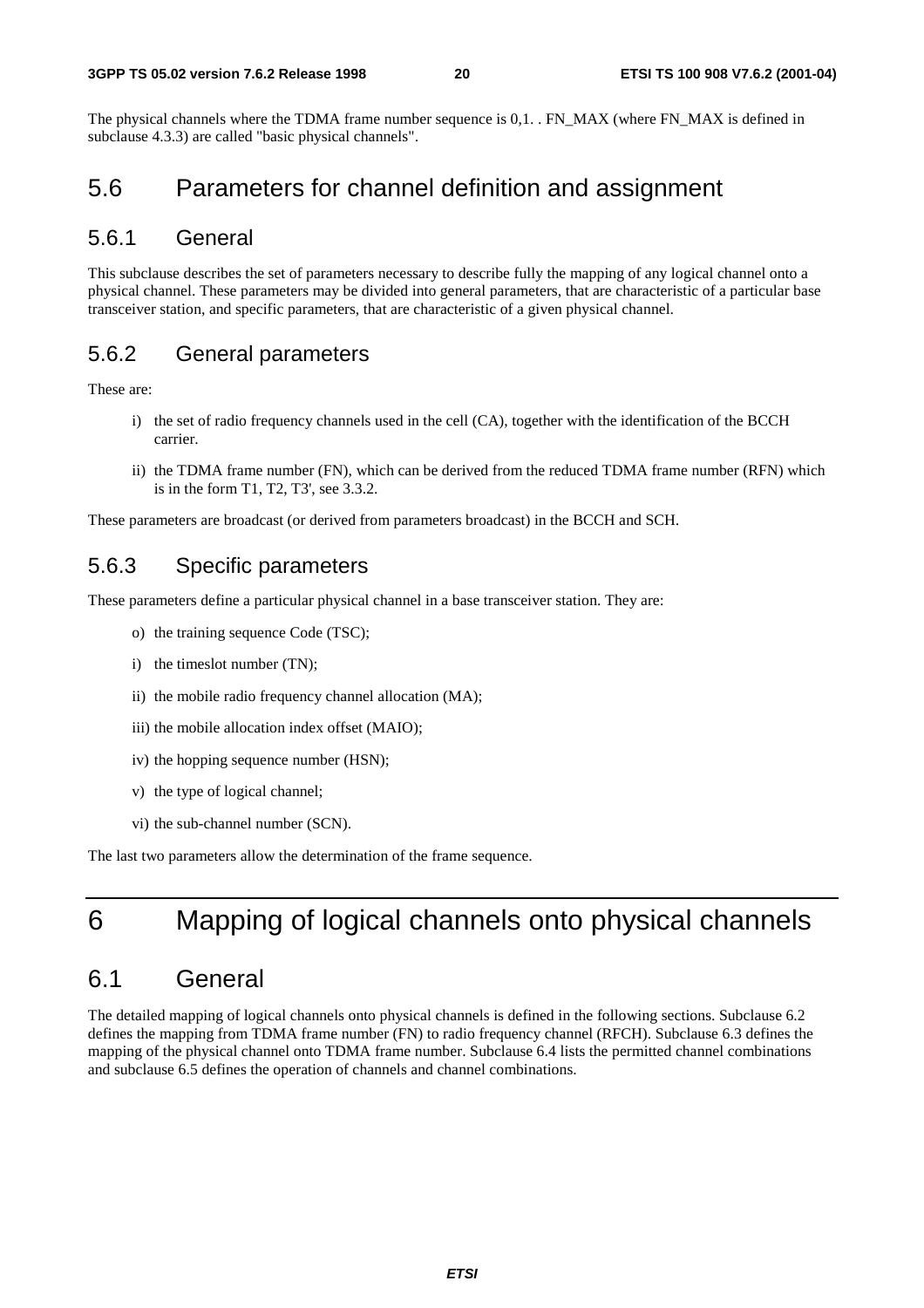The physical channels where the TDMA frame number sequence is 0,1. . FN_MAX (where FN_MAX is defined in subclause 4.3.3) are called "basic physical channels".

## 5.6 Parameters for channel definition and assignment

### 5.6.1 General

This subclause describes the set of parameters necessary to describe fully the mapping of any logical channel onto a physical channel. These parameters may be divided into general parameters, that are characteristic of a particular base transceiver station, and specific parameters, that are characteristic of a given physical channel.

### 5.6.2 General parameters

These are:

i) the set of radio frequency channels used in the cell (CA), together with the identification of the BCCH carrier.

ii) the TDMA frame number (FN), which can be derived from the reduced TDMA frame number (RFN) which is in the form T1, T2, T3', see 3.3.2.

These parameters are broadcast (or derived from parameters broadcast) in the BCCH and SCH.

### 5.6.3 Specific parameters

These parameters define a particular physical channel in a base transceiver station. They are:

o) the training sequence Code (TSC);

i) the timeslot number (TN);

ii) the mobile radio frequency channel allocation (MA);

iii) the mobile allocation index offset (MAIO);

iv) the hopping sequence number (HSN);

v) the type of logical channel;

vi) the sub-channel number (SCN).

The last two parameters allow the determination of the frame sequence.

# 6 Mapping of logical channels onto physical channels

## 6.1 General

The detailed mapping of logical channels onto physical channels is defined in the following sections. Subclause 6.2 defines the mapping from TDMA frame number (FN) to radio frequency channel (RFCH). Subclause 6.3 defines the mapping of the physical channel onto TDMA frame number. Subclause 6.4 lists the permitted channel combinations and subclause 6.5 defines the operation of channels and channel combinations.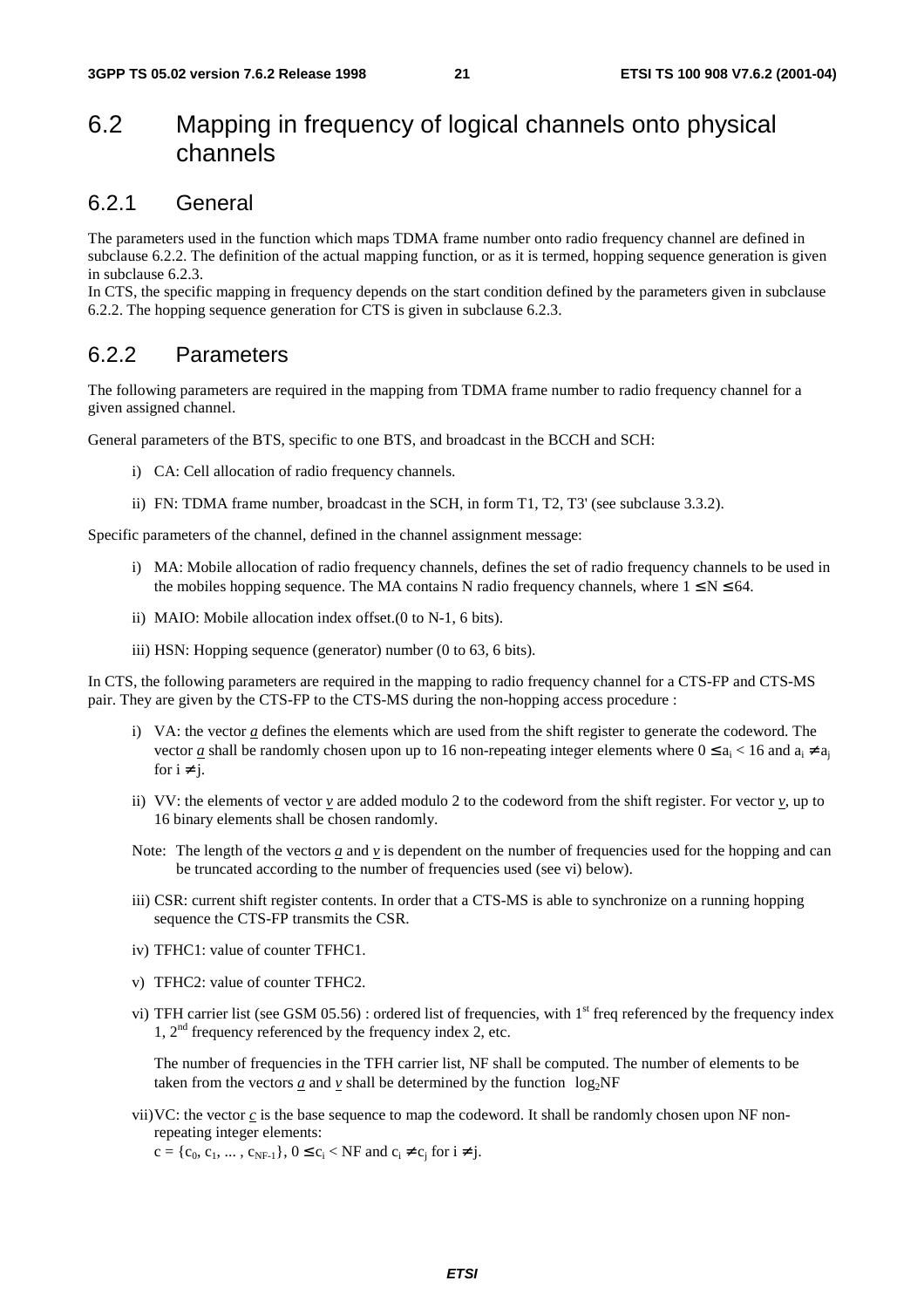## 6.2 Mapping in frequency of logical channels onto physical channels

### 6.2.1 General

The parameters used in the function which maps TDMA frame number onto radio frequency channel are defined in subclause 6.2.2. The definition of the actual mapping function, or as it is termed, hopping sequence generation is given in subclause 6.2.3.
In CTS, the specific mapping in frequency depends on the start condition defined by the parameters given in subclause 6.2.2. The hopping sequence generation for CTS is given in subclause 6.2.3.

### 6.2.2 Parameters

The following parameters are required in the mapping from TDMA frame number to radio frequency channel for a given assigned channel.

General parameters of the BTS, specific to one BTS, and broadcast in the BCCH and SCH:

i) CA: Cell allocation of radio frequency channels.

ii) FN: TDMA frame number, broadcast in the SCH, in form T1, T2, T3' (see subclause 3.3.2).

Specific parameters of the channel, defined in the channel assignment message:

i) MA: Mobile allocation of radio frequency channels, defines the set of radio frequency channels to be used in the mobiles hopping sequence. The MA contains N radio frequency channels, where $1 \leq N \leq 64$.

ii) MAIO: Mobile allocation index offset.(0 to N-1, 6 bits).

iii) HSN: Hopping sequence (generator) number (0 to 63, 6 bits).

In CTS, the following parameters are required in the mapping to radio frequency channel for a CTS-FP and CTS-MS pair. They are given by the CTS-FP to the CTS-MS during the non-hopping access procedure :

i) VA: the vector $\underline{a}$ defines the elements which are used from the shift register to generate the codeword. The vector $\underline{a}$ shall be randomly chosen upon up to 16 non-repeating integer elements where $0 \leq a_i < 16$ and $a_i \neq a_j$ for $i \neq j$.

ii) VV: the elements of vector $\underline{v}$ are added modulo 2 to the codeword from the shift register. For vector $\underline{v}$, up to 16 binary elements shall be chosen randomly.

Note: The length of the vectors $\underline{a}$ and $\underline{v}$ is dependent on the number of frequencies used for the hopping and can be truncated according to the number of frequencies used (see vi) below).

iii) CSR: current shift register contents. In order that a CTS-MS is able to synchronize on a running hopping sequence the CTS-FP transmits the CSR.

iv) TFHC1: value of counter TFHC1.

v) TFHC2: value of counter TFHC2.

vi) TFH carrier list (see GSM 05.56) : ordered list of frequencies, with 1st freq referenced by the frequency index 1, 2nd frequency referenced by the frequency index 2, etc.

The number of frequencies in the TFH carrier list, NF shall be computed. The number of elements to be taken from the vectors $\underline{a}$ and $\underline{v}$ shall be determined by the function $\log_2 NF$

vii) VC: the vector $\underline{c}$ is the base sequence to map the codeword. It shall be randomly chosen upon NF non-repeating integer elements:
$c = \{c_0, c_1, \dots , c_{NF-1}\}$, $0 \leq c_i < NF$ and $c_i \neq c_j$ for $i \neq j$.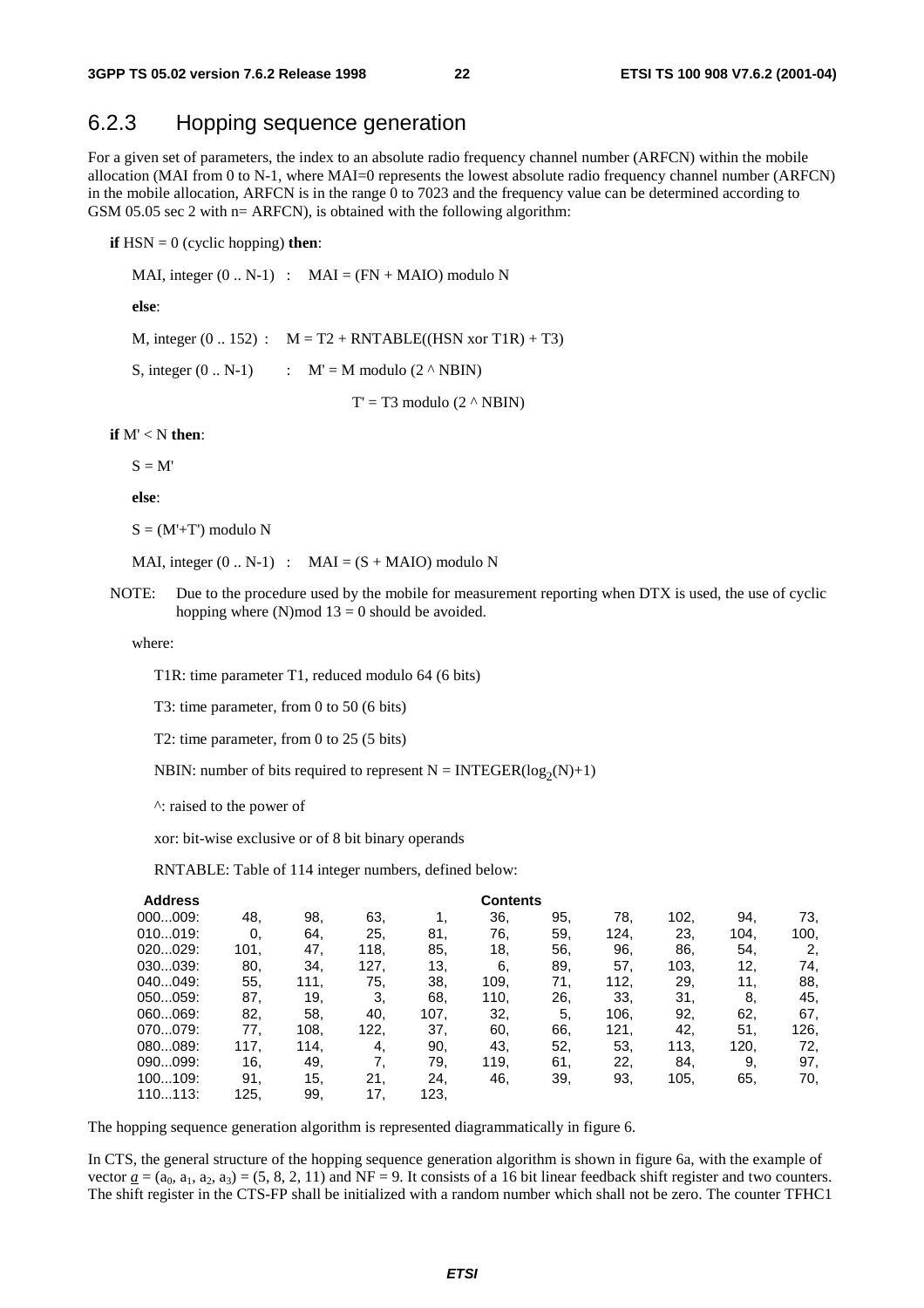## 6.2.3 Hopping sequence generation

For a given set of parameters, the index to an absolute radio frequency channel number (ARFCN) within the mobile allocation (MAI from 0 to N-1, where MAI=0 represents the lowest absolute radio frequency channel number (ARFCN) in the mobile allocation, ARFCN is in the range 0 to 7023 and the frequency value can be determined according to GSM 05.05 sec 2 with n= ARFCN), is obtained with the following algorithm:

**if** HSN = 0 (cyclic hopping) **then**:

MAI, integer (0 .. N-1) : MAI = (FN + MAIO) modulo N

**else**:

M, integer (0 .. 152) : M = T2 + RNTABLE((HSN xor T1R) + T3)

S, integer (0 .. N-1) : M' = M modulo (2 ^ NBIN)

T' = T3 modulo (2 ^ NBIN)

**if** M' < N **then**:

S = M'

**else**:

S = (M'+T') modulo N

MAI, integer (0 .. N-1) : MAI = (S + MAIO) modulo N

NOTE: Due to the procedure used by the mobile for measurement reporting when DTX is used, the use of cyclic hopping where (N)mod 13 = 0 should be avoided.

where:

T1R: time parameter T1, reduced modulo 64 (6 bits)

T3: time parameter, from 0 to 50 (6 bits)

T2: time parameter, from 0 to 25 (5 bits)

NBIN: number of bits required to represent N = INTEGER($\log_2$(N)+1)

^: raised to the power of

xor: bit-wise exclusive or of 8 bit binary operands

RNTABLE: Table of 114 integer numbers, defined below:

| Address | Contents | | | | | | | | | |
|---|---|---|---|---|---|---|---|---|---|---|
| 000...009: | 48, | 98, | 63, | 1, | 36, | 95, | 78, | 102, | 94, | 73, |
| 010...019: | 0, | 64, | 25, | 81, | 76, | 59, | 124, | 23, | 104, | 100, |
| 020...029: | 101, | 47, | 118, | 85, | 18, | 56, | 96, | 86, | 54, | 2, |
| 030...039: | 80, | 34, | 127, | 13, | 6, | 89, | 57, | 103, | 12, | 74, |
| 040...049: | 55, | 111, | 75, | 38, | 109, | 71, | 112, | 29, | 11, | 88, |
| 050...059: | 87, | 19, | 3, | 68, | 110, | 26, | 33, | 31, | 8, | 45, |
| 060...069: | 82, | 58, | 40, | 107, | 32, | 5, | 106, | 92, | 62, | 67, |
| 070...079: | 77, | 108, | 122, | 37, | 60, | 66, | 121, | 42, | 51, | 126, |
| 080...089: | 117, | 114, | 4, | 90, | 43, | 52, | 53, | 113, | 120, | 72, |
| 090...099: | 16, | 49, | 7, | 79, | 119, | 61, | 22, | 84, | 9, | 97, |
| 100...109: | 91, | 15, | 21, | 24, | 46, | 39, | 93, | 105, | 65, | 70, |
| 110...113: | 125, | 99, | 17, | 123, | | | | | | |

The hopping sequence generation algorithm is represented diagrammatically in figure 6.

In CTS, the general structure of the hopping sequence generation algorithm is shown in figure 6a, with the example of vector $\underline{a} = (a_0, a_1, a_2, a_3) = (5, 8, 2, 11)$ and NF = 9. It consists of a 16 bit linear feedback shift register and two counters. The shift register in the CTS-FP shall be initialized with a random number which shall not be zero. The counter TFHC1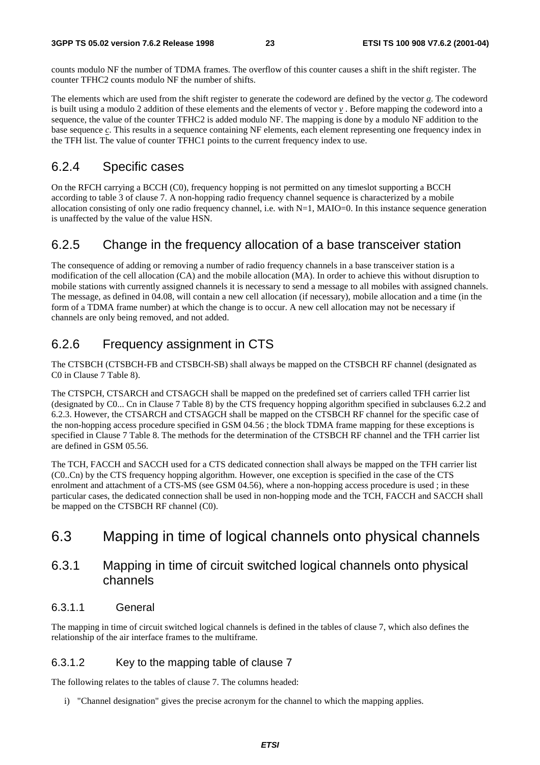counts modulo NF the number of TDMA frames. The overflow of this counter causes a shift in the shift register. The counter TFHC2 counts modulo NF the number of shifts.

The elements which are used from the shift register to generate the codeword are defined by the vector $\underline{a}$. The codeword is built using a modulo 2 addition of these elements and the elements of vector $\underline{v}$ . Before mapping the codeword into a sequence, the value of the counter TFHC2 is added modulo NF. The mapping is done by a modulo NF addition to the base sequence $\underline{c}$. This results in a sequence containing NF elements, each element representing one frequency index in the TFH list. The value of counter TFHC1 points to the current frequency index to use.

### 6.2.4 Specific cases

On the RFCH carrying a BCCH (C0), frequency hopping is not permitted on any timeslot supporting a BCCH according to table 3 of clause 7. A non-hopping radio frequency channel sequence is characterized by a mobile allocation consisting of only one radio frequency channel, i.e. with N=1, MAIO=0. In this instance sequence generation is unaffected by the value of the value HSN.

### 6.2.5 Change in the frequency allocation of a base transceiver station

The consequence of adding or removing a number of radio frequency channels in a base transceiver station is a modification of the cell allocation (CA) and the mobile allocation (MA). In order to achieve this without disruption to mobile stations with currently assigned channels it is necessary to send a message to all mobiles with assigned channels. The message, as defined in 04.08, will contain a new cell allocation (if necessary), mobile allocation and a time (in the form of a TDMA frame number) at which the change is to occur. A new cell allocation may not be necessary if channels are only being removed, and not added.

### 6.2.6 Frequency assignment in CTS

The CTSBCH (CTSBCH-FB and CTSBCH-SB) shall always be mapped on the CTSBCH RF channel (designated as C0 in Clause 7 Table 8).

The CTSPCH, CTSARCH and CTSAGCH shall be mapped on the predefined set of carriers called TFH carrier list (designated by C0... Cn in Clause 7 Table 8) by the CTS frequency hopping algorithm specified in subclauses 6.2.2 and 6.2.3. However, the CTSARCH and CTSAGCH shall be mapped on the CTSBCH RF channel for the specific case of the non-hopping access procedure specified in GSM 04.56 ; the block TDMA frame mapping for these exceptions is specified in Clause 7 Table 8. The methods for the determination of the CTSBCH RF channel and the TFH carrier list are defined in GSM 05.56.

The TCH, FACCH and SACCH used for a CTS dedicated connection shall always be mapped on the TFH carrier list (C0..Cn) by the CTS frequency hopping algorithm. However, one exception is specified in the case of the CTS enrolment and attachment of a CTS-MS (see GSM 04.56), where a non-hopping access procedure is used ; in these particular cases, the dedicated connection shall be used in non-hopping mode and the TCH, FACCH and SACCH shall be mapped on the CTSBCH RF channel (C0).

## 6.3 Mapping in time of logical channels onto physical channels

### 6.3.1 Mapping in time of circuit switched logical channels onto physical channels

#### 6.3.1.1 General

The mapping in time of circuit switched logical channels is defined in the tables of clause 7, which also defines the relationship of the air interface frames to the multiframe.

#### 6.3.1.2 Key to the mapping table of clause 7

The following relates to the tables of clause 7. The columns headed:

i) "Channel designation" gives the precise acronym for the channel to which the mapping applies.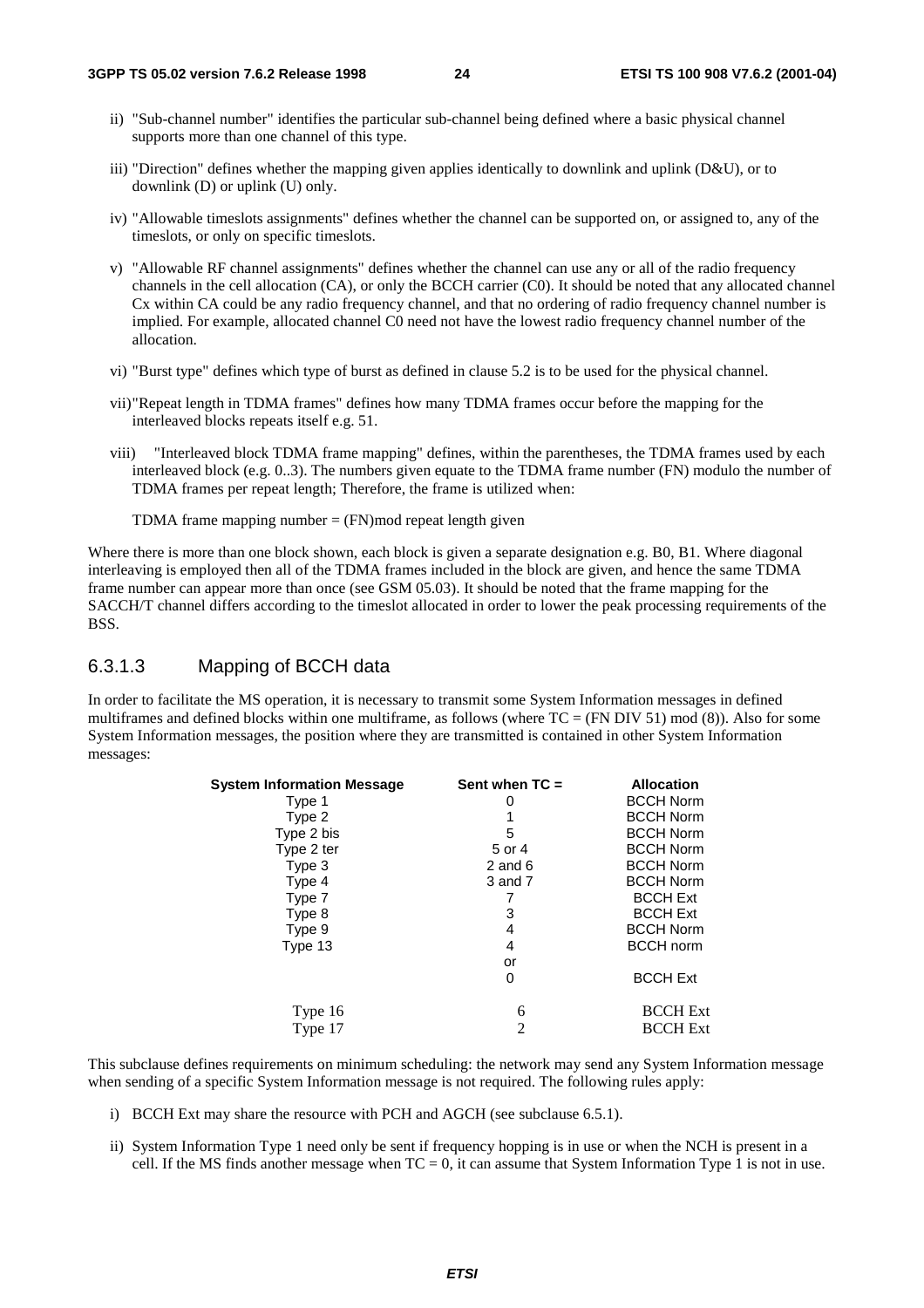ii) "Sub-channel number" identifies the particular sub-channel being defined where a basic physical channel supports more than one channel of this type.

iii) "Direction" defines whether the mapping given applies identically to downlink and uplink (D&U), or to downlink (D) or uplink (U) only.

iv) "Allowable timeslots assignments" defines whether the channel can be supported on, or assigned to, any of the timeslots, or only on specific timeslots.

v) "Allowable RF channel assignments" defines whether the channel can use any or all of the radio frequency channels in the cell allocation (CA), or only the BCCH carrier (C0). It should be noted that any allocated channel Cx within CA could be any radio frequency channel, and that no ordering of radio frequency channel number is implied. For example, allocated channel C0 need not have the lowest radio frequency channel number of the allocation.

vi) "Burst type" defines which type of burst as defined in clause 5.2 is to be used for the physical channel.

vii) "Repeat length in TDMA frames" defines how many TDMA frames occur before the mapping for the interleaved blocks repeats itself e.g. 51.

viii) "Interleaved block TDMA frame mapping" defines, within the parentheses, the TDMA frames used by each interleaved block (e.g. 0..3). The numbers given equate to the TDMA frame number (FN) modulo the number of TDMA frames per repeat length; Therefore, the frame is utilized when:

TDMA frame mapping number = (FN)mod repeat length given

Where there is more than one block shown, each block is given a separate designation e.g. B0, B1. Where diagonal interleaving is employed then all of the TDMA frames included in the block are given, and hence the same TDMA frame number can appear more than once (see GSM 05.03). It should be noted that the frame mapping for the SACCH/T channel differs according to the timeslot allocated in order to lower the peak processing requirements of the BSS.

### 6.3.1.3 Mapping of BCCH data

In order to facilitate the MS operation, it is necessary to transmit some System Information messages in defined multiframes and defined blocks within one multiframe, as follows (where TC = (FN DIV 51) mod (8)). Also for some System Information messages, the position where they are transmitted is contained in other System Information messages:

| System Information Message | Sent when TC = | Allocation |
|---|---|---|
| Type 1 | 0 | BCCH Norm |
| Type 2 | 1 | BCCH Norm |
| Type 2 bis | 5 | BCCH Norm |
| Type 2 ter | 5 or 4 | BCCH Norm |
| Type 3 | 2 and 6 | BCCH Norm |
| Type 4 | 3 and 7 | BCCH Norm |
| Type 7 | 7 | BCCH Ext |
| Type 8 | 3 | BCCH Ext |
| Type 9 | 4 | BCCH Norm |
| Type 13 | 4 | BCCH norm |
| | or | |
| | 0 | BCCH Ext |
| Type 16 | 6 | BCCH Ext |
| Type 17 | 2 | BCCH Ext |

This subclause defines requirements on minimum scheduling: the network may send any System Information message when sending of a specific System Information message is not required. The following rules apply:

i) BCCH Ext may share the resource with PCH and AGCH (see subclause 6.5.1).

ii) System Information Type 1 need only be sent if frequency hopping is in use or when the NCH is present in a cell. If the MS finds another message when TC = 0, it can assume that System Information Type 1 is not in use.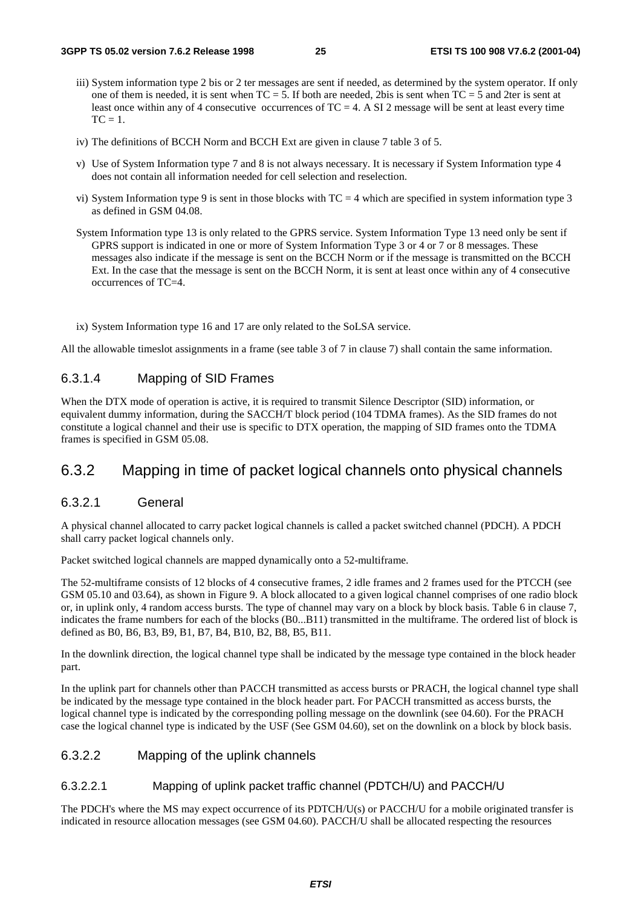- iii) System information type 2 bis or 2 ter messages are sent if needed, as determined by the system operator. If only one of them is needed, it is sent when TC = 5. If both are needed, 2bis is sent when TC = 5 and 2ter is sent at least once within any of 4 consecutive occurrences of TC = 4. A SI 2 message will be sent at least every time TC = 1.
- iv) The definitions of BCCH Norm and BCCH Ext are given in clause 7 table 3 of 5.
- v) Use of System Information type 7 and 8 is not always necessary. It is necessary if System Information type 4 does not contain all information needed for cell selection and reselection.
- vi) System Information type 9 is sent in those blocks with TC = 4 which are specified in system information type 3 as defined in GSM 04.08.

System Information type 13 is only related to the GPRS service. System Information Type 13 need only be sent if GPRS support is indicated in one or more of System Information Type 3 or 4 or 7 or 8 messages. These messages also indicate if the message is sent on the BCCH Norm or if the message is transmitted on the BCCH Ext. In the case that the message is sent on the BCCH Norm, it is sent at least once within any of 4 consecutive occurrences of TC=4.

- ix) System Information type 16 and 17 are only related to the SoLSA service.

All the allowable timeslot assignments in a frame (see table 3 of 7 in clause 7) shall contain the same information.

#### 6.3.1.4 Mapping of SID Frames

When the DTX mode of operation is active, it is required to transmit Silence Descriptor (SID) information, or equivalent dummy information, during the SACCH/T block period (104 TDMA frames). As the SID frames do not constitute a logical channel and their use is specific to DTX operation, the mapping of SID frames onto the TDMA frames is specified in GSM 05.08.

### 6.3.2 Mapping in time of packet logical channels onto physical channels

#### 6.3.2.1 General

A physical channel allocated to carry packet logical channels is called a packet switched channel (PDCH). A PDCH shall carry packet logical channels only.

Packet switched logical channels are mapped dynamically onto a 52-multiframe.

The 52-multiframe consists of 12 blocks of 4 consecutive frames, 2 idle frames and 2 frames used for the PTCCH (see GSM 05.10 and 03.64), as shown in Figure 9. A block allocated to a given logical channel comprises of one radio block or, in uplink only, 4 random access bursts. The type of channel may vary on a block by block basis. Table 6 in clause 7, indicates the frame numbers for each of the blocks (B0...B11) transmitted in the multiframe. The ordered list of block is defined as B0, B6, B3, B9, B1, B7, B4, B10, B2, B8, B5, B11.

In the downlink direction, the logical channel type shall be indicated by the message type contained in the block header part.

In the uplink part for channels other than PACCH transmitted as access bursts or PRACH, the logical channel type shall be indicated by the message type contained in the block header part. For PACCH transmitted as access bursts, the logical channel type is indicated by the corresponding polling message on the downlink (see 04.60). For the PRACH case the logical channel type is indicated by the USF (See GSM 04.60), set on the downlink on a block by block basis.

#### 6.3.2.2 Mapping of the uplink channels

##### 6.3.2.2.1 Mapping of uplink packet traffic channel (PDTCH/U) and PACCH/U

The PDCH's where the MS may expect occurrence of its PDTCH/U(s) or PACCH/U for a mobile originated transfer is indicated in resource allocation messages (see GSM 04.60). PACCH/U shall be allocated respecting the resources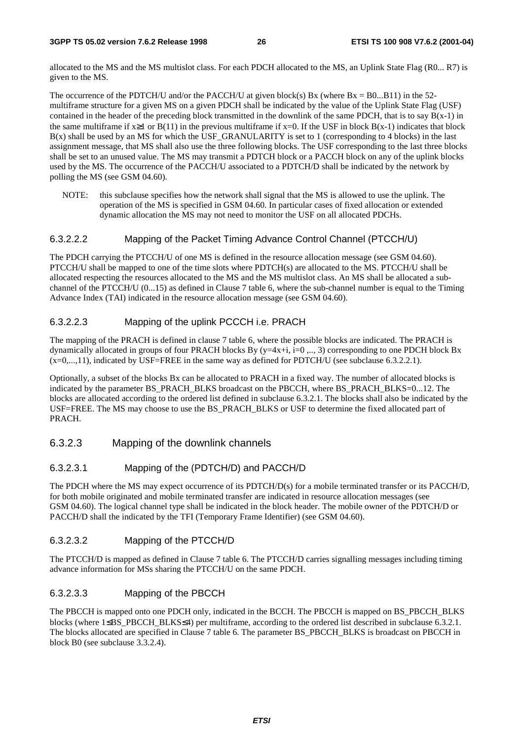allocated to the MS and the MS multislot class. For each PDCH allocated to the MS, an Uplink State Flag (R0... R7) is given to the MS.

The occurrence of the PDTCH/U and/or the PACCH/U at given block(s) Bx (where Bx = B0...B11) in the 52-multiframe structure for a given MS on a given PDCH shall be indicated by the value of the Uplink State Flag (USF) contained in the header of the preceding block transmitted in the downlink of the same PDCH, that is to say B(x-1) in the same multiframe if $x \geq 1$ or B(11) in the previous multiframe if x=0. If the USF in block B(x-1) indicates that block B(x) shall be used by an MS for which the USF_GRANULARITY is set to 1 (corresponding to 4 blocks) in the last assignment message, that MS shall also use the three following blocks. The USF corresponding to the last three blocks shall be set to an unused value. The MS may transmit a PDTCH block or a PACCH block on any of the uplink blocks used by the MS. The occurrence of the PACCH/U associated to a PDTCH/D shall be indicated by the network by polling the MS (see GSM 04.60).

NOTE: this subclause specifies how the network shall signal that the MS is allowed to use the uplink. The operation of the MS is specified in GSM 04.60. In particular cases of fixed allocation or extended dynamic allocation the MS may not need to monitor the USF on all allocated PDCHs.

#### 6.3.2.2.2 Mapping of the Packet Timing Advance Control Channel (PTCCH/U)

The PDCH carrying the PTCCH/U of one MS is defined in the resource allocation message (see GSM 04.60). PTCCH/U shall be mapped to one of the time slots where PDTCH(s) are allocated to the MS. PTCCH/U shall be allocated respecting the resources allocated to the MS and the MS multislot class. An MS shall be allocated a sub-channel of the PTCCH/U (0...15) as defined in Clause 7 table 6, where the sub-channel number is equal to the Timing Advance Index (TAI) indicated in the resource allocation message (see GSM 04.60).

#### 6.3.2.2.3 Mapping of the uplink PCCCH i.e. PRACH

The mapping of the PRACH is defined in clause 7 table 6, where the possible blocks are indicated. The PRACH is dynamically allocated in groups of four PRACH blocks By (y=4x+i, i=0 ,.., 3) corresponding to one PDCH block Bx (x=0,...,11), indicated by USF=FREE in the same way as defined for PDTCH/U (see subclause 6.3.2.2.1).

Optionally, a subset of the blocks Bx can be allocated to PRACH in a fixed way. The number of allocated blocks is indicated by the parameter BS_PRACH_BLKS broadcast on the PBCCH, where BS_PRACH_BLKS=0...12. The blocks are allocated according to the ordered list defined in subclause 6.3.2.1. The blocks shall also be indicated by the USF=FREE. The MS may choose to use the BS_PRACH_BLKS or USF to determine the fixed allocated part of PRACH.

### 6.3.2.3 Mapping of the downlink channels

#### 6.3.2.3.1 Mapping of the (PDTCH/D) and PACCH/D

The PDCH where the MS may expect occurrence of its PDTCH/D(s) for a mobile terminated transfer or its PACCH/D, for both mobile originated and mobile terminated transfer are indicated in resource allocation messages (see GSM 04.60). The logical channel type shall be indicated in the block header. The mobile owner of the PDTCH/D or PACCH/D shall the indicated by the TFI (Temporary Frame Identifier) (see GSM 04.60).

#### 6.3.2.3.2 Mapping of the PTCCH/D

The PTCCH/D is mapped as defined in Clause 7 table 6. The PTCCH/D carries signalling messages including timing advance information for MSs sharing the PTCCH/U on the same PDCH.

#### 6.3.2.3.3 Mapping of the PBCCH

The PBCCH is mapped onto one PDCH only, indicated in the BCCH. The PBCCH is mapped on BS_PBCCH_BLKS blocks (where $1 \leq$ BS_PBCCH_BLKS $\leq 4$) per multiframe, according to the ordered list described in subclause 6.3.2.1. The blocks allocated are specified in Clause 7 table 6. The parameter BS_PBCCH_BLKS is broadcast on PBCCH in block B0 (see subclause 3.3.2.4).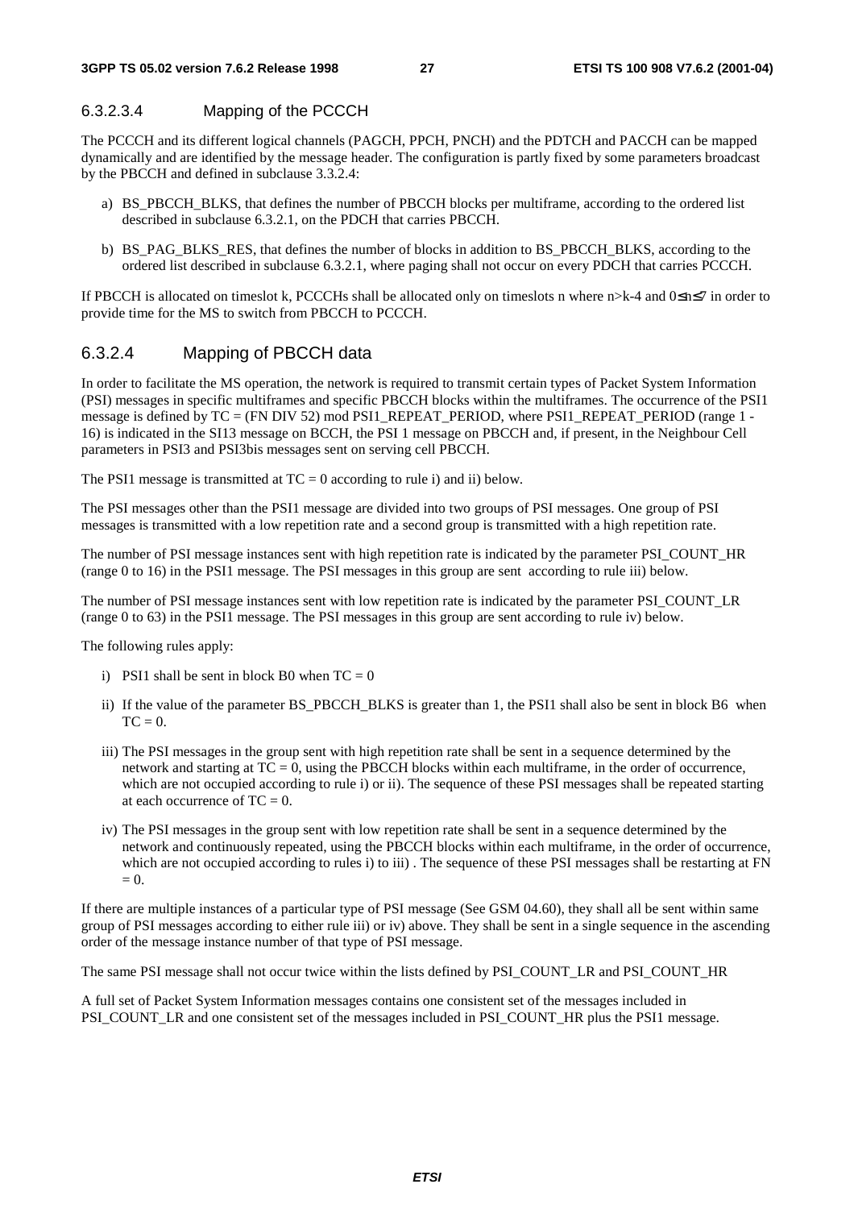#### 6.3.2.3.4 Mapping of the PCCCH

The PCCCH and its different logical channels (PAGCH, PPCH, PNCH) and the PDTCH and PACCH can be mapped dynamically and are identified by the message header. The configuration is partly fixed by some parameters broadcast by the PBCCH and defined in subclause 3.3.2.4:

a) BS_PBCCH_BLKS, that defines the number of PBCCH blocks per multiframe, according to the ordered list described in subclause 6.3.2.1, on the PDCH that carries PBCCH.

b) BS_PAG_BLKS_RES, that defines the number of blocks in addition to BS_PBCCH_BLKS, according to the ordered list described in subclause 6.3.2.1, where paging shall not occur on every PDCH that carries PCCCH.

If PBCCH is allocated on timeslot k, PCCCHs shall be allocated only on timeslots n where $n>k-4$ and $0 \leq n \leq 7$ in order to provide time for the MS to switch from PBCCH to PCCCH.

### 6.3.2.4 Mapping of PBCCH data

In order to facilitate the MS operation, the network is required to transmit certain types of Packet System Information (PSI) messages in specific multiframes and specific PBCCH blocks within the multiframes. The occurrence of the PSI1 message is defined by TC = (FN DIV 52) mod PSI1_REPEAT_PERIOD, where PSI1_REPEAT_PERIOD (range 1 - 16) is indicated in the SI13 message on BCCH, the PSI 1 message on PBCCH and, if present, in the Neighbour Cell parameters in PSI3 and PSI3bis messages sent on serving cell PBCCH.

The PSI1 message is transmitted at TC = 0 according to rule i) and ii) below.

The PSI messages other than the PSI1 message are divided into two groups of PSI messages. One group of PSI messages is transmitted with a low repetition rate and a second group is transmitted with a high repetition rate.

The number of PSI message instances sent with high repetition rate is indicated by the parameter PSI_COUNT_HR (range 0 to 16) in the PSI1 message. The PSI messages in this group are sent according to rule iii) below.

The number of PSI message instances sent with low repetition rate is indicated by the parameter PSI_COUNT_LR (range 0 to 63) in the PSI1 message. The PSI messages in this group are sent according to rule iv) below.

The following rules apply:

i) PSI1 shall be sent in block B0 when TC = 0

ii) If the value of the parameter BS_PBCCH_BLKS is greater than 1, the PSI1 shall also be sent in block B6 when TC = 0.

iii) The PSI messages in the group sent with high repetition rate shall be sent in a sequence determined by the network and starting at TC = 0, using the PBCCH blocks within each multiframe, in the order of occurrence, which are not occupied according to rule i) or ii). The sequence of these PSI messages shall be repeated starting at each occurrence of TC = 0.

iv) The PSI messages in the group sent with low repetition rate shall be sent in a sequence determined by the network and continuously repeated, using the PBCCH blocks within each multiframe, in the order of occurrence, which are not occupied according to rules i) to iii) . The sequence of these PSI messages shall be restarting at FN = 0.

If there are multiple instances of a particular type of PSI message (See GSM 04.60), they shall all be sent within same group of PSI messages according to either rule iii) or iv) above. They shall be sent in a single sequence in the ascending order of the message instance number of that type of PSI message.

The same PSI message shall not occur twice within the lists defined by PSI_COUNT_LR and PSI_COUNT_HR

A full set of Packet System Information messages contains one consistent set of the messages included in PSI_COUNT_LR and one consistent set of the messages included in PSI_COUNT_HR plus the PSI1 message.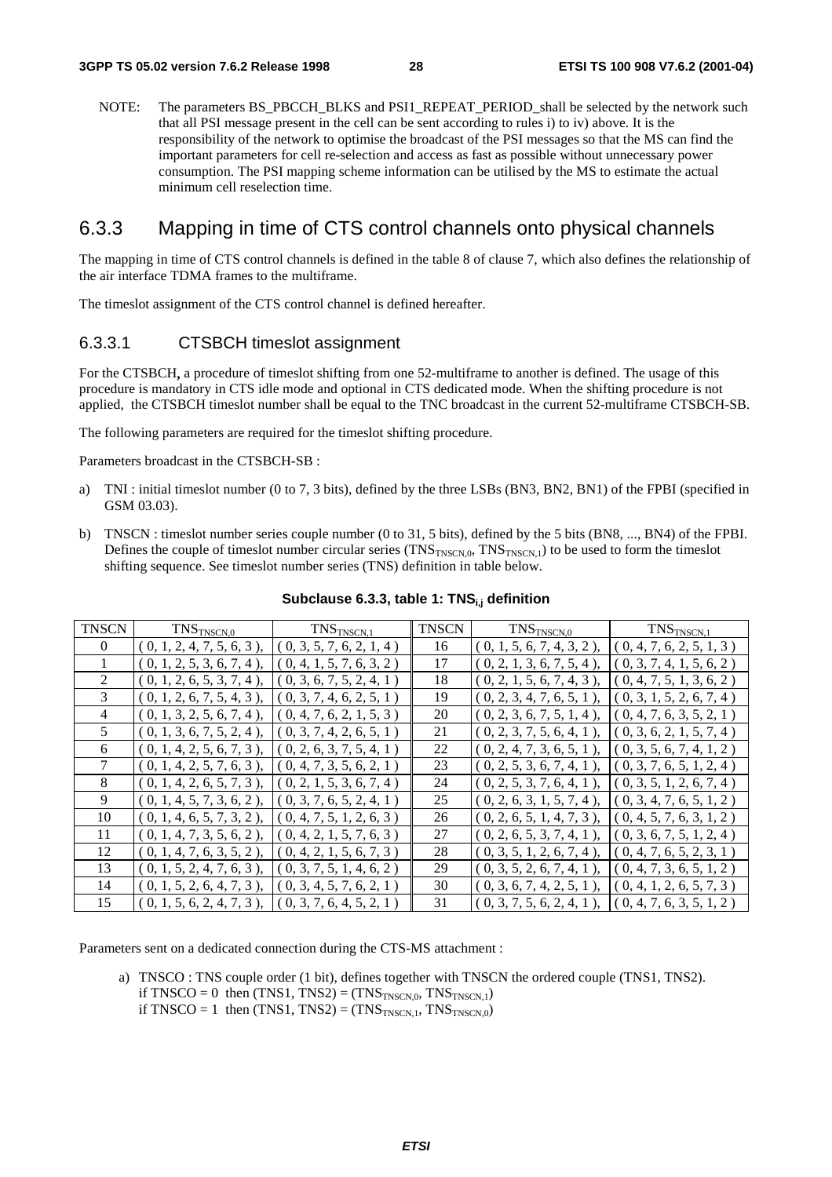NOTE: The parameters BS_PBCCH_BLKS and PSI1_REPEAT_PERIOD_shall be selected by the network such that all PSI message present in the cell can be sent according to rules i) to iv) above. It is the responsibility of the network to optimise the broadcast of the PSI messages so that the MS can find the important parameters for cell re-selection and access as fast as possible without unnecessary power consumption. The PSI mapping scheme information can be utilised by the MS to estimate the actual minimum cell reselection time.

## 6.3.3 Mapping in time of CTS control channels onto physical channels

The mapping in time of CTS control channels is defined in the table 8 of clause 7, which also defines the relationship of the air interface TDMA frames to the multiframe.

The timeslot assignment of the CTS control channel is defined hereafter.

### 6.3.3.1 CTSBCH timeslot assignment

For the CTSBCH**,** a procedure of timeslot shifting from one 52-multiframe to another is defined. The usage of this procedure is mandatory in CTS idle mode and optional in CTS dedicated mode. When the shifting procedure is not applied, the CTSBCH timeslot number shall be equal to the TNC broadcast in the current 52-multiframe CTSBCH-SB.

The following parameters are required for the timeslot shifting procedure.

Parameters broadcast in the CTSBCH-SB :

a) TNI : initial timeslot number (0 to 7, 3 bits), defined by the three LSBs (BN3, BN2, BN1) of the FPBI (specified in GSM 03.03).

b) TNSCN : timeslot number series couple number (0 to 31, 5 bits), defined by the 5 bits (BN8, ..., BN4) of the FPBI. Defines the couple of timeslot number circular series ($TNS_{TNSCN,0}$, $TNS_{TNSCN,1}$) to be used to form the timeslot shifting sequence. See timeslot number series (TNS) definition in table below.

**Subclause 6.3.3, table 1: $TNS_{i,j}$ definition**

| TNSCN | $TNS_{TNSCN,0}$ | $TNS_{TNSCN,1}$ | TNSCN | $TNS_{TNSCN,0}$ | $TNS_{TNSCN,1}$ |
|---|---|---|---|---|---|
| 0 | ( 0, 1, 2, 4, 7, 5, 6, 3 ), | ( 0, 3, 5, 7, 6, 2, 1, 4 ) | 16 | ( 0, 1, 5, 6, 7, 4, 3, 2 ), | ( 0, 4, 7, 6, 2, 5, 1, 3 ) |
| 1 | ( 0, 1, 2, 5, 3, 6, 7, 4 ), | ( 0, 4, 1, 5, 7, 6, 3, 2 ) | 17 | ( 0, 2, 1, 3, 6, 7, 5, 4 ), | ( 0, 3, 7, 4, 1, 5, 6, 2 ) |
| 2 | ( 0, 1, 2, 6, 5, 3, 7, 4 ), | ( 0, 3, 6, 7, 5, 2, 4, 1 ) | 18 | ( 0, 2, 1, 5, 6, 7, 4, 3 ), | ( 0, 4, 7, 5, 1, 3, 6, 2 ) |
| 3 | ( 0, 1, 2, 6, 7, 5, 4, 3 ), | ( 0, 3, 7, 4, 6, 2, 5, 1 ) | 19 | ( 0, 2, 3, 4, 7, 6, 5, 1 ), | ( 0, 3, 1, 5, 2, 6, 7, 4 ) |
| 4 | ( 0, 1, 3, 2, 5, 6, 7, 4 ), | ( 0, 4, 7, 6, 2, 1, 5, 3 ) | 20 | ( 0, 2, 3, 6, 7, 5, 1, 4 ), | ( 0, 4, 7, 6, 3, 5, 2, 1 ) |
| 5 | ( 0, 1, 3, 6, 7, 5, 2, 4 ), | ( 0, 3, 7, 4, 2, 6, 5, 1 ) | 21 | ( 0, 2, 3, 7, 5, 6, 4, 1 ), | ( 0, 3, 6, 2, 1, 5, 7, 4 ) |
| 6 | ( 0, 1, 4, 2, 5, 6, 7, 3 ), | ( 0, 2, 6, 3, 7, 5, 4, 1 ) | 22 | ( 0, 2, 4, 7, 3, 6, 5, 1 ), | ( 0, 3, 5, 6, 7, 4, 1, 2 ) |
| 7 | ( 0, 1, 4, 2, 5, 7, 6, 3 ), | ( 0, 4, 7, 3, 5, 6, 2, 1 ) | 23 | ( 0, 2, 5, 3, 6, 7, 4, 1 ), | ( 0, 3, 7, 6, 5, 1, 2, 4 ) |
| 8 | ( 0, 1, 4, 2, 6, 5, 7, 3 ), | ( 0, 2, 1, 5, 3, 6, 7, 4 ) | 24 | ( 0, 2, 5, 3, 7, 6, 4, 1 ), | ( 0, 3, 5, 1, 2, 6, 7, 4 ) |
| 9 | ( 0, 1, 4, 5, 7, 3, 6, 2 ), | ( 0, 3, 7, 6, 5, 2, 4, 1 ) | 25 | ( 0, 2, 6, 3, 1, 5, 7, 4 ), | ( 0, 3, 4, 7, 6, 5, 1, 2 ) |
| 10 | ( 0, 1, 4, 6, 5, 7, 3, 2 ), | ( 0, 4, 7, 5, 1, 2, 6, 3 ) | 26 | ( 0, 2, 6, 5, 1, 4, 7, 3 ), | ( 0, 4, 5, 7, 6, 3, 1, 2 ) |
| 11 | ( 0, 1, 4, 7, 3, 5, 6, 2 ), | ( 0, 4, 2, 1, 5, 7, 6, 3 ) | 27 | ( 0, 2, 6, 5, 3, 7, 4, 1 ), | ( 0, 3, 6, 7, 5, 1, 2, 4 ) |
| 12 | ( 0, 1, 4, 7, 6, 3, 5, 2 ), | ( 0, 4, 2, 1, 5, 6, 7, 3 ) | 28 | ( 0, 3, 5, 1, 2, 6, 7, 4 ), | ( 0, 4, 7, 6, 5, 2, 3, 1 ) |
| 13 | ( 0, 1, 5, 2, 4, 7, 6, 3 ), | ( 0, 3, 7, 5, 1, 4, 6, 2 ) | 29 | ( 0, 3, 5, 2, 6, 7, 4, 1 ), | ( 0, 4, 7, 3, 6, 5, 1, 2 ) |
| 14 | ( 0, 1, 5, 2, 6, 4, 7, 3 ), | ( 0, 3, 4, 5, 7, 6, 2, 1 ) | 30 | ( 0, 3, 6, 7, 4, 2, 5, 1 ), | ( 0, 4, 1, 2, 6, 5, 7, 3 ) |
| 15 | ( 0, 1, 5, 6, 2, 4, 7, 3 ), | ( 0, 3, 7, 6, 4, 5, 2, 1 ) | 31 | ( 0, 3, 7, 5, 6, 2, 4, 1 ), | ( 0, 4, 7, 6, 3, 5, 1, 2 ) |

Parameters sent on a dedicated connection during the CTS-MS attachment :

a) TNSCO : TNS couple order (1 bit), defines together with TNSCN the ordered couple (TNS1, TNS2).
if TNSCO = 0 then (TNS1, TNS2) = ($TNS_{TNSCN,0}$, $TNS_{TNSCN,1}$)
if TNSCO = 1 then (TNS1, TNS2) = ($TNS_{TNSCN,1}$, $TNS_{TNSCN,0}$)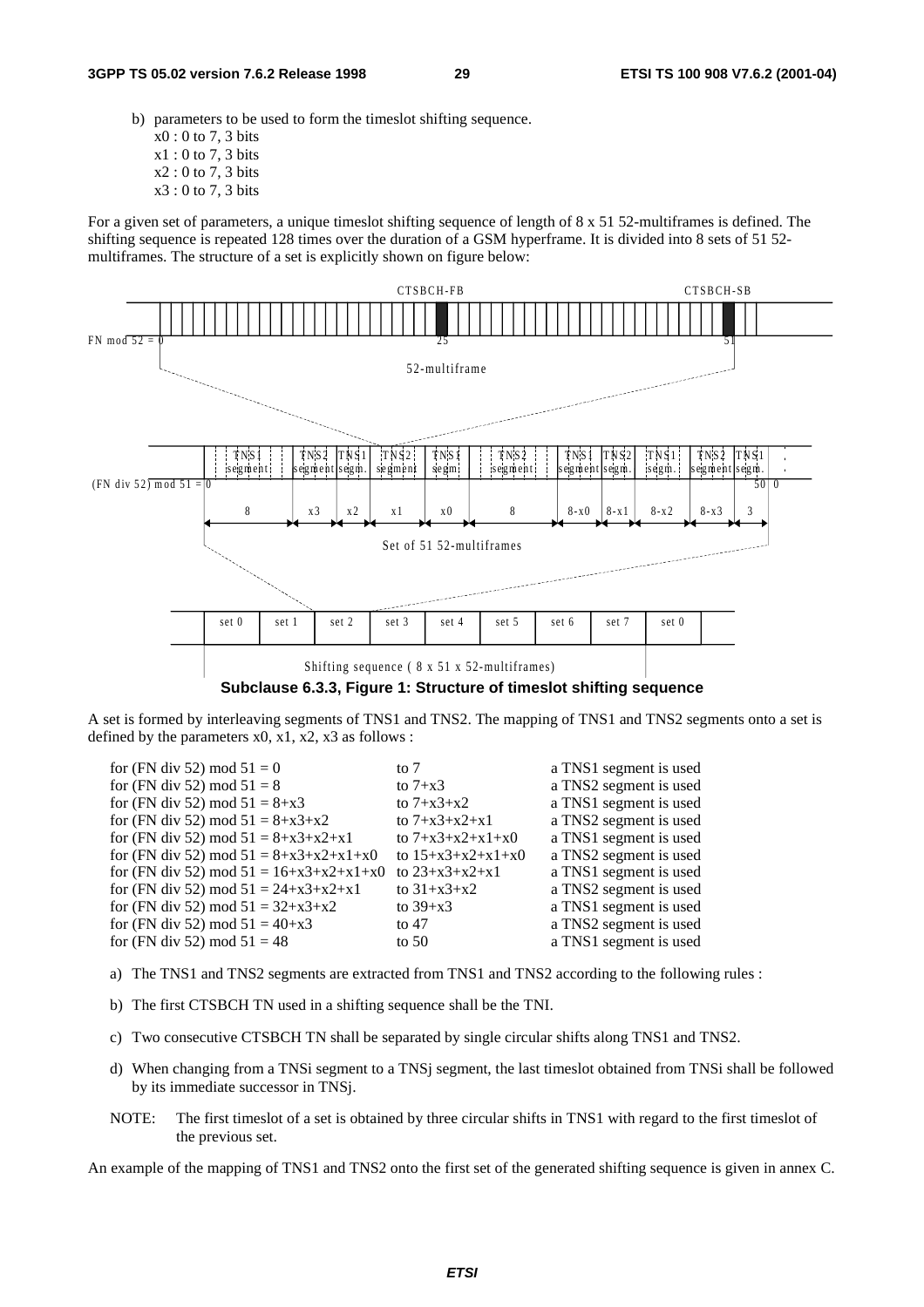b) parameters to be used to form the timeslot shifting sequence.
   x0 : 0 to 7, 3 bits
   x1 : 0 to 7, 3 bits
   x2 : 0 to 7, 3 bits
   x3 : 0 to 7, 3 bits

For a given set of parameters, a unique timeslot shifting sequence of length of 8 x 51 52-multiframes is defined. The shifting sequence is repeated 128 times over the duration of a GSM hyperframe. It is divided into 8 sets of 51 52-multiframes. The structure of a set is explicitly shown on figure below:

**Subclause 6.3.3, Figure 1: Structure of timeslot shifting sequence**

A set is formed by interleaving segments of TNS1 and TNS2. The mapping of TNS1 and TNS2 segments onto a set is defined by the parameters x0, x1, x2, x3 as follows :

| | | |
|---|---|---|
| for (FN div 52) mod 51 = 0 | to 7 | a TNS1 segment is used |
| for (FN div 52) mod 51 = 8 | to 7+x3 | a TNS2 segment is used |
| for (FN div 52) mod 51 = 8+x3 | to 7+x3+x2 | a TNS1 segment is used |
| for (FN div 52) mod 51 = 8+x3+x2 | to 7+x3+x2+x1 | a TNS2 segment is used |
| for (FN div 52) mod 51 = 8+x3+x2+x1 | to 7+x3+x2+x1+x0 | a TNS1 segment is used |
| for (FN div 52) mod 51 = 8+x3+x2+x1+x0 | to 15+x3+x2+x1+x0 | a TNS2 segment is used |
| for (FN div 52) mod 51 = 16+x3+x2+x1+x0 | to 23+x3+x2+x1 | a TNS1 segment is used |
| for (FN div 52) mod 51 = 24+x3+x2+x1 | to 31+x3+x2 | a TNS2 segment is used |
| for (FN div 52) mod 51 = 32+x3+x2 | to 39+x3 | a TNS1 segment is used |
| for (FN div 52) mod 51 = 40+x3 | to 47 | a TNS2 segment is used |
| for (FN div 52) mod 51 = 48 | to 50 | a TNS1 segment is used |

a) The TNS1 and TNS2 segments are extracted from TNS1 and TNS2 according to the following rules :

b) The first CTSBCH TN used in a shifting sequence shall be the TNI.

c) Two consecutive CTSBCH TN shall be separated by single circular shifts along TNS1 and TNS2.

d) When changing from a TNSi segment to a TNSj segment, the last timeslot obtained from TNSi shall be followed by its immediate successor in TNSj.

NOTE: The first timeslot of a set is obtained by three circular shifts in TNS1 with regard to the first timeslot of the previous set.

An example of the mapping of TNS1 and TNS2 onto the first set of the generated shifting sequence is given in annex C.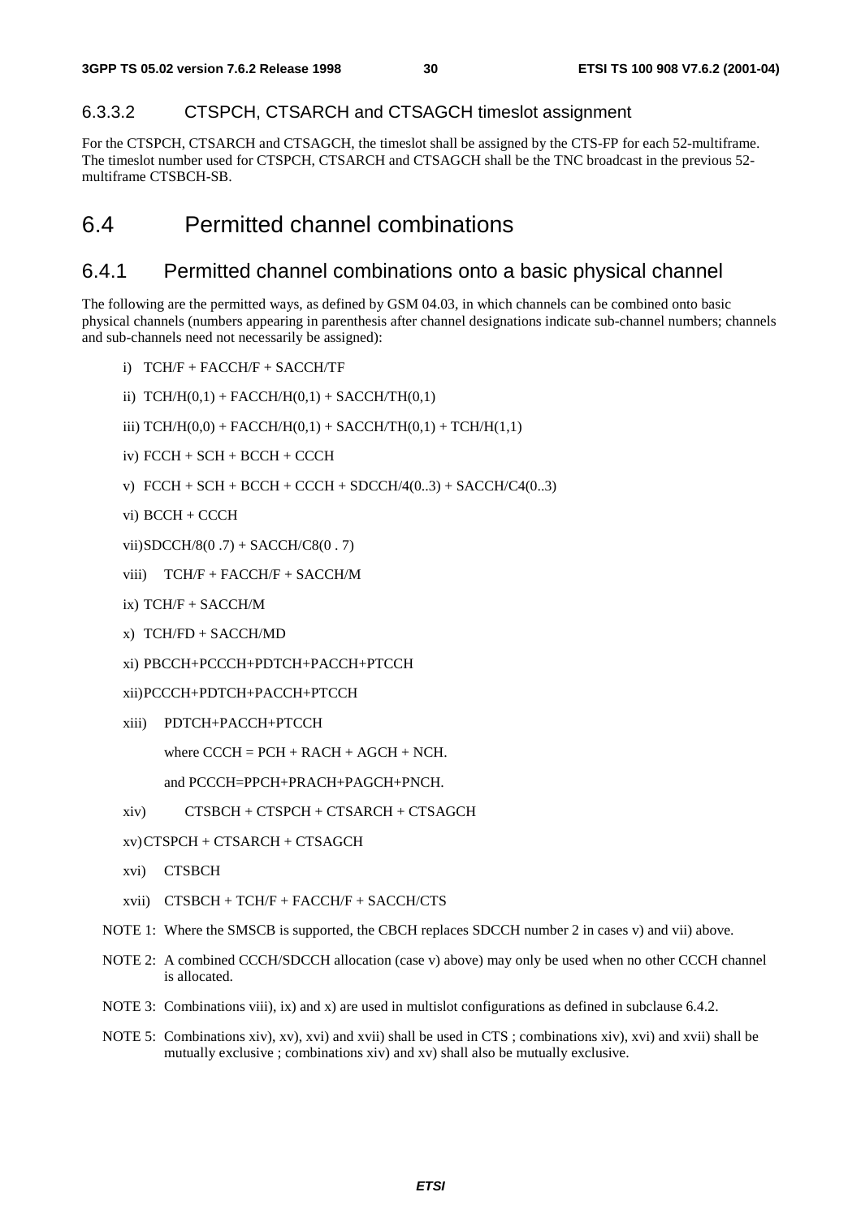### 6.3.3.2 CTSPCH, CTSARCH and CTSAGCH timeslot assignment

For the CTSPCH, CTSARCH and CTSAGCH, the timeslot shall be assigned by the CTS-FP for each 52-multiframe. The timeslot number used for CTSPCH, CTSARCH and CTSAGCH shall be the TNC broadcast in the previous 52-multiframe CTSBCH-SB.

# 6.4 Permitted channel combinations

## 6.4.1 Permitted channel combinations onto a basic physical channel

The following are the permitted ways, as defined by GSM 04.03, in which channels can be combined onto basic physical channels (numbers appearing in parenthesis after channel designations indicate sub-channel numbers; channels and sub-channels need not necessarily be assigned):

i) TCH/F + FACCH/F + SACCH/TF

ii) TCH/H(0,1) + FACCH/H(0,1) + SACCH/TH(0,1)

iii) TCH/H(0,0) + FACCH/H(0,1) + SACCH/TH(0,1) + TCH/H(1,1)

iv) FCCH + SCH + BCCH + CCCH

v) FCCH + SCH + BCCH + CCCH + SDCCH/4(0..3) + SACCH/C4(0..3)

vi) BCCH + CCCH

vii) SDCCH/8(0 .7) + SACCH/C8(0 . 7)

viii) TCH/F + FACCH/F + SACCH/M

ix) TCH/F + SACCH/M

x) TCH/FD + SACCH/MD

xi) PBCCH+PCCCH+PDTCH+PACCH+PTCCH

xii) PCCCH+PDTCH+PACCH+PTCCH

xiii) PDTCH+PACCH+PTCCH

where CCCH = PCH + RACH + AGCH + NCH.

and PCCCH=PPCH+PRACH+PAGCH+PNCH.

xiv) CTSBCH + CTSPCH + CTSARCH + CTSAGCH

xv) CTSPCH + CTSARCH + CTSAGCH

xvi) CTSBCH

xvii) CTSBCH + TCH/F + FACCH/F + SACCH/CTS

NOTE 1: Where the SMSCB is supported, the CBCH replaces SDCCH number 2 in cases v) and vii) above.

NOTE 2: A combined CCCH/SDCCH allocation (case v) above) may only be used when no other CCCH channel is allocated.

NOTE 3: Combinations viii), ix) and x) are used in multislot configurations as defined in subclause 6.4.2.

NOTE 5: Combinations xiv), xv), xvi) and xvii) shall be used in CTS ; combinations xiv), xvi) and xvii) shall be mutually exclusive ; combinations xiv) and xv) shall also be mutually exclusive.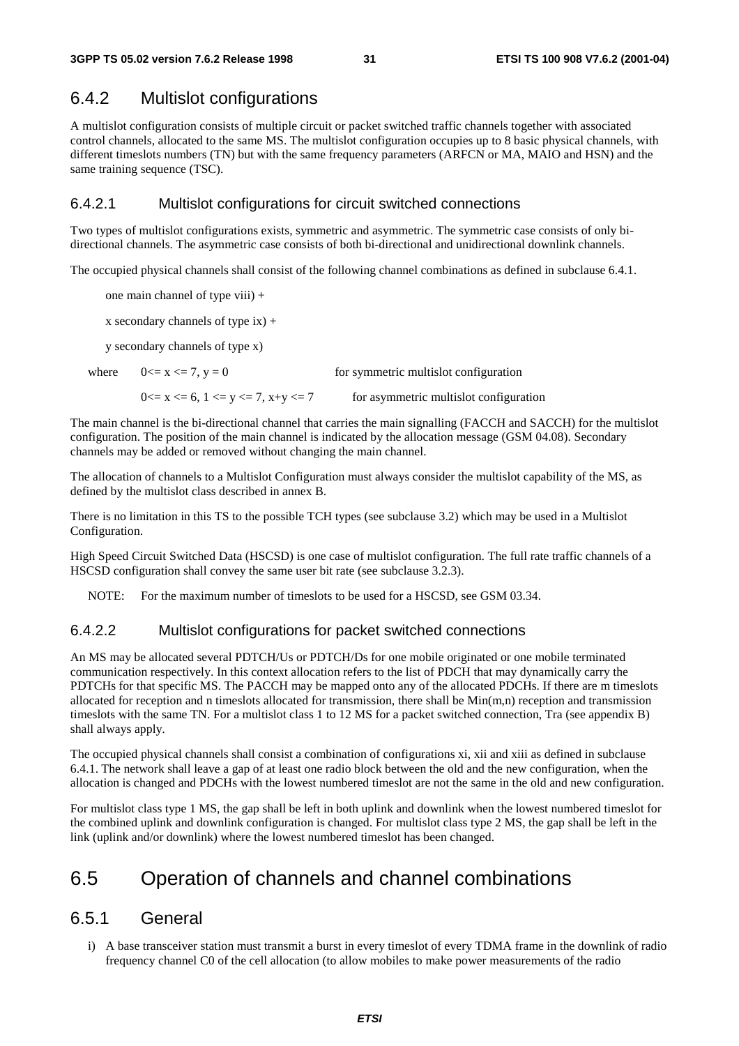## 6.4.2 Multislot configurations

A multislot configuration consists of multiple circuit or packet switched traffic channels together with associated control channels, allocated to the same MS. The multislot configuration occupies up to 8 basic physical channels, with different timeslots numbers (TN) but with the same frequency parameters (ARFCN or MA, MAIO and HSN) and the same training sequence (TSC).

### 6.4.2.1 Multislot configurations for circuit switched connections

Two types of multislot configurations exists, symmetric and asymmetric. The symmetric case consists of only bi-directional channels. The asymmetric case consists of both bi-directional and unidirectional downlink channels.

The occupied physical channels shall consist of the following channel combinations as defined in subclause 6.4.1.

one main channel of type viii) +

x secondary channels of type ix) +

y secondary channels of type x)

where $0 \le x \le 7$, $y = 0$ for symmetric multislot configuration

$0 \le x \le 6$, $1 \le y \le 7$, $x+y \le 7$ for asymmetric multislot configuration

The main channel is the bi-directional channel that carries the main signalling (FACCH and SACCH) for the multislot configuration. The position of the main channel is indicated by the allocation message (GSM 04.08). Secondary channels may be added or removed without changing the main channel.

The allocation of channels to a Multislot Configuration must always consider the multislot capability of the MS, as defined by the multislot class described in annex B.

There is no limitation in this TS to the possible TCH types (see subclause 3.2) which may be used in a Multislot Configuration.

High Speed Circuit Switched Data (HSCSD) is one case of multislot configuration. The full rate traffic channels of a HSCSD configuration shall convey the same user bit rate (see subclause 3.2.3).

NOTE: For the maximum number of timeslots to be used for a HSCSD, see GSM 03.34.

### 6.4.2.2 Multislot configurations for packet switched connections

An MS may be allocated several PDTCH/Us or PDTCH/Ds for one mobile originated or one mobile terminated communication respectively. In this context allocation refers to the list of PDCH that may dynamically carry the PDTCHs for that specific MS. The PACCH may be mapped onto any of the allocated PDCHs. If there are m timeslots allocated for reception and n timeslots allocated for transmission, there shall be Min(m,n) reception and transmission timeslots with the same TN. For a multislot class 1 to 12 MS for a packet switched connection, Tra (see appendix B) shall always apply.

The occupied physical channels shall consist a combination of configurations xi, xii and xiii as defined in subclause 6.4.1. The network shall leave a gap of at least one radio block between the old and the new configuration, when the allocation is changed and PDCHs with the lowest numbered timeslot are not the same in the old and new configuration.

For multislot class type 1 MS, the gap shall be left in both uplink and downlink when the lowest numbered timeslot for the combined uplink and downlink configuration is changed. For multislot class type 2 MS, the gap shall be left in the link (uplink and/or downlink) where the lowest numbered timeslot has been changed.

# 6.5 Operation of channels and channel combinations

## 6.5.1 General

i) A base transceiver station must transmit a burst in every timeslot of every TDMA frame in the downlink of radio frequency channel C0 of the cell allocation (to allow mobiles to make power measurements of the radio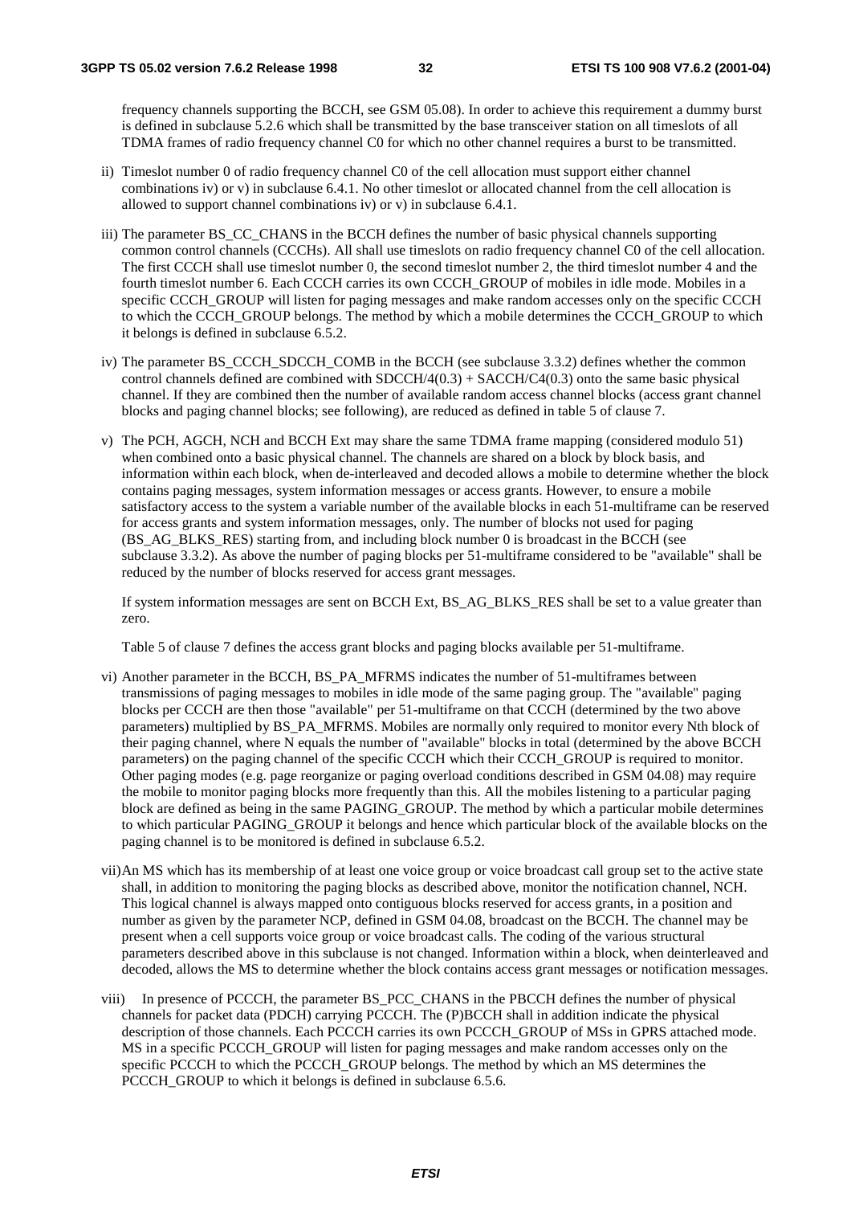frequency channels supporting the BCCH, see GSM 05.08). In order to achieve this requirement a dummy burst is defined in subclause 5.2.6 which shall be transmitted by the base transceiver station on all timeslots of all TDMA frames of radio frequency channel C0 for which no other channel requires a burst to be transmitted.

ii) Timeslot number 0 of radio frequency channel C0 of the cell allocation must support either channel combinations iv) or v) in subclause 6.4.1. No other timeslot or allocated channel from the cell allocation is allowed to support channel combinations iv) or v) in subclause 6.4.1.

iii) The parameter BS_CC_CHANS in the BCCH defines the number of basic physical channels supporting common control channels (CCCHs). All shall use timeslots on radio frequency channel C0 of the cell allocation. The first CCCH shall use timeslot number 0, the second timeslot number 2, the third timeslot number 4 and the fourth timeslot number 6. Each CCCH carries its own CCCH_GROUP of mobiles in idle mode. Mobiles in a specific CCCH_GROUP will listen for paging messages and make random accesses only on the specific CCCH to which the CCCH_GROUP belongs. The method by which a mobile determines the CCCH_GROUP to which it belongs is defined in subclause 6.5.2.

iv) The parameter BS_CCCH_SDCCH_COMB in the BCCH (see subclause 3.3.2) defines whether the common control channels defined are combined with SDCCH/4(0.3) + SACCH/C4(0.3) onto the same basic physical channel. If they are combined then the number of available random access channel blocks (access grant channel blocks and paging channel blocks; see following), are reduced as defined in table 5 of clause 7.

v) The PCH, AGCH, NCH and BCCH Ext may share the same TDMA frame mapping (considered modulo 51) when combined onto a basic physical channel. The channels are shared on a block by block basis, and information within each block, when de-interleaved and decoded allows a mobile to determine whether the block contains paging messages, system information messages or access grants. However, to ensure a mobile satisfactory access to the system a variable number of the available blocks in each 51-multiframe can be reserved for access grants and system information messages, only. The number of blocks not used for paging (BS_AG_BLKS_RES) starting from, and including block number 0 is broadcast in the BCCH (see subclause 3.3.2). As above the number of paging blocks per 51-multiframe considered to be "available" shall be reduced by the number of blocks reserved for access grant messages.

   If system information messages are sent on BCCH Ext, BS_AG_BLKS_RES shall be set to a value greater than zero.

   Table 5 of clause 7 defines the access grant blocks and paging blocks available per 51-multiframe.

vi) Another parameter in the BCCH, BS_PA_MFRMS indicates the number of 51-multiframes between transmissions of paging messages to mobiles in idle mode of the same paging group. The "available" paging blocks per CCCH are then those "available" per 51-multiframe on that CCCH (determined by the two above parameters) multiplied by BS_PA_MFRMS. Mobiles are normally only required to monitor every Nth block of their paging channel, where N equals the number of "available" blocks in total (determined by the above BCCH parameters) on the paging channel of the specific CCCH which their CCCH_GROUP is required to monitor. Other paging modes (e.g. page reorganize or paging overload conditions described in GSM 04.08) may require the mobile to monitor paging blocks more frequently than this. All the mobiles listening to a particular paging block are defined as being in the same PAGING_GROUP. The method by which a particular mobile determines to which particular PAGING_GROUP it belongs and hence which particular block of the available blocks on the paging channel is to be monitored is defined in subclause 6.5.2.

vii) An MS which has its membership of at least one voice group or voice broadcast call group set to the active state shall, in addition to monitoring the paging blocks as described above, monitor the notification channel, NCH. This logical channel is always mapped onto contiguous blocks reserved for access grants, in a position and number as given by the parameter NCP, defined in GSM 04.08, broadcast on the BCCH. The channel may be present when a cell supports voice group or voice broadcast calls. The coding of the various structural parameters described above in this subclause is not changed. Information within a block, when deinterleaved and decoded, allows the MS to determine whether the block contains access grant messages or notification messages.

viii) In presence of PCCCH, the parameter BS_PCC_CHANS in the PBCCH defines the number of physical channels for packet data (PDCH) carrying PCCCH. The (P)BCCH shall in addition indicate the physical description of those channels. Each PCCCH carries its own PCCCH_GROUP of MSs in GPRS attached mode. MS in a specific PCCCH_GROUP will listen for paging messages and make random accesses only on the specific PCCCH to which the PCCCH_GROUP belongs. The method by which an MS determines the PCCCH_GROUP to which it belongs is defined in subclause 6.5.6.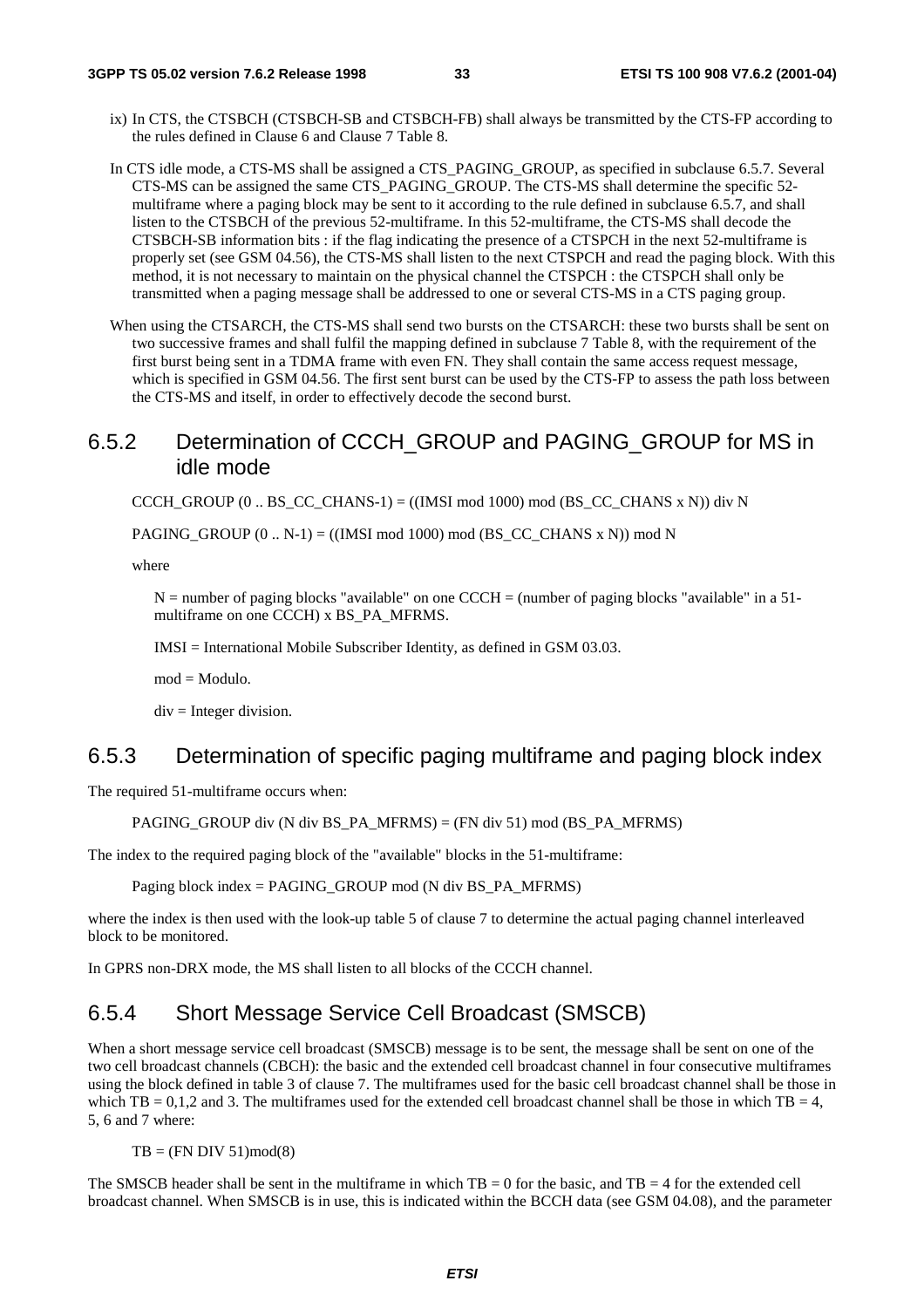ix) In CTS, the CTSBCH (CTSBCH-SB and CTSBCH-FB) shall always be transmitted by the CTS-FP according to the rules defined in Clause 6 and Clause 7 Table 8.

In CTS idle mode, a CTS-MS shall be assigned a CTS_PAGING_GROUP, as specified in subclause 6.5.7. Several CTS-MS can be assigned the same CTS_PAGING_GROUP. The CTS-MS shall determine the specific 52-multiframe where a paging block may be sent to it according to the rule defined in subclause 6.5.7, and shall listen to the CTSBCH of the previous 52-multiframe. In this 52-multiframe, the CTS-MS shall decode the CTSBCH-SB information bits : if the flag indicating the presence of a CTSPCH in the next 52-multiframe is properly set (see GSM 04.56), the CTS-MS shall listen to the next CTSPCH and read the paging block. With this method, it is not necessary to maintain on the physical channel the CTSPCH : the CTSPCH shall only be transmitted when a paging message shall be addressed to one or several CTS-MS in a CTS paging group.

When using the CTSARCH, the CTS-MS shall send two bursts on the CTSARCH: these two bursts shall be sent on two successive frames and shall fulfil the mapping defined in subclause 7 Table 8, with the requirement of the first burst being sent in a TDMA frame with even FN. They shall contain the same access request message, which is specified in GSM 04.56. The first sent burst can be used by the CTS-FP to assess the path loss between the CTS-MS and itself, in order to effectively decode the second burst.

## 6.5.2 Determination of CCCH_GROUP and PAGING_GROUP for MS in idle mode

CCCH_GROUP (0 .. BS_CC_CHANS-1) = ((IMSI mod 1000) mod (BS_CC_CHANS x N)) div N

PAGING_GROUP (0 .. N-1) = ((IMSI mod 1000) mod (BS_CC_CHANS x N)) mod N

where

N = number of paging blocks "available" on one CCCH = (number of paging blocks "available" in a 51-multiframe on one CCCH) x BS_PA_MFRMS.

IMSI = International Mobile Subscriber Identity, as defined in GSM 03.03.

mod = Modulo.

div = Integer division.

## 6.5.3 Determination of specific paging multiframe and paging block index

The required 51-multiframe occurs when:

PAGING_GROUP div (N div BS_PA_MFRMS) = (FN div 51) mod (BS_PA_MFRMS)

The index to the required paging block of the "available" blocks in the 51-multiframe:

Paging block index = PAGING_GROUP mod (N div BS_PA_MFRMS)

where the index is then used with the look-up table 5 of clause 7 to determine the actual paging channel interleaved block to be monitored.

In GPRS non-DRX mode, the MS shall listen to all blocks of the CCCH channel.

## 6.5.4 Short Message Service Cell Broadcast (SMSCB)

When a short message service cell broadcast (SMSCB) message is to be sent, the message shall be sent on one of the two cell broadcast channels (CBCH): the basic and the extended cell broadcast channel in four consecutive multiframes using the block defined in table 3 of clause 7. The multiframes used for the basic cell broadcast channel shall be those in which TB = 0,1,2 and 3. The multiframes used for the extended cell broadcast channel shall be those in which TB = 4, 5, 6 and 7 where:

TB = (FN DIV 51)mod(8)

The SMSCB header shall be sent in the multiframe in which TB = 0 for the basic, and TB = 4 for the extended cell broadcast channel. When SMSCB is in use, this is indicated within the BCCH data (see GSM 04.08), and the parameter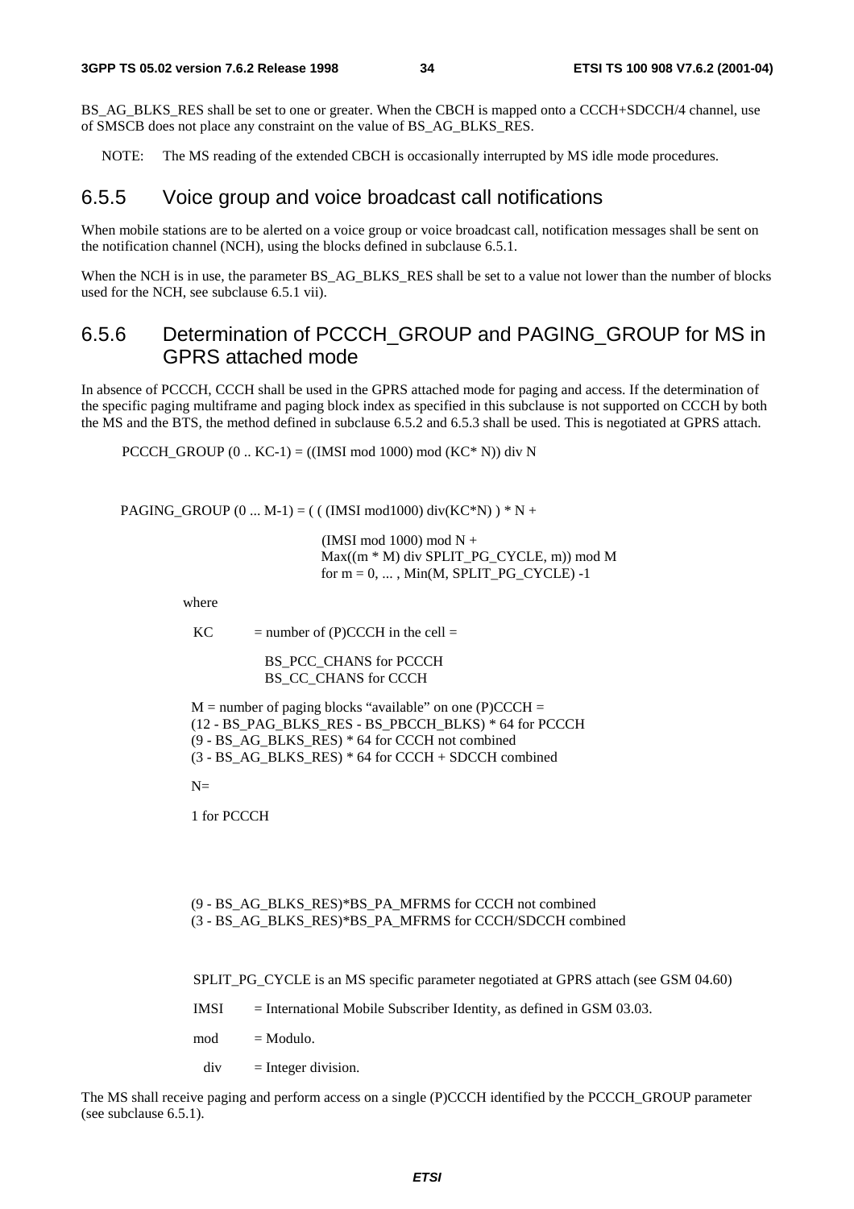BS_AG_BLKS_RES shall be set to one or greater. When the CBCH is mapped onto a CCCH+SDCCH/4 channel, use of SMSCB does not place any constraint on the value of BS_AG_BLKS_RES.

NOTE: The MS reading of the extended CBCH is occasionally interrupted by MS idle mode procedures.

### 6.5.5 Voice group and voice broadcast call notifications

When mobile stations are to be alerted on a voice group or voice broadcast call, notification messages shall be sent on the notification channel (NCH), using the blocks defined in subclause 6.5.1.

When the NCH is in use, the parameter BS_AG_BLKS_RES shall be set to a value not lower than the number of blocks used for the NCH, see subclause 6.5.1 vii).

### 6.5.6 Determination of PCCCH_GROUP and PAGING_GROUP for MS in GPRS attached mode

In absence of PCCCH, CCCH shall be used in the GPRS attached mode for paging and access. If the determination of the specific paging multiframe and paging block index as specified in this subclause is not supported on CCCH by both the MS and the BTS, the method defined in subclause 6.5.2 and 6.5.3 shall be used. This is negotiated at GPRS attach.

PCCCH_GROUP (0 .. KC-1) = ((IMSI mod 1000) mod (KC* N)) div N

PAGING_GROUP (0 ... M-1) = ( ( (IMSI mod1000) div(KC*N) ) * N +
(IMSI mod 1000) mod N +
Max((m * M) div SPLIT_PG_CYCLE, m)) mod M
for m = 0, ... , Min(M, SPLIT_PG_CYCLE) -1

where

KC = number of (P)CCCH in the cell =
BS_PCC_CHANS for PCCCH
BS_CC_CHANS for CCCH

M = number of paging blocks "available" on one (P)CCCH =
(12 - BS_PAG_BLKS_RES - BS_PBCCH_BLKS) * 64 for PCCCH
(9 - BS_AG_BLKS_RES) * 64 for CCCH not combined
(3 - BS_AG_BLKS_RES) * 64 for CCCH + SDCCH combined

N=

1 for PCCCH

(9 - BS_AG_BLKS_RES)*BS_PA_MFRMS for CCCH not combined
(3 - BS_AG_BLKS_RES)*BS_PA_MFRMS for CCCH/SDCCH combined

SPLIT_PG_CYCLE is an MS specific parameter negotiated at GPRS attach (see GSM 04.60)

IMSI = International Mobile Subscriber Identity, as defined in GSM 03.03.

mod = Modulo.

div = Integer division.

The MS shall receive paging and perform access on a single (P)CCCH identified by the PCCCH_GROUP parameter (see subclause 6.5.1).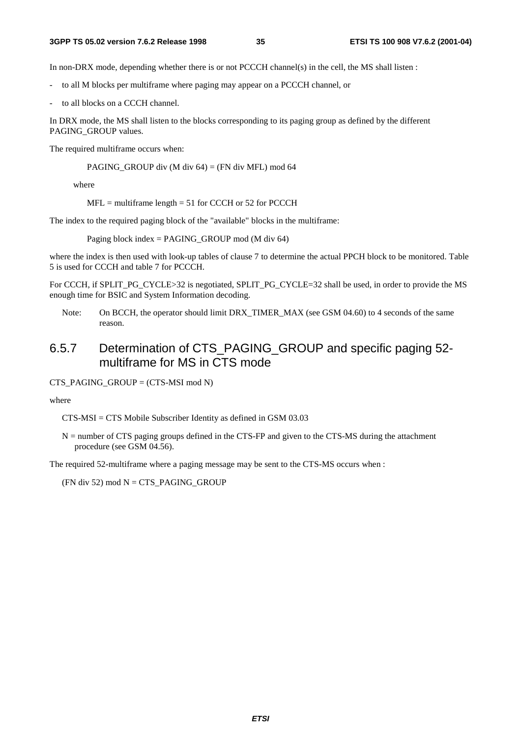In non-DRX mode, depending whether there is or not PCCCH channel(s) in the cell, the MS shall listen :

- to all M blocks per multiframe where paging may appear on a PCCCH channel, or
- to all blocks on a CCCH channel.

In DRX mode, the MS shall listen to the blocks corresponding to its paging group as defined by the different PAGING_GROUP values.

The required multiframe occurs when:

PAGING_GROUP div (M div 64) = (FN div MFL) mod 64

where

MFL = multiframe length = 51 for CCCH or 52 for PCCCH

The index to the required paging block of the "available" blocks in the multiframe:

Paging block index = PAGING_GROUP mod (M div 64)

where the index is then used with look-up tables of clause 7 to determine the actual PPCH block to be monitored. Table 5 is used for CCCH and table 7 for PCCCH.

For CCCH, if SPLIT_PG_CYCLE>32 is negotiated, SPLIT_PG_CYCLE=32 shall be used, in order to provide the MS enough time for BSIC and System Information decoding.

Note: On BCCH, the operator should limit DRX_TIMER_MAX (see GSM 04.60) to 4 seconds of the same reason.

## 6.5.7 Determination of CTS_PAGING_GROUP and specific paging 52-multiframe for MS in CTS mode

CTS_PAGING_GROUP = (CTS-MSI mod N)

where

CTS-MSI = CTS Mobile Subscriber Identity as defined in GSM 03.03

N = number of CTS paging groups defined in the CTS-FP and given to the CTS-MS during the attachment procedure (see GSM 04.56).

The required 52-multiframe where a paging message may be sent to the CTS-MS occurs when :

(FN div 52) mod N = CTS_PAGING_GROUP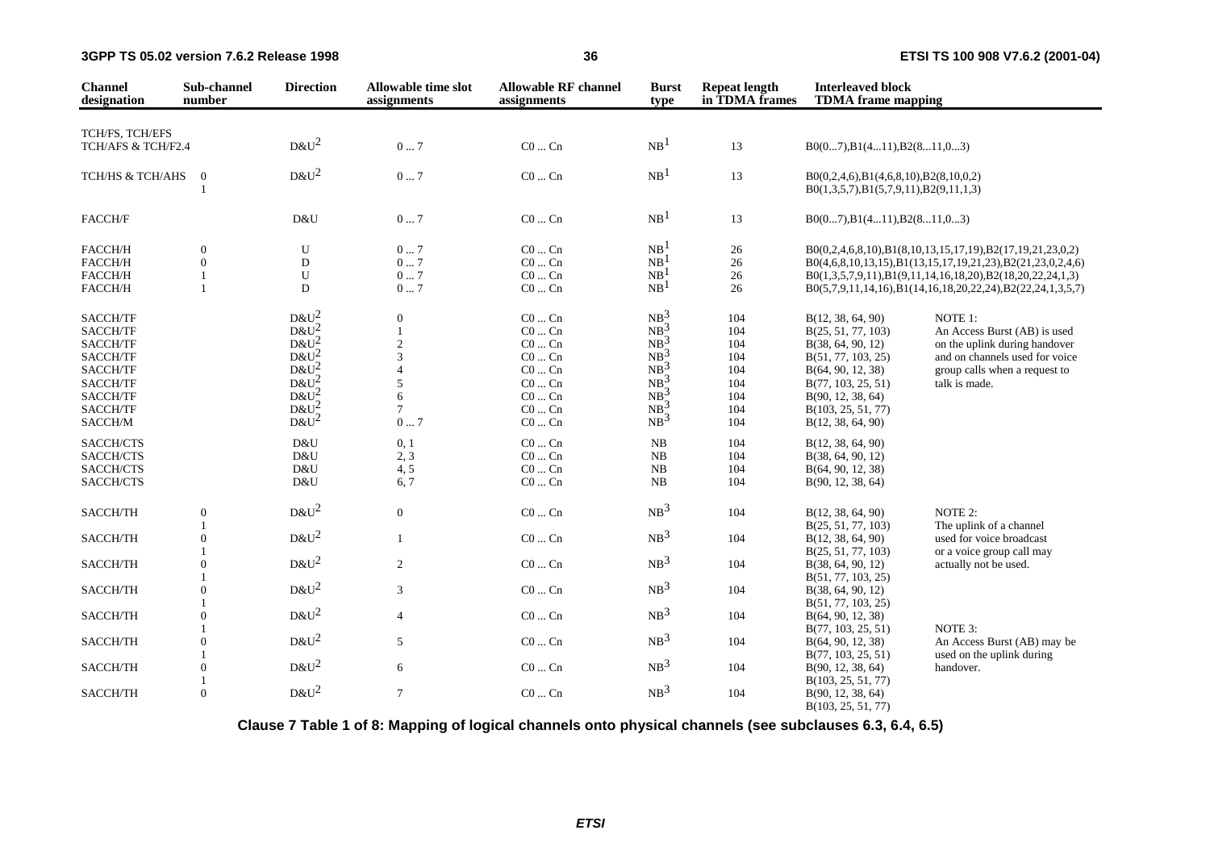| Channel designation | Sub-channel number | Direction | Allowable time slot assignments | Allowable RF channel assignments | Burst type | Repeat length in TDMA frames | Interleaved block TDMA frame mapping | |
|---|---|---|---|---|---|---|---|---|
| TCH/FS, TCH/EFS TCH/AFS & TCH/F2.4 | | D&U[2] | 0 ... 7 | C0 ... Cn | NB[1] | 13 | B0(0...7),B1(4...11),B2(8...11,0...3) | |
| TCH/HS & TCH/AHS | 0 | D&U[2] | 0 ... 7 | C0 ... Cn | NB[1] | 13 | B0(0,2,4,6),B1(4,6,8,10),B2(8,10,0,2) | |
| | 1 | | | | | | B0(1,3,5,7),B1(5,7,9,11),B2(9,11,1,3) | |
| FACCH/F | | D&U | 0 ... 7 | C0 ... Cn | NB[1] | 13 | B0(0...7),B1(4...11),B2(8...11,0...3) | |
| FACCH/H | 0 | U | 0 ... 7 | C0 ... Cn | NB[1] | 26 | B0(0,2,4,6,8,10),B1(8,10,13,15,17,19),B2(17,19,21,23,0,2) | |
| FACCH/H | 0 | D | 0 ... 7 | C0 ... Cn | NB[1] | 26 | B0(4,6,8,10,13,15),B1(13,15,17,19,21,23),B2(21,23,0,2,4,6) | |
| FACCH/H | 1 | U | 0 ... 7 | C0 ... Cn | NB[1] | 26 | B0(1,3,5,7,9,11),B1(9,11,14,16,18,20),B2(18,20,22,24,1,3) | |
| FACCH/H | 1 | D | 0 ... 7 | C0 ... Cn | NB[1] | 26 | B0(5,7,9,11,14,16),B1(14,16,18,20,22,24),B2(22,24,1,3,5,7) | |
| SACCH/TF | | D&U[2] | 0 | C0 ... Cn | NB[3] | 104 | B(12, 38, 64, 90) | NOTE 1: |
| SACCH/TF | | D&U[2] | 1 | C0 ... Cn | NB[3] | 104 | B(25, 51, 77, 103) | An Access Burst (AB) is used |
| SACCH/TF | | D&U[2] | 2 | C0 ... Cn | NB[3] | 104 | B(38, 64, 90, 12) | on the uplink during handover |
| SACCH/TF | | D&U[2] | 3 | C0 ... Cn | NB[3] | 104 | B(51, 77, 103, 25) | and on channels used for voice |
| SACCH/TF | | D&U[2] | 4 | C0 ... Cn | NB[3] | 104 | B(64, 90, 12, 38) | group calls when a request to |
| SACCH/TF | | D&U[2] | 5 | C0 ... Cn | NB[3] | 104 | B(77, 103, 25, 51) | talk is made. |
| SACCH/TF | | D&U[2] | 6 | C0 ... Cn | NB[3] | 104 | B(90, 12, 38, 64) | |
| SACCH/TF | | D&U[2] | 7 | C0 ... Cn | NB[3] | 104 | B(103, 25, 51, 77) | |
| SACCH/M | | D&U[2] | 0 ... 7 | C0 ... Cn | NB[3] | 104 | B(12, 38, 64, 90) | |
| SACCH/CTS | | D&U | 0, 1 | C0 ... Cn | NB | 104 | B(12, 38, 64, 90) | |
| SACCH/CTS | | D&U | 2, 3 | C0 ... Cn | NB | 104 | B(38, 64, 90, 12) | |
| SACCH/CTS | | D&U | 4, 5 | C0 ... Cn | NB | 104 | B(64, 90, 12, 38) | |
| SACCH/CTS | | D&U | 6, 7 | C0 ... Cn | NB | 104 | B(90, 12, 38, 64) | |
| SACCH/TH | 0 | D&U[2] | 0 | C0 ... Cn | NB[3] | 104 | B(12, 38, 64, 90) | NOTE 2: |
| | 1 | | | | | | B(25, 51, 77, 103) | The uplink of a channel |
| SACCH/TH | 0 | D&U[2] | 1 | C0 ... Cn | NB[3] | 104 | B(12, 38, 64, 90) | used for voice broadcast |
| | 1 | | | | | | B(25, 51, 77, 103) | or a voice group call may |
| SACCH/TH | 0 | D&U[2] | 2 | C0 ... Cn | NB[3] | 104 | B(38, 64, 90, 12) | actually not be used. |
| | 1 | | | | | | B(51, 77, 103, 25) | |
| SACCH/TH | 0 | D&U[2] | 3 | C0 ... Cn | NB[3] | 104 | B(38, 64, 90, 12) | |
| | 1 | | | | | | B(51, 77, 103, 25) | |
| SACCH/TH | 0 | D&U[2] | 4 | C0 ... Cn | NB[3] | 104 | B(64, 90, 12, 38) | |
| | 1 | | | | | | B(77, 103, 25, 51) | NOTE 3: |
| SACCH/TH | 0 | D&U[2] | 5 | C0 ... Cn | NB[3] | 104 | B(64, 90, 12, 38) | An Access Burst (AB) may be |
| | 1 | | | | | | B(77, 103, 25, 51) | used on the uplink during |
| SACCH/TH | 0 | D&U[2] | 6 | C0 ... Cn | NB[3] | 104 | B(90, 12, 38, 64) | handover. |
| | 1 | | | | | | B(103, 25, 51, 77) | |
| SACCH/TH | 0 | D&U[2] | 7 | C0 ... Cn | NB[3] | 104 | B(90, 12, 38, 64) | |
| | 1 | | | | | | B(103, 25, 51, 77) | |

**Clause 7 Table 1 of 8: Mapping of logical channels onto physical channels (see subclauses 6.3, 6.4, 6.5)**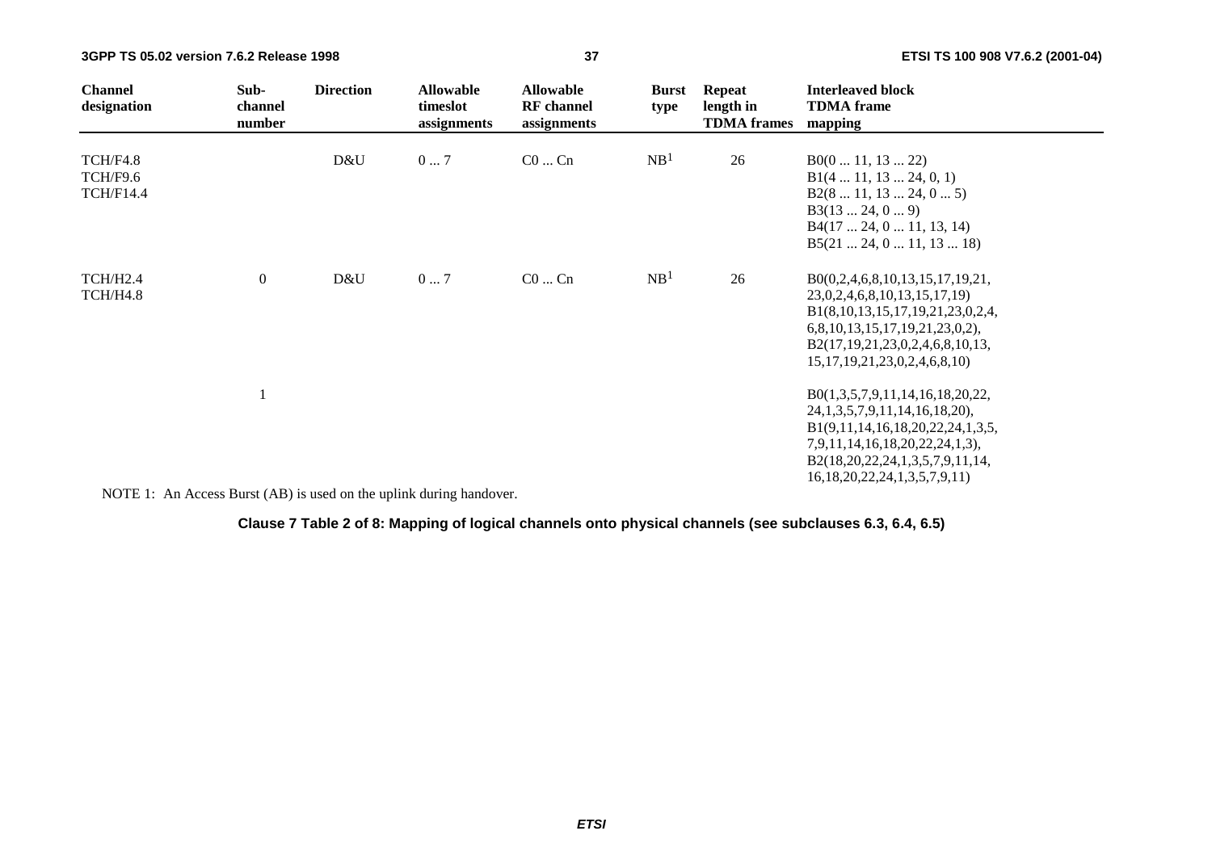| Channel designation | Sub-channel number | Direction | Allowable timeslot assignments | Allowable RF channel assignments | Burst type | Repeat length in TDMA frames | Interleaved block TDMA frame mapping |
|---|---|---|---|---|---|---|---|
| TCH/F4.8<br>TCH/F9.6<br>TCH/F14.4 | | D&U | 0 ... 7 | C0 ... Cn | NB[1] | 26 | B0(0 ... 11, 13 ... 22)<br>B1(4 ... 11, 13 ... 24, 0, 1)<br>B2(8 ... 11, 13 ... 24, 0 ... 5)<br>B3(13 ... 24, 0 ... 9)<br>B4(17 ... 24, 0 ... 11, 13, 14)<br>B5(21 ... 24, 0 ... 11, 13 ... 18) |
| TCH/H2.4<br>TCH/H4.8 | 0 | D&U | 0 ... 7 | C0 ... Cn | NB[1] | 26 | B0(0,2,4,6,8,10,13,15,17,19,21,<br>23,0,2,4,6,8,10,13,15,17,19)<br>B1(8,10,13,15,17,19,21,23,0,2,4,<br>6,8,10,13,15,17,19,21,23,0,2),<br>B2(17,19,21,23,0,2,4,6,8,10,13,<br>15,17,19,21,23,0,2,4,6,8,10) |
| | 1 | | | | | | B0(1,3,5,7,9,11,14,16,18,20,22,<br>24,1,3,5,7,9,11,14,16,18,20),<br>B1(9,11,14,16,18,20,22,24,1,3,5,<br>7,9,11,14,16,18,20,22,24,1,3),<br>B2(18,20,22,24,1,3,5,7,9,11,14,<br>16,18,20,22,24,1,3,5,7,9,11) |

NOTE 1: An Access Burst (AB) is used on the uplink during handover.

**Clause 7 Table 2 of 8: Mapping of logical channels onto physical channels (see subclauses 6.3, 6.4, 6.5)**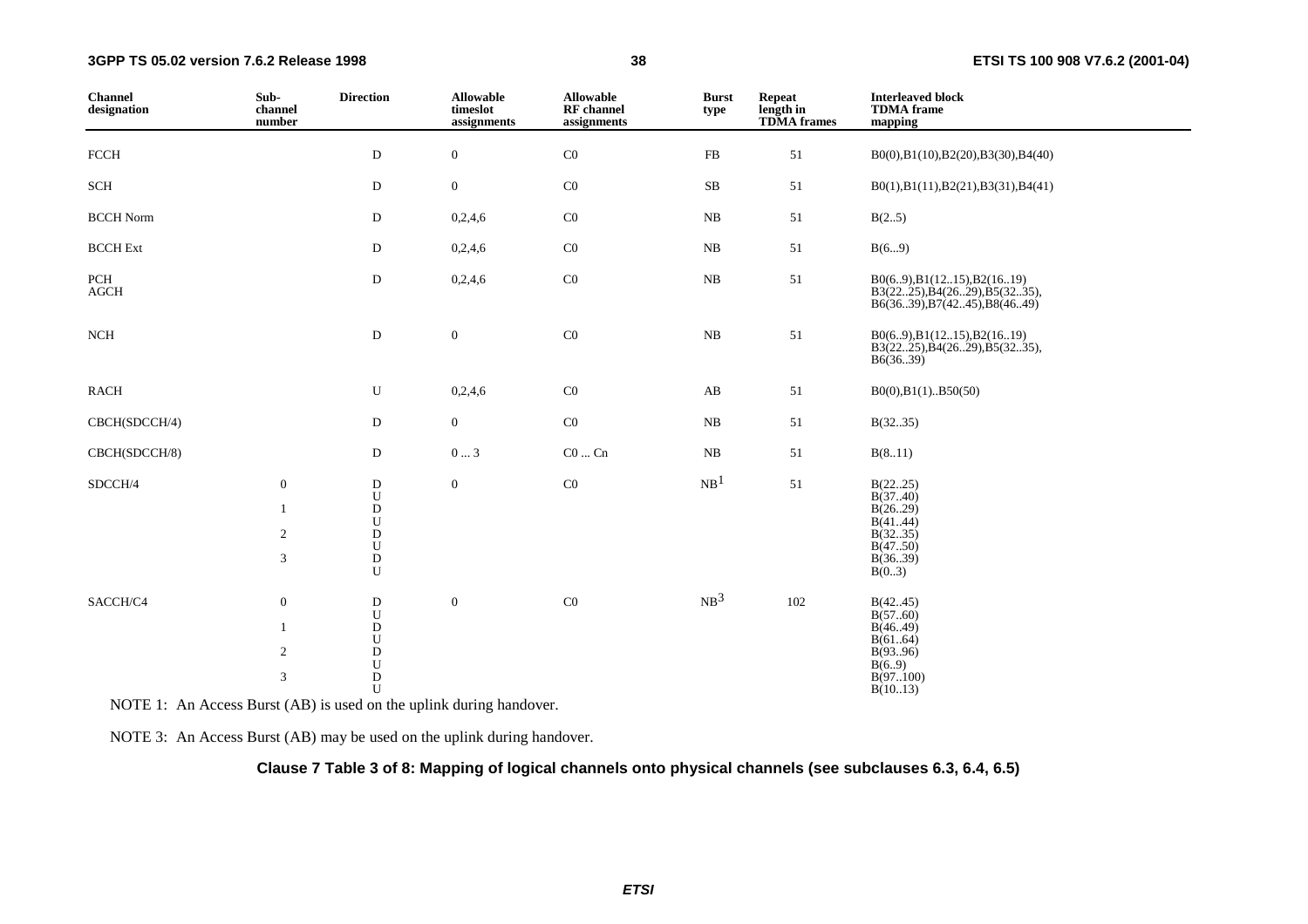| Channel designation | Sub-channel number | Direction | Allowable timeslot assignments | Allowable RF channel assignments | Burst type | Repeat length in TDMA frames | Interleaved block TDMA frame mapping |
|---|---|---|---|---|---|---|---|
| FCCH | | D | 0 | C0 | FB | 51 | B0(0),B1(10),B2(20),B3(30),B4(40) |
| SCH | | D | 0 | C0 | SB | 51 | B0(1),B1(11),B2(21),B3(31),B4(41) |
| BCCH Norm | | D | 0,2,4,6 | C0 | NB | 51 | B(2..5) |
| BCCH Ext | | D | 0,2,4,6 | C0 | NB | 51 | B(6...9) |
| PCH AGCH | | D | 0,2,4,6 | C0 | NB | 51 | B0(6..9),B1(12..15),B2(16..19) B3(22..25),B4(26..29),B5(32..35), B6(36..39),B7(42..45),B8(46..49) |
| NCH | | D | 0 | C0 | NB | 51 | B0(6..9),B1(12..15),B2(16..19) B3(22..25),B4(26..29),B5(32..35), B6(36..39) |
| RACH | | U | 0,2,4,6 | C0 | AB | 51 | B0(0),B1(1)..B50(50) |
| CBCH(SDCCH/4) | | D | 0 | C0 | NB | 51 | B(32..35) |
| CBCH(SDCCH/8) | | D | 0 ... 3 | C0 ... Cn | NB | 51 | B(8..11) |
| SDCCH/4 | 0 | D | 0 | C0 | NB[1] | 51 | B(22..25) |
| | | U | | | | | B(37..40) |
| | 1 | D | | | | | B(26..29) |
| | | U | | | | | B(41..44) |
| | 2 | D | | | | | B(32..35) |
| | | U | | | | | B(47..50) |
| | 3 | D | | | | | B(36..39) |
| | | U | | | | | B(0..3) |
| SACCH/C4 | 0 | D | 0 | C0 | NB[3] | 102 | B(42..45) |
| | | U | | | | | B(57..60) |
| | 1 | D | | | | | B(46..49) |
| | | U | | | | | B(61..64) |
| | 2 | D | | | | | B(93..96) |
| | | U | | | | | B(6..9) |
| | 3 | D | | | | | B(97..100) |
| | | U | | | | | B(10..13) |

NOTE 1: An Access Burst (AB) is used on the uplink during handover.

NOTE 3: An Access Burst (AB) may be used on the uplink during handover.

**Clause 7 Table 3 of 8: Mapping of logical channels onto physical channels (see subclauses 6.3, 6.4, 6.5)**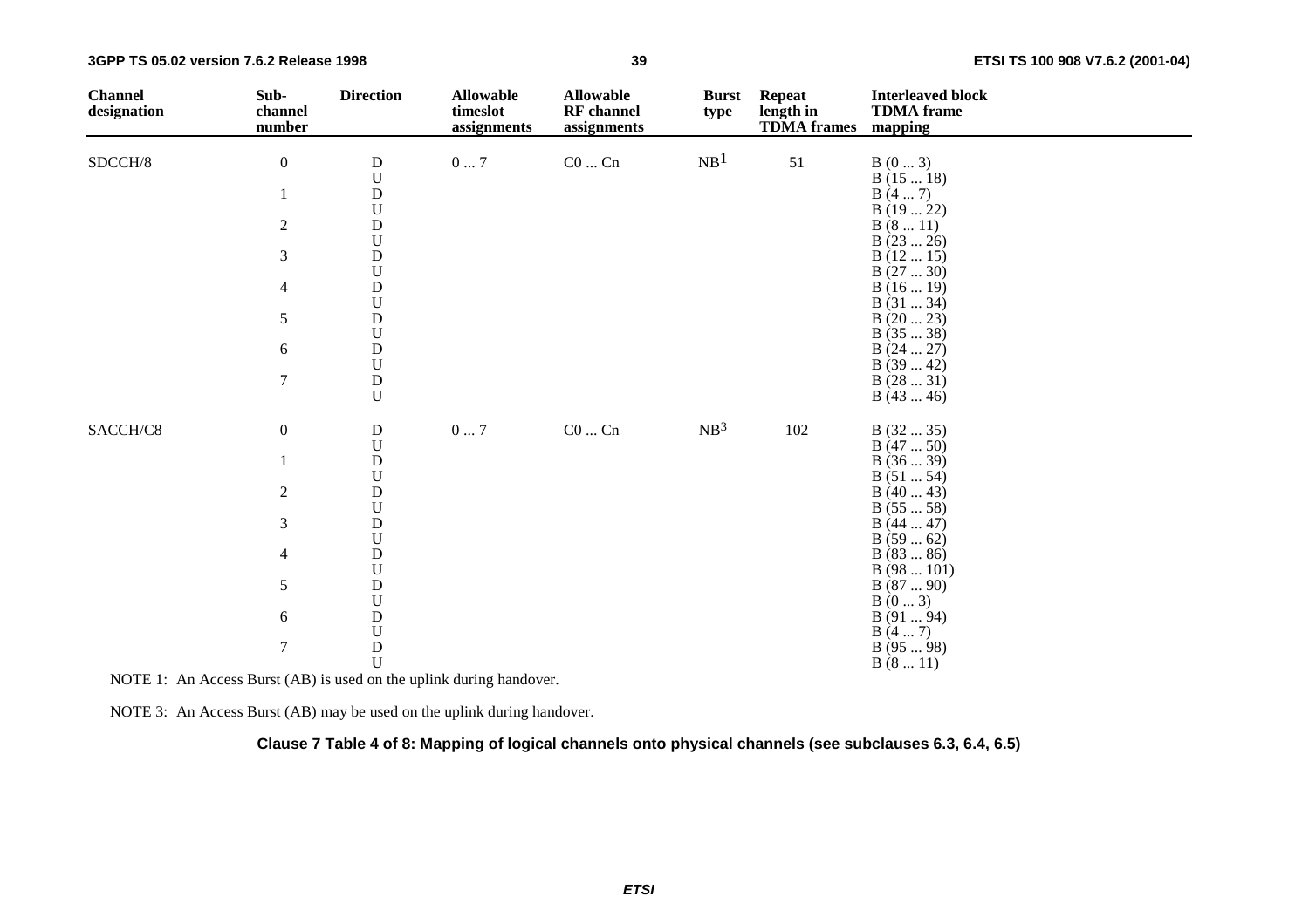| Channel designation | Sub-channel number | Direction | Allowable timeslot assignments | Allowable RF channel assignments | Burst type | Repeat length in TDMA frames | Interleaved block TDMA frame mapping |
|---|---|---|---|---|---|---|---|
| SDCCH/8 | 0 | D | 0 ... 7 | C0 ... Cn | NB[1] | 51 | B (0 ... 3) |
| | | U | | | | | B (15 ... 18) |
| | 1 | D | | | | | B (4 ... 7) |
| | | U | | | | | B (19 ... 22) |
| | 2 | D | | | | | B (8 ... 11) |
| | | U | | | | | B (23 ... 26) |
| | 3 | D | | | | | B (12 ... 15) |
| | | U | | | | | B (27 ... 30) |
| | 4 | D | | | | | B (16 ... 19) |
| | | U | | | | | B (31 ... 34) |
| | 5 | D | | | | | B (20 ... 23) |
| | | U | | | | | B (35 ... 38) |
| | 6 | D | | | | | B (24 ... 27) |
| | | U | | | | | B (39 ... 42) |
| | 7 | D | | | | | B (28 ... 31) |
| | | U | | | | | B (43 ... 46) |
| SACCH/C8 | 0 | D | 0 ... 7 | C0 ... Cn | NB[3] | 102 | B (32 ... 35) |
| | | U | | | | | B (47 ... 50) |
| | 1 | D | | | | | B (36 ... 39) |
| | | U | | | | | B (51 ... 54) |
| | 2 | D | | | | | B (40 ... 43) |
| | | U | | | | | B (55 ... 58) |
| | 3 | D | | | | | B (44 ... 47) |
| | | U | | | | | B (59 ... 62) |
| | 4 | D | | | | | B (83 ... 86) |
| | | U | | | | | B (98 ... 101) |
| | 5 | D | | | | | B (87 ... 90) |
| | | U | | | | | B (0 ... 3) |
| | 6 | D | | | | | B (91 ... 94) |
| | | U | | | | | B (4 ... 7) |
| | 7 | D | | | | | B (95 ... 98) |
| | | U | | | | | B (8 ... 11) |

NOTE 1: An Access Burst (AB) is used on the uplink during handover.

NOTE 3: An Access Burst (AB) may be used on the uplink during handover.

**Clause 7 Table 4 of 8: Mapping of logical channels onto physical channels (see subclauses 6.3, 6.4, 6.5)**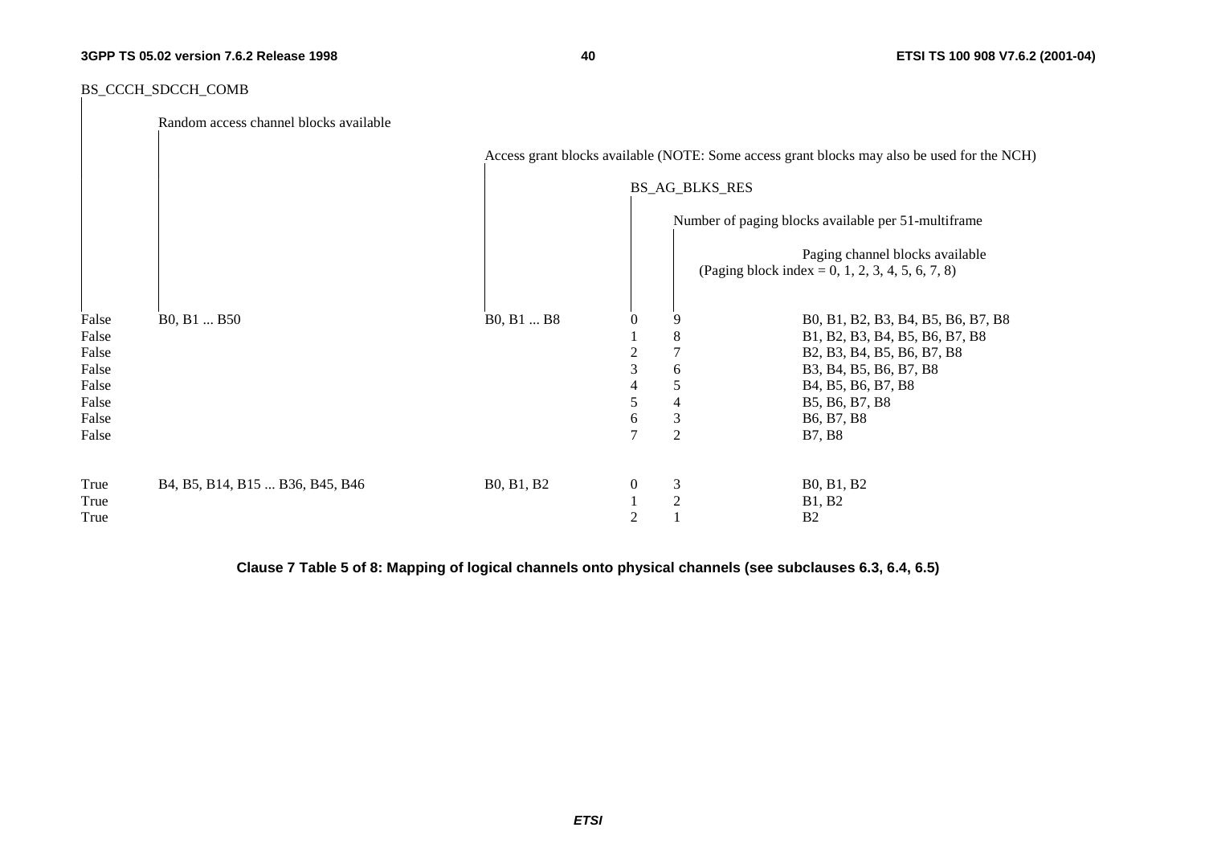| BS_CCCH_SDCCH_COMB | Random access channel blocks available | Access grant blocks available (NOTE: Some access grant blocks may also be used for the NCH) | BS_AG_BLKS_RES | Number of paging blocks available per 51-multiframe | Paging channel blocks available (Paging block index = 0, 1, 2, 3, 4, 5, 6, 7, 8) |
|---|---|---|---|---|---|
| False | B0, B1 ... B50 | B0, B1 ... B8 | 0 | 9 | B0, B1, B2, B3, B4, B5, B6, B7, B8 |
| False | | | 1 | 8 | B1, B2, B3, B4, B5, B6, B7, B8 |
| False | | | 2 | 7 | B2, B3, B4, B5, B6, B7, B8 |
| False | | | 3 | 6 | B3, B4, B5, B6, B7, B8 |
| False | | | 4 | 5 | B4, B5, B6, B7, B8 |
| False | | | 5 | 4 | B5, B6, B7, B8 |
| False | | | 6 | 3 | B6, B7, B8 |
| False | | | 7 | 2 | B7, B8 |
| True | B4, B5, B14, B15 ... B36, B45, B46 | B0, B1, B2 | 0 | 3 | B0, B1, B2 |
| True | | | 1 | 2 | B1, B2 |
| True | | | 2 | 1 | B2 |

**Clause 7 Table 5 of 8: Mapping of logical channels onto physical channels (see subclauses 6.3, 6.4, 6.5)**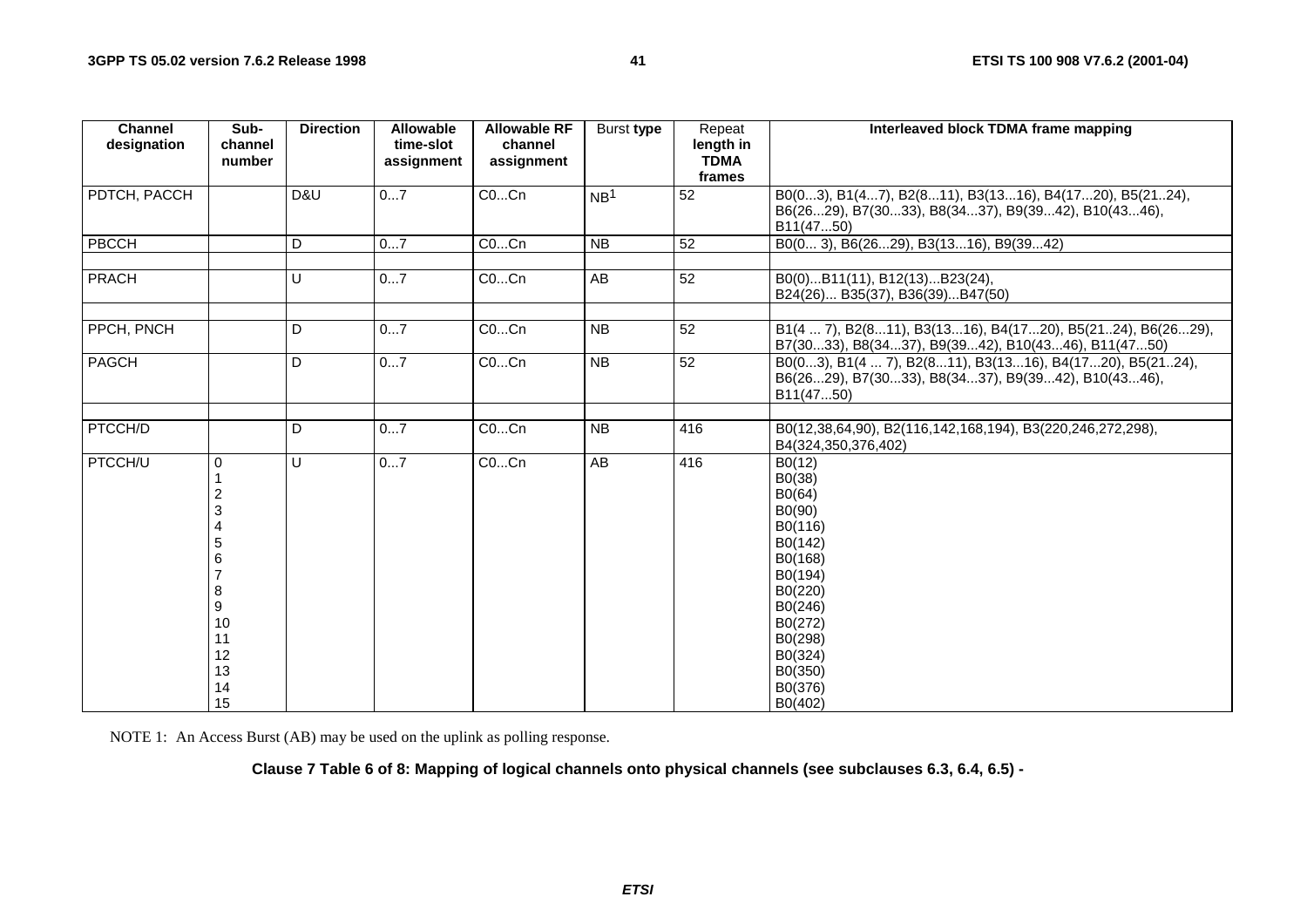| Channel designation | Sub-channel number | Direction | Allowable time-slot assignment | Allowable RF channel assignment | Burst type | Repeat length in TDMA frames | Interleaved block TDMA frame mapping |
|---|---|---|---|---|---|---|---|
| PDTCH, PACCH | | D&U | 0...7 | C0...Cn | NB[1] | 52 | B0(0...3), B1(4...7), B2(8...11), B3(13...16), B4(17...20), B5(21..24), B6(26...29), B7(30...33), B8(34...37), B9(39...42), B10(43...46), B11(47...50) |
| PBCCH | | D | 0...7 | C0...Cn | NB | 52 | B0(0... 3), B6(26...29), B3(13...16), B9(39...42) |
| | | | | | | | |
| PRACH | | U | 0...7 | C0...Cn | AB | 52 | B0(0)...B11(11), B12(13)...B23(24), B24(26)... B35(37), B36(39)...B47(50) |
| | | | | | | | |
| PPCH, PNCH | | D | 0...7 | C0...Cn | NB | 52 | B1(4 ... 7), B2(8...11), B3(13...16), B4(17...20), B5(21..24), B6(26...29), B7(30...33), B8(34...37), B9(39...42), B10(43...46), B11(47...50) |
| PAGCH | | D | 0...7 | C0...Cn | NB | 52 | B0(0...3), B1(4 ... 7), B2(8...11), B3(13...16), B4(17...20), B5(21..24), B6(26...29), B7(30...33), B8(34...37), B9(39...42), B10(43...46), B11(47...50) |
| | | | | | | | |
| PTCCH/D | | D | 0...7 | C0...Cn | NB | 416 | B0(12,38,64,90), B2(116,142,168,194), B3(220,246,272,298), B4(324,350,376,402) |
| PTCCH/U | 0 | U | 0...7 | C0...Cn | AB | 416 | B0(12) |
| | 1 | | | | | | B0(38) |
| | 2 | | | | | | B0(64) |
| | 3 | | | | | | B0(90) |
| | 4 | | | | | | B0(116) |
| | 5 | | | | | | B0(142) |
| | 6 | | | | | | B0(168) |
| | 7 | | | | | | B0(194) |
| | 8 | | | | | | B0(220) |
| | 9 | | | | | | B0(246) |
| | 10 | | | | | | B0(272) |
| | 11 | | | | | | B0(298) |
| | 12 | | | | | | B0(324) |
| | 13 | | | | | | B0(350) |
| | 14 | | | | | | B0(376) |
| | 15 | | | | | | B0(402) |

NOTE 1: An Access Burst (AB) may be used on the uplink as polling response.

**Clause 7 Table 6 of 8: Mapping of logical channels onto physical channels (see subclauses 6.3, 6.4, 6.5) -**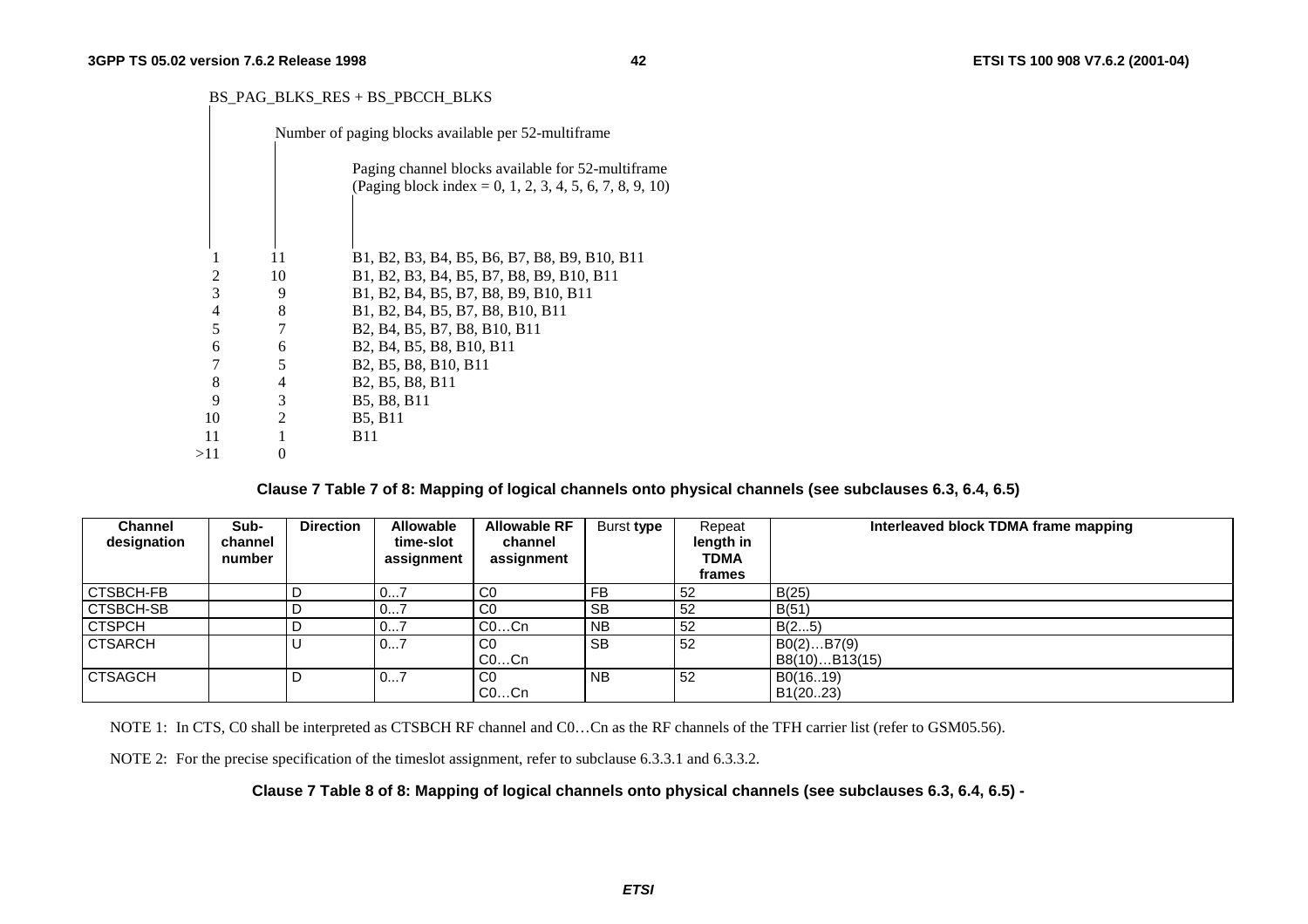| BS_PAG_BLKS_RES + BS_PBCCH_BLKS | Number of paging blocks available per 52-multiframe | Paging channel blocks available for 52-multiframe (Paging block index = 0, 1, 2, 3, 4, 5, 6, 7, 8, 9, 10) |
|---|---|---|
| 1 | 11 | B1, B2, B3, B4, B5, B6, B7, B8, B9, B10, B11 |
| 2 | 10 | B1, B2, B3, B4, B5, B7, B8, B9, B10, B11 |
| 3 | 9 | B1, B2, B4, B5, B7, B8, B9, B10, B11 |
| 4 | 8 | B1, B2, B4, B5, B7, B8, B10, B11 |
| 5 | 7 | B2, B4, B5, B7, B8, B10, B11 |
| 6 | 6 | B2, B4, B5, B8, B10, B11 |
| 7 | 5 | B2, B5, B8, B10, B11 |
| 8 | 4 | B2, B5, B8, B11 |
| 9 | 3 | B5, B8, B11 |
| 10 | 2 | B5, B11 |
| 11 | 1 | B11 |
| >11 | 0 | |

**Clause 7 Table 7 of 8: Mapping of logical channels onto physical channels (see subclauses 6.3, 6.4, 6.5)**

| Channel designation | Sub-channel number | Direction | Allowable time-slot assignment | Allowable RF channel assignment | Burst type | Repeat length in TDMA frames | Interleaved block TDMA frame mapping |
|---|---|---|---|---|---|---|---|
| CTSBCH-FB | | D | 0...7 | C0 | FB | 52 | B(25) |
| CTSBCH-SB | | D | 0...7 | C0 | SB | 52 | B(51) |
| CTSPCH | | D | 0...7 | C0…Cn | NB | 52 | B(2...5) |
| CTSARCH | | U | 0...7 | C0<br>C0…Cn | SB | 52 | B0(2)…B7(9)<br>B8(10)…B13(15) |
| CTSAGCH | | D | 0...7 | C0<br>C0…Cn | NB | 52 | B0(16..19)<br>B1(20..23) |

NOTE 1: In CTS, C0 shall be interpreted as CTSBCH RF channel and C0…Cn as the RF channels of the TFH carrier list (refer to GSM05.56).

NOTE 2: For the precise specification of the timeslot assignment, refer to subclause 6.3.3.1 and 6.3.3.2.

**Clause 7 Table 8 of 8: Mapping of logical channels onto physical channels (see subclauses 6.3, 6.4, 6.5) -**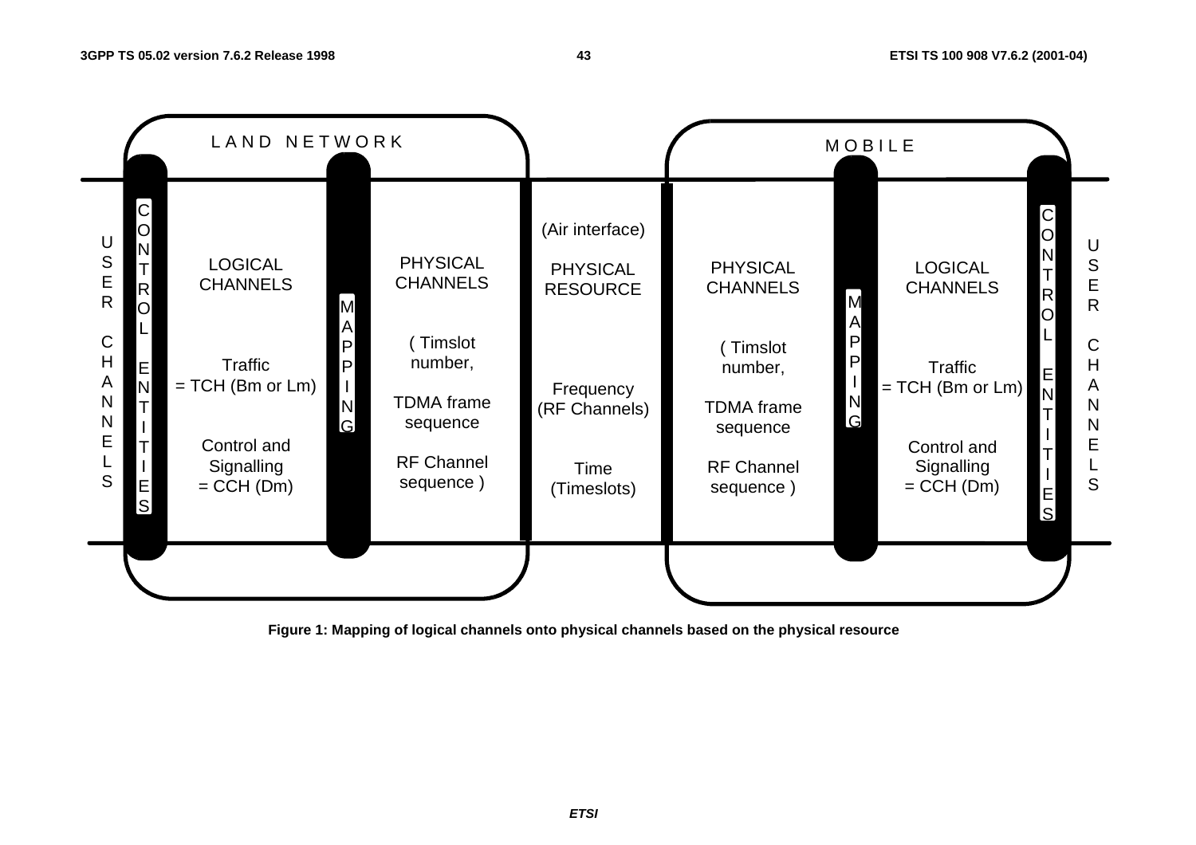| USER CHANNELS | CONTROL ENTITIES | LAND NETWORK: LOGICAL CHANNELS | MAPPING | LAND NETWORK: PHYSICAL CHANNELS | (Air interface) PHYSICAL RESOURCE | MOBILE: PHYSICAL CHANNELS | MAPPING | MOBILE: LOGICAL CHANNELS | CONTROL ENTITIES | USER CHANNELS |
|---|---|---|---|---|---|---|---|---|---|---|
| | | Traffic = TCH (Bm or Lm) | | ( Timslot number, | Frequency (RF Channels) | ( Timslot number, | | Traffic = TCH (Bm or Lm) | | |
| | | Control and Signalling = CCH (Dm) | | TDMA frame sequence | Time (Timeslots) | TDMA frame sequence | | Control and Signalling = CCH (Dm) | | |
| | | | | RF Channel sequence ) | | RF Channel sequence ) | | | | |

**Figure 1: Mapping of logical channels onto physical channels based on the physical resource**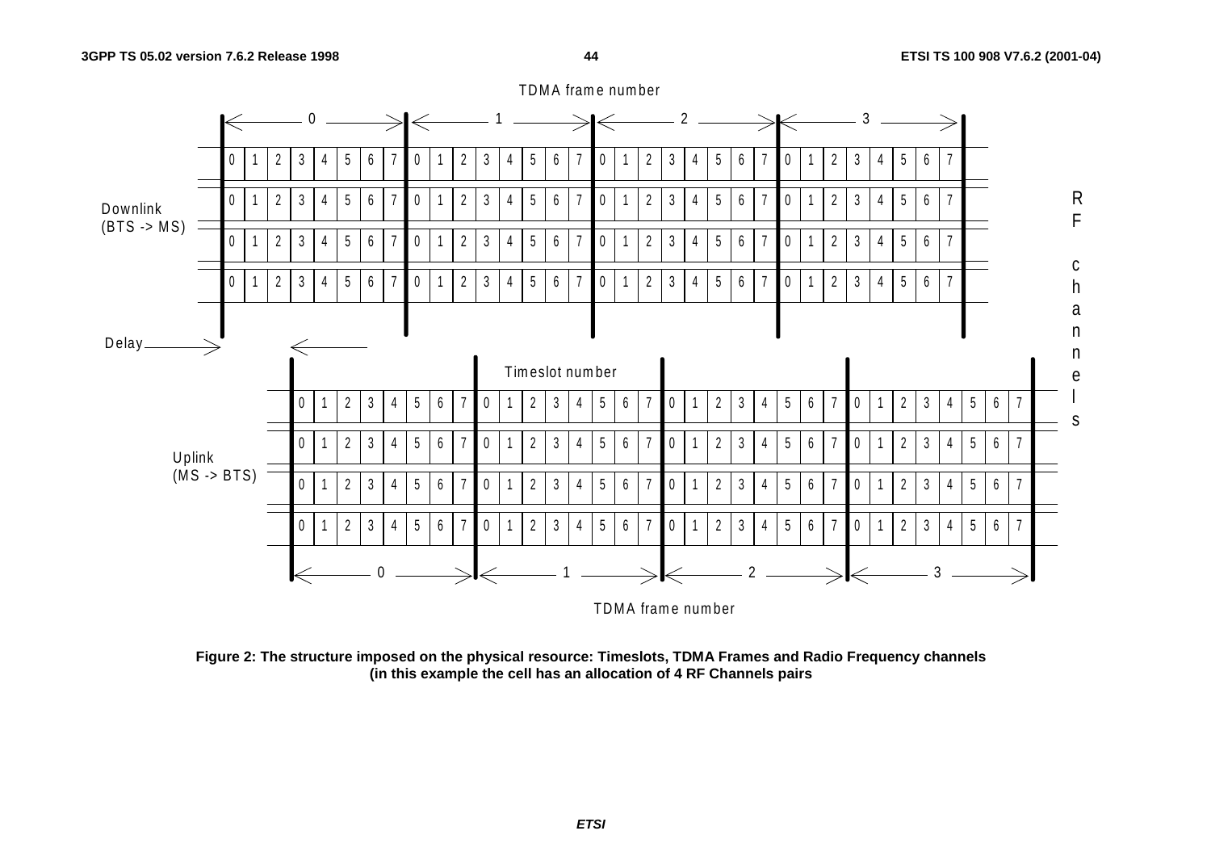TDMA frame number

| | 0 | | | | | | | | 1 | | | | | | | | 2 | | | | | | | | 3 | | | | | | | |
|---|---|---|---|---|---|---|---|---|---|---|---|---|---|---|---|---|---|---|---|---|---|---|---|---|---|---|---|---|---|---|---|---|
| Downlink (BTS -> MS) | 0 | 1 | 2 | 3 | 4 | 5 | 6 | 7 | 0 | 1 | 2 | 3 | 4 | 5 | 6 | 7 | 0 | 1 | 2 | 3 | 4 | 5 | 6 | 7 | 0 | 1 | 2 | 3 | 4 | 5 | 6 | 7 |
| | 0 | 1 | 2 | 3 | 4 | 5 | 6 | 7 | 0 | 1 | 2 | 3 | 4 | 5 | 6 | 7 | 0 | 1 | 2 | 3 | 4 | 5 | 6 | 7 | 0 | 1 | 2 | 3 | 4 | 5 | 6 | 7 |
| | 0 | 1 | 2 | 3 | 4 | 5 | 6 | 7 | 0 | 1 | 2 | 3 | 4 | 5 | 6 | 7 | 0 | 1 | 2 | 3 | 4 | 5 | 6 | 7 | 0 | 1 | 2 | 3 | 4 | 5 | 6 | 7 |
| | 0 | 1 | 2 | 3 | 4 | 5 | 6 | 7 | 0 | 1 | 2 | 3 | 4 | 5 | 6 | 7 | 0 | 1 | 2 | 3 | 4 | 5 | 6 | 7 | 0 | 1 | 2 | 3 | 4 | 5 | 6 | 7 |

Delay

Timeslot number

| | 0 | 1 | 2 | 3 | 4 | 5 | 6 | 7 | 0 | 1 | 2 | 3 | 4 | 5 | 6 | 7 | 0 | 1 | 2 | 3 | 4 | 5 | 6 | 7 | 0 | 1 | 2 | 3 | 4 | 5 | 6 | 7 |
|---|---|---|---|---|---|---|---|---|---|---|---|---|---|---|---|---|---|---|---|---|---|---|---|---|---|---|---|---|---|---|---|---|
| Uplink (MS -> BTS) | 0 | 1 | 2 | 3 | 4 | 5 | 6 | 7 | 0 | 1 | 2 | 3 | 4 | 5 | 6 | 7 | 0 | 1 | 2 | 3 | 4 | 5 | 6 | 7 | 0 | 1 | 2 | 3 | 4 | 5 | 6 | 7 |
| | 0 | 1 | 2 | 3 | 4 | 5 | 6 | 7 | 0 | 1 | 2 | 3 | 4 | 5 | 6 | 7 | 0 | 1 | 2 | 3 | 4 | 5 | 6 | 7 | 0 | 1 | 2 | 3 | 4 | 5 | 6 | 7 |
| | 0 | 1 | 2 | 3 | 4 | 5 | 6 | 7 | 0 | 1 | 2 | 3 | 4 | 5 | 6 | 7 | 0 | 1 | 2 | 3 | 4 | 5 | 6 | 7 | 0 | 1 | 2 | 3 | 4 | 5 | 6 | 7 |
| | 0 | 1 | 2 | 3 | 4 | 5 | 6 | 7 | 0 | 1 | 2 | 3 | 4 | 5 | 6 | 7 | 0 | 1 | 2 | 3 | 4 | 5 | 6 | 7 | 0 | 1 | 2 | 3 | 4 | 5 | 6 | 7 |
| | 0 | | | | | | | | 1 | | | | | | | | 2 | | | | | | | | 3 | | | | | | | |

TDMA frame number

RF channels

**Figure 2: The structure imposed on the physical resource: Timeslots, TDMA Frames and Radio Frequency channels (in this example the cell has an allocation of 4 RF Channels pairs**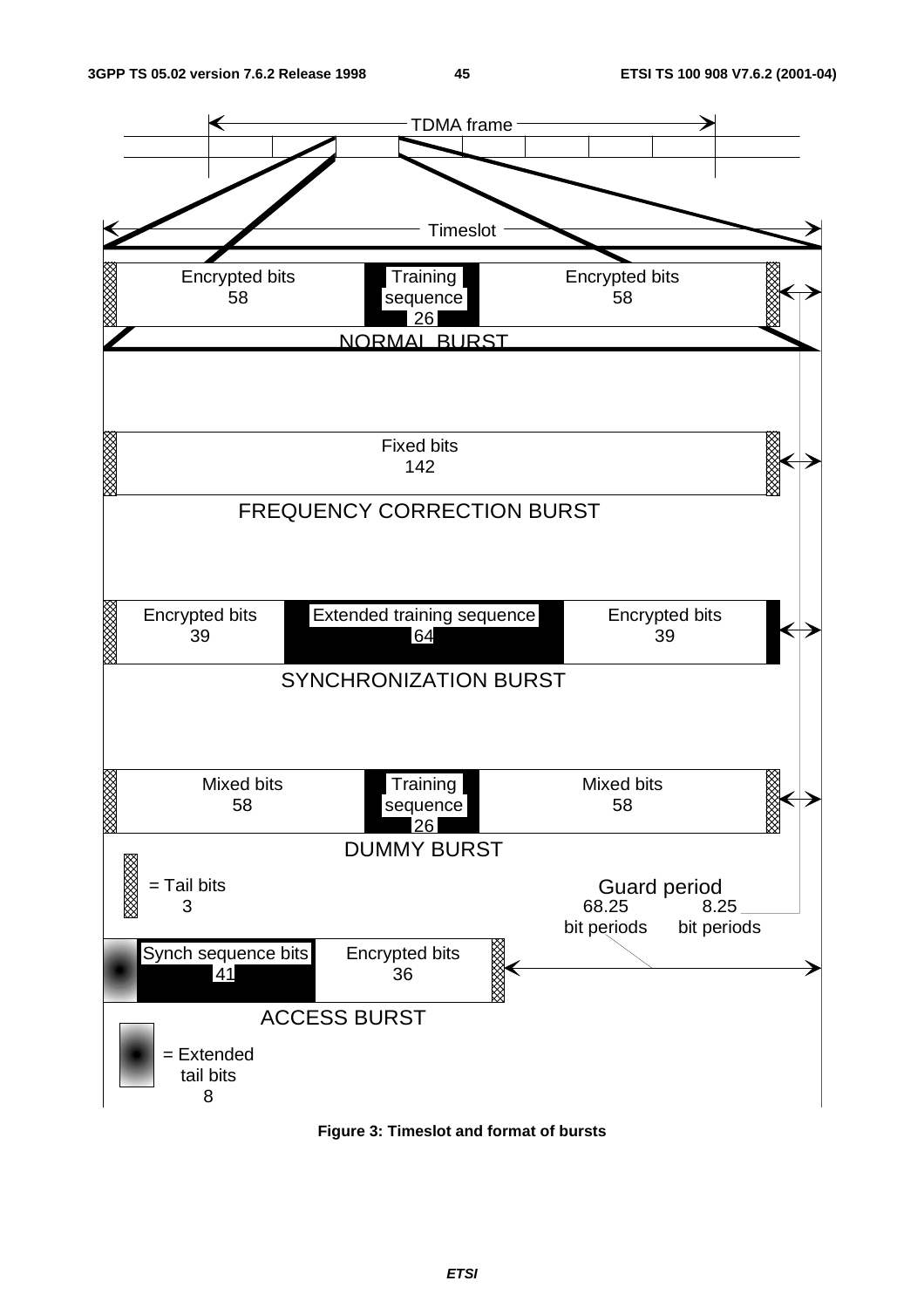TDMA frame

Timeslot

| Tail bits 3 | Encrypted bits 58 | Training sequence 26 | Encrypted bits 58 | Tail bits 3 | Guard period 8.25 bit periods |
|---|---|---|---|---|---|

NORMAL BURST

| Tail bits 3 | Fixed bits 142 | Tail bits 3 | Guard period 8.25 bit periods |
|---|---|---|---|

FREQUENCY CORRECTION BURST

| Tail bits 3 | Encrypted bits 39 | Extended training sequence 64 | Encrypted bits 39 | Tail bits 3 | Guard period 8.25 bit periods |
|---|---|---|---|---|---|

SYNCHRONIZATION BURST

| Tail bits 3 | Mixed bits 58 | Training sequence 26 | Mixed bits 58 | Tail bits 3 | Guard period 8.25 bit periods |
|---|---|---|---|---|---|

DUMMY BURST

= Tail bits 3

| Extended tail bits 8 | Synch sequence bits 41 | Encrypted bits 36 | Tail bits 3 | Guard period 68.25 bit periods |
|---|---|---|---|---|

ACCESS BURST

= Extended tail bits 8

**Figure 3: Timeslot and format of bursts**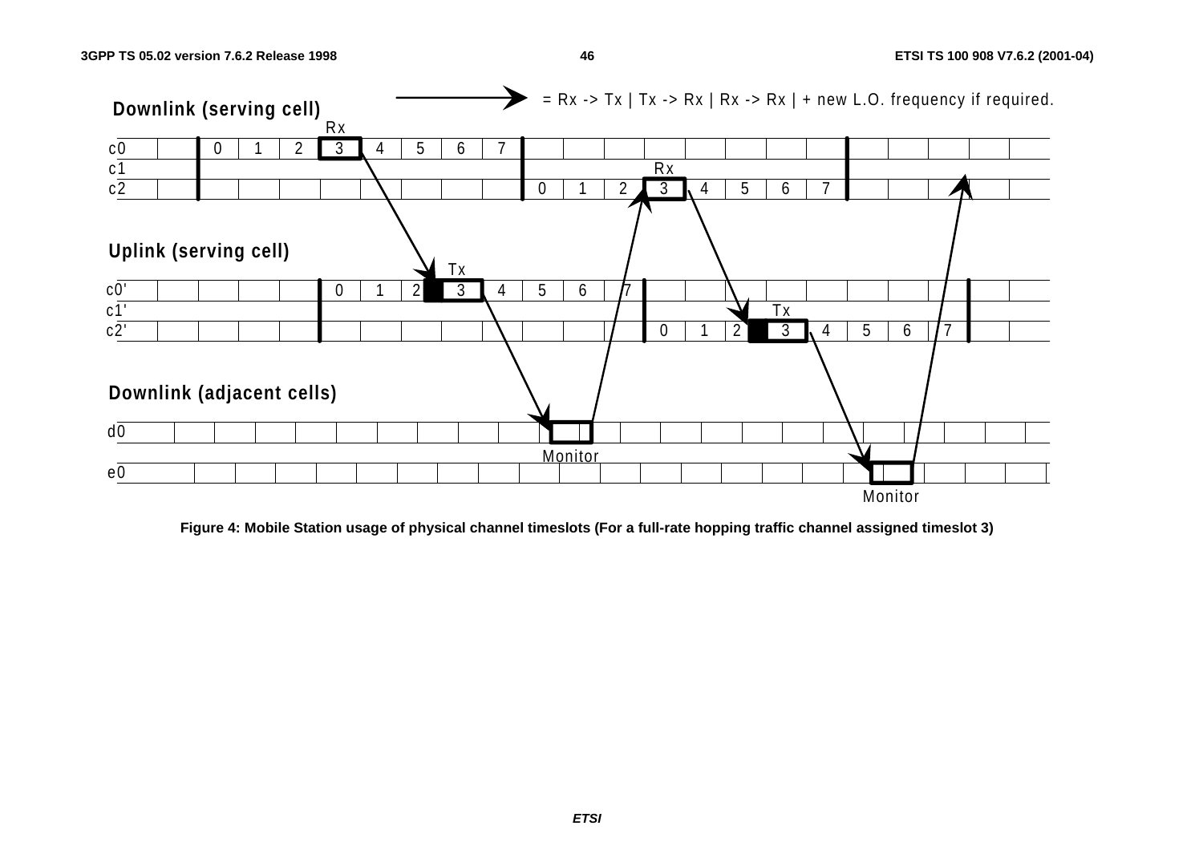= Rx -> Tx | Tx -> Rx | Rx -> Rx | + new L.O. frequency if required.

**Downlink (serving cell)**

**Uplink (serving cell)**

**Downlink (adjacent cells)**

**Figure 4: Mobile Station usage of physical channel timeslots (For a full-rate hopping traffic channel assigned timeslot 3)**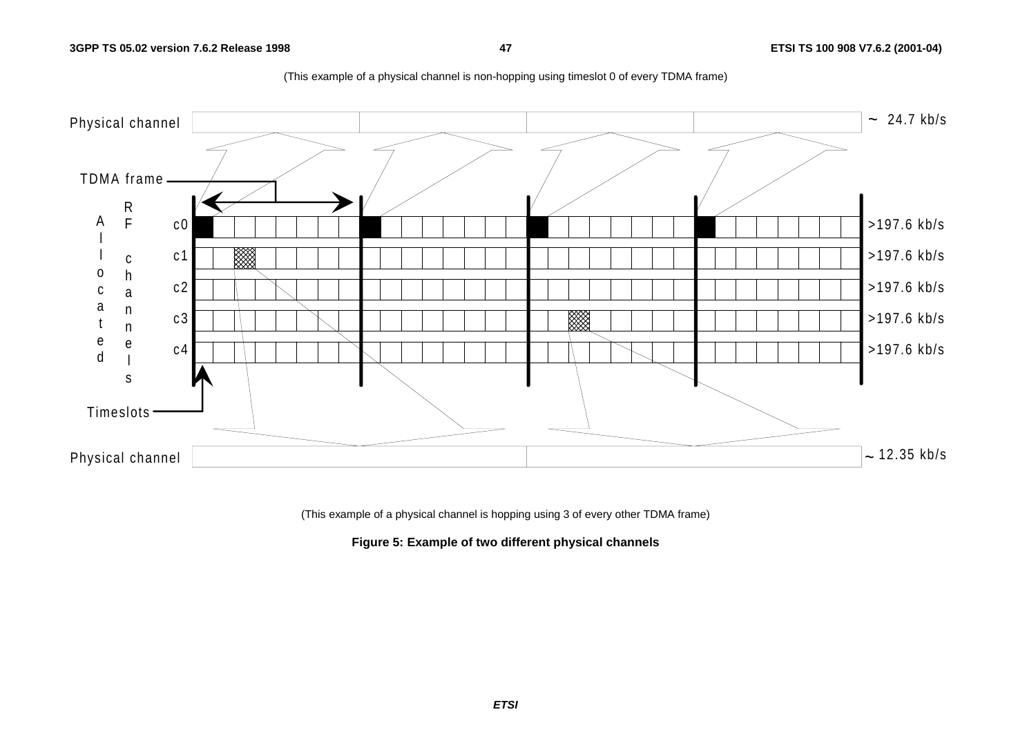(This example of a physical channel is non-hopping using timeslot 0 of every TDMA frame)

Physical channel ~ 24.7 kb/s

TDMA frame

Allocated RF channels

c0 >197.6 kb/s

c1 >197.6 kb/s

c2 >197.6 kb/s

c3 >197.6 kb/s

c4 >197.6 kb/s

Timeslots

Physical channel ~ 12.35 kb/s

(This example of a physical channel is hopping using 3 of every other TDMA frame)

**Figure 5: Example of two different physical channels**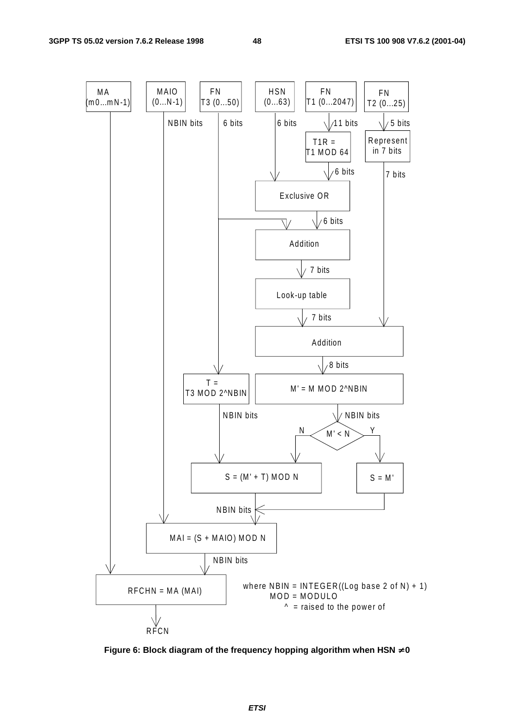MA ($m0...mN-1$)

MAIO ($0...N-1$)

FN T3 ($0...50$)

HSN ($0...63$)

FN T1 ($0...2047$)

FN T2 ($0...25$)

T1R = T1 MOD 64

Represent in 7 bits

Exclusive OR

Addition

Look-up table

Addition

T = T3 MOD 2^NBIN

M' = M MOD 2^NBIN

M' < N

S = (M' + T) MOD N

S = M'

MAI = (S + MAIO) MOD N

RFCHN = MA (MAI)

RFCN

where NBIN = INTEGER((Log base 2 of N) + 1)
MOD = MODULO
^ = raised to the power of

**Figure 6: Block diagram of the frequency hopping algorithm when HSN $\neq$ 0**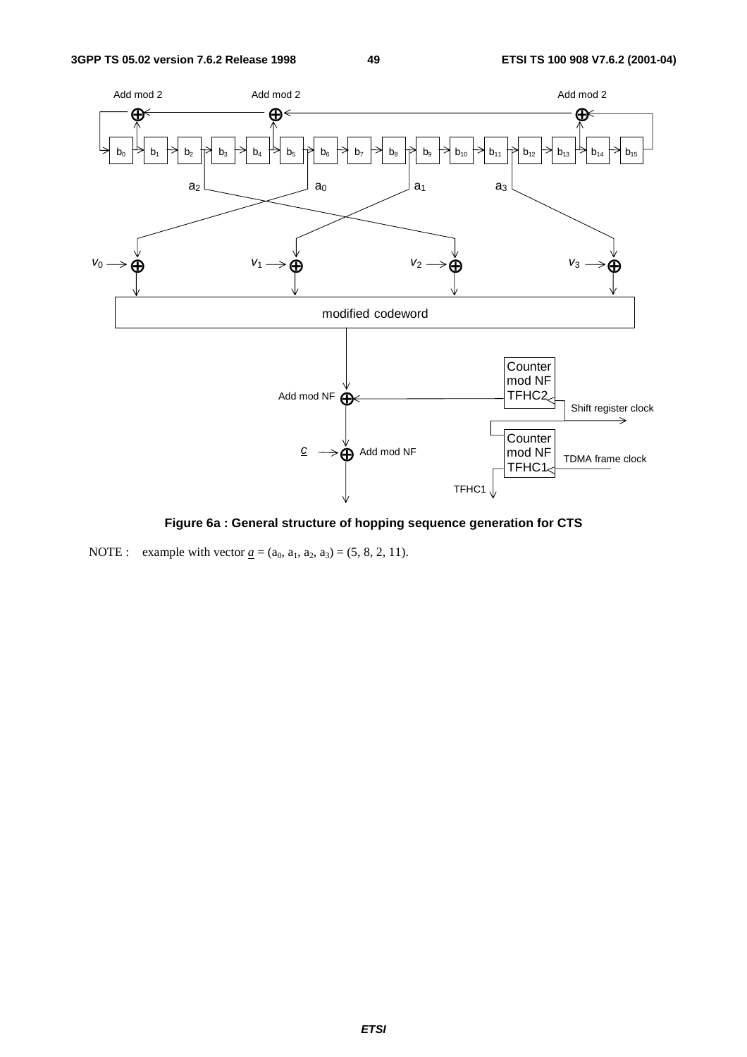Figure 6a : General structure of hopping sequence generation for CTS

NOTE : example with vector $\underline{a} = (a_0, a_1, a_2, a_3) = (5, 8, 2, 11)$.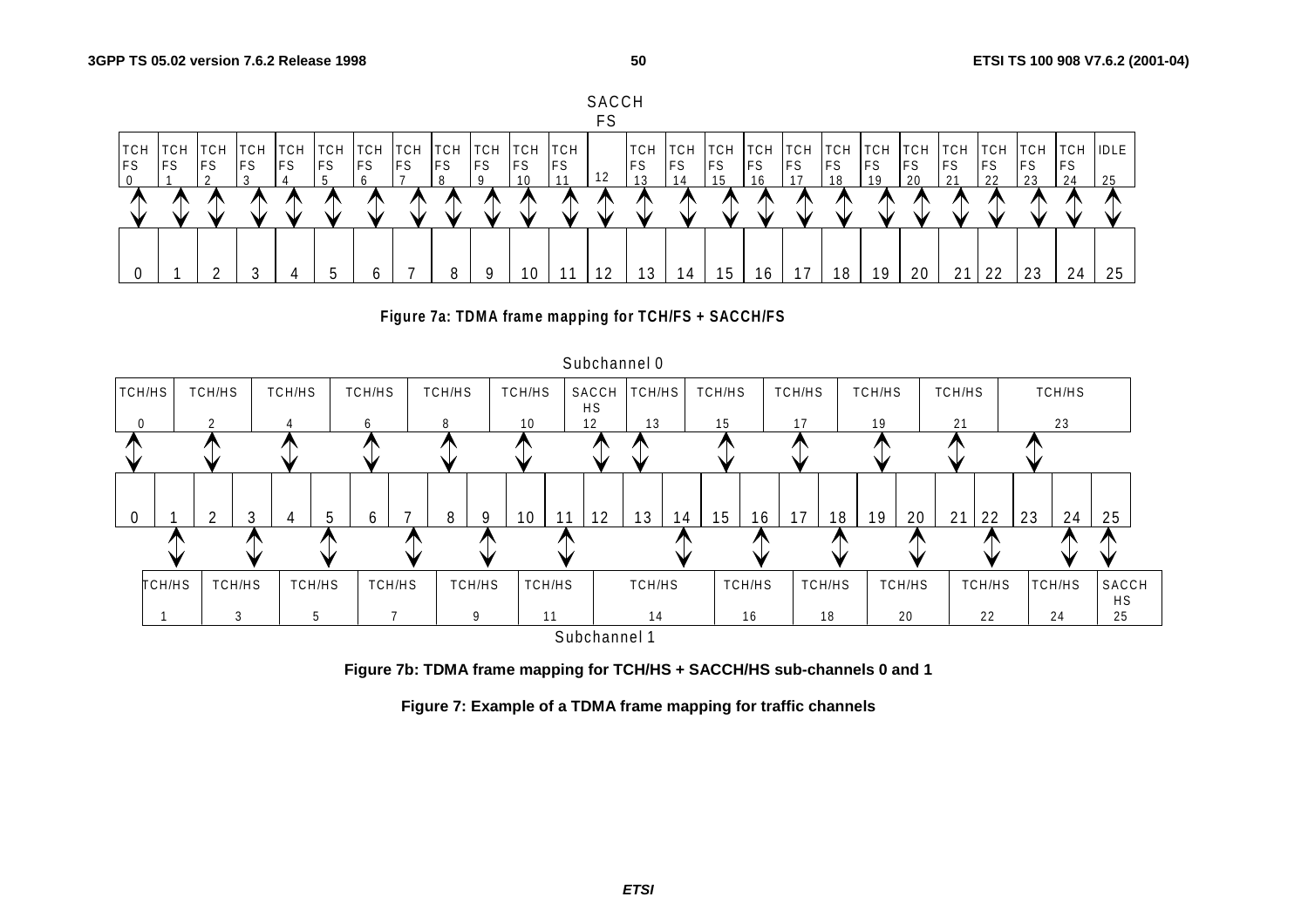SACCH FS

| TCH FS 0 | TCH FS 1 | TCH FS 2 | TCH FS 3 | TCH FS 4 | TCH FS 5 | TCH FS 6 | TCH FS 7 | TCH FS 8 | TCH FS 9 | TCH FS 10 | TCH FS 11 | 12 | TCH FS 13 | TCH FS 14 | TCH FS 15 | TCH FS 16 | TCH FS 17 | TCH FS 18 | TCH FS 19 | TCH FS 20 | TCH FS 21 | TCH FS 22 | TCH FS 23 | TCH FS 24 | IDLE 25 |
|---|---|---|---|---|---|---|---|---|---|---|---|---|---|---|---|---|---|---|---|---|---|---|---|---|---|
| 0 | 1 | 2 | 3 | 4 | 5 | 6 | 7 | 8 | 9 | 10 | 11 | 12 | 13 | 14 | 15 | 16 | 17 | 18 | 19 | 20 | 21 | 22 | 23 | 24 | 25 |

**Figure 7a: TDMA frame mapping for TCH/FS + SACCH/FS**

Subchannel 0

| TCH/HS 0 | TCH/HS 2 | TCH/HS 4 | TCH/HS 6 | TCH/HS 8 | TCH/HS 10 | SACCH HS 12 | TCH/HS 13 | TCH/HS 15 | TCH/HS 17 | TCH/HS 19 | TCH/HS 21 | TCH/HS 23 |
|---|---|---|---|---|---|---|---|---|---|---|---|---|

| 0 | 1 | 2 | 3 | 4 | 5 | 6 | 7 | 8 | 9 | 10 | 11 | 12 | 13 | 14 | 15 | 16 | 17 | 18 | 19 | 20 | 21 | 22 | 23 | 24 | 25 |
|---|---|---|---|---|---|---|---|---|---|---|---|---|---|---|---|---|---|---|---|---|---|---|---|---|---|

| TCH/HS 1 | TCH/HS 3 | TCH/HS 5 | TCH/HS 7 | TCH/HS 9 | TCH/HS 11 | TCH/HS 14 | TCH/HS 16 | TCH/HS 18 | TCH/HS 20 | TCH/HS 22 | TCH/HS 24 | SACCH HS 25 |
|---|---|---|---|---|---|---|---|---|---|---|---|---|

Subchannel 1

**Figure 7b: TDMA frame mapping for TCH/HS + SACCH/HS sub-channels 0 and 1**

**Figure 7: Example of a TDMA frame mapping for traffic channels**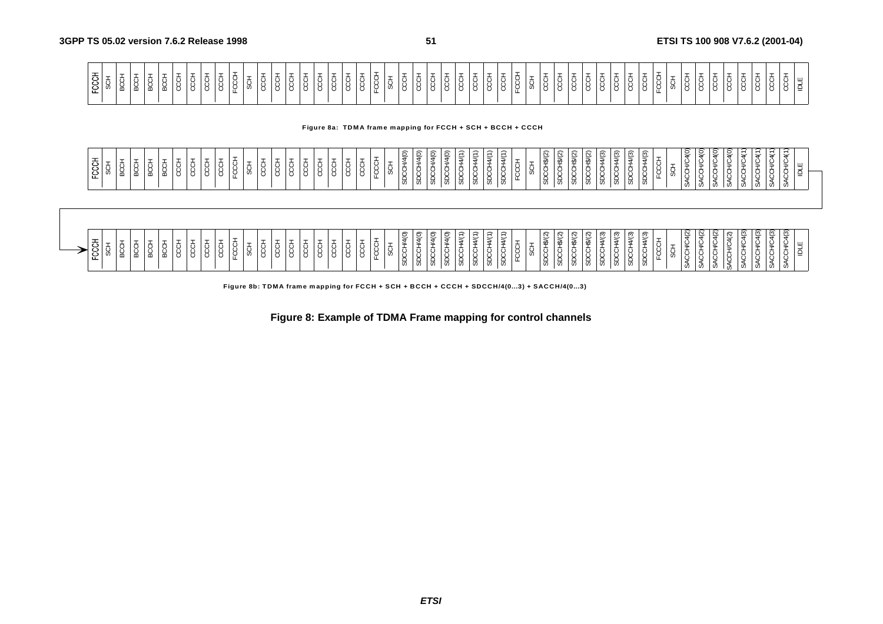| FCCH | SCH | BCCH | BCCH | BCCH | BCCH | CCCH | CCCH | CCCH | CCCH | FCCH | SCH | CCCH | CCCH | CCCH | CCCH | CCCH | CCCH | CCCH | CCCH | FCCH | SCH | CCCH | CCCH | CCCH | CCCH | CCCH | CCCH | CCCH | CCCH | FCCH | SCH | CCCH | CCCH | CCCH | CCCH | CCCH | CCCH | CCCH | CCCH | FCCH | SCH | CCCH | CCCH | CCCH | CCCH | CCCH | CCCH | CCCH | CCCH | IDLE |
|---|---|---|---|---|---|---|---|---|---|---|---|---|---|---|---|---|---|---|---|---|---|---|---|---|---|---|---|---|---|---|---|---|---|---|---|---|---|---|---|---|---|---|---|---|---|---|---|---|---|---|

**Figure 8a: TDMA frame mapping for FCCH + SCH + BCCH + CCCH**

| FCCH | SCH | BCCH | BCCH | BCCH | BCCH | CCCH | CCCH | CCCH | CCCH | FCCH | SCH | CCCH | CCCH | CCCH | CCCH | CCCH | CCCH | CCCH | CCCH | FCCH | SCH | SDCCH/4(0) | SDCCH/4(0) | SDCCH/4(0) | SDCCH/4(0) | SDCCH/4(1) | SDCCH/4(1) | SDCCH/4(1) | SDCCH/4(1) | FCCH | SCH | SDCCH/4(2) | SDCCH/4(2) | SDCCH/4(2) | SDCCH/4(2) | SDCCH/4(3) | SDCCH/4(3) | SDCCH/4(3) | SDCCH/4(3) | FCCH | SCH | SACCH/C4(0) | SACCH/C4(0) | SACCH/C4(0) | SACCH/C4(0) | SACCH/C4(1) | SACCH/C4(1) | SACCH/C4(1) | SACCH/C4(1) | IDLE |
|---|---|---|---|---|---|---|---|---|---|---|---|---|---|---|---|---|---|---|---|---|---|---|---|---|---|---|---|---|---|---|---|---|---|---|---|---|---|---|---|---|---|---|---|---|---|---|---|---|---|---|

| FCCH | SCH | BCCH | BCCH | BCCH | BCCH | CCCH | CCCH | CCCH | CCCH | FCCH | SCH | CCCH | CCCH | CCCH | CCCH | CCCH | CCCH | CCCH | CCCH | FCCH | SCH | SDCCH/4(0) | SDCCH/4(0) | SDCCH/4(0) | SDCCH/4(0) | SDCCH/4(1) | SDCCH/4(1) | SDCCH/4(1) | SDCCH/4(1) | FCCH | SCH | SDCCH/4(2) | SDCCH/4(2) | SDCCH/4(2) | SDCCH/4(2) | SDCCH/4(3) | SDCCH/4(3) | SDCCH/4(3) | SDCCH/4(3) | FCCH | SCH | SACCH/C4(2) | SACCH/C4(2) | SACCH/C4(2) | SACCH/C4(2) | SACCH/C4(3) | SACCH/C4(3) | SACCH/C4(3) | SACCH/C4(3) | IDLE |
|---|---|---|---|---|---|---|---|---|---|---|---|---|---|---|---|---|---|---|---|---|---|---|---|---|---|---|---|---|---|---|---|---|---|---|---|---|---|---|---|---|---|---|---|---|---|---|---|---|---|---|

**Figure 8b: TDMA frame mapping for FCCH + SCH + BCCH + CCCH + SDCCH/4(0...3) + SACCH/4(0...3)**

**Figure 8: Example of TDMA Frame mapping for control channels**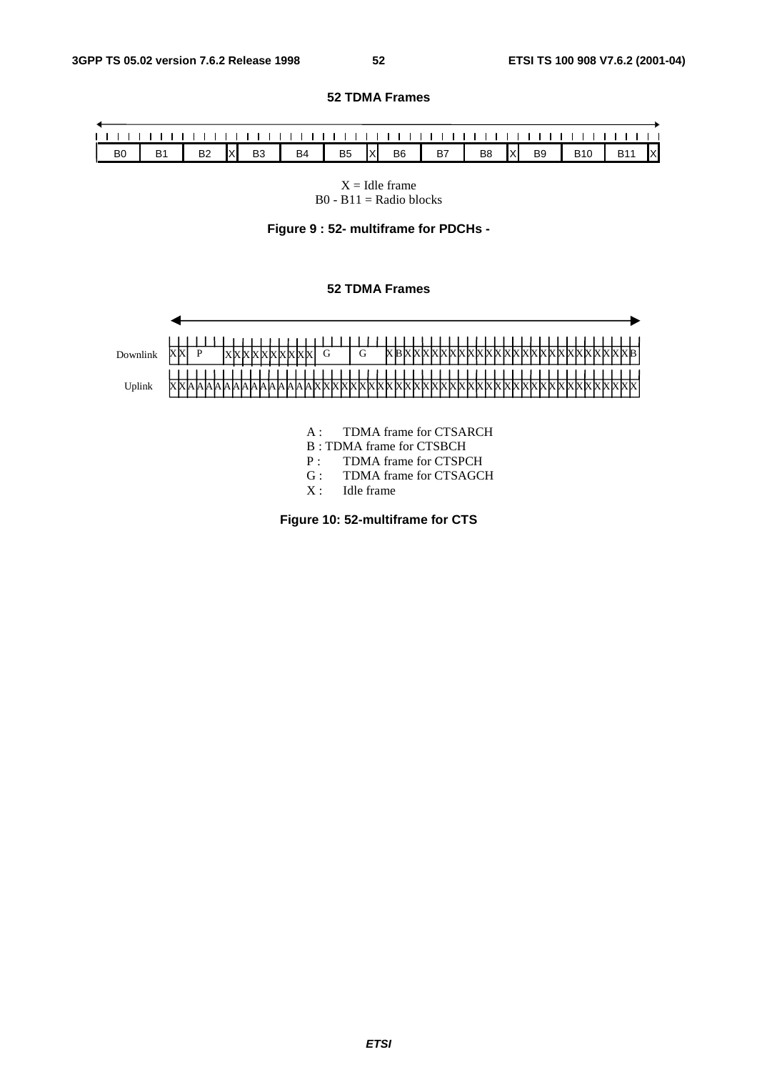**52 TDMA Frames**

| B0 | B1 | B2 | X | B3 | B4 | B5 | X | B6 | B7 | B8 | X | B9 | B10 | B11 | X |
|---|---|---|---|---|---|---|---|---|---|---|---|---|---|---|---|

X = Idle frame
B0 - B11 = Radio blocks

**Figure 9 : 52- multiframe for PDCHs -**

**52 TDMA Frames**

Downlink: X X P X X X X X X X X X X G G X B X X X X X X X X X X X X X X X X X X X X X X X X X B

Uplink: X X A A A A A A A A A A A A A A X X X X X X X X X X X X X X X X X X X X X X X X X X X X X X X X X X X X

A : TDMA frame for CTSARCH
B : TDMA frame for CTSBCH
P : TDMA frame for CTSPCH
G : TDMA frame for CTSAGCH
X : Idle frame

**Figure 10: 52-multiframe for CTS**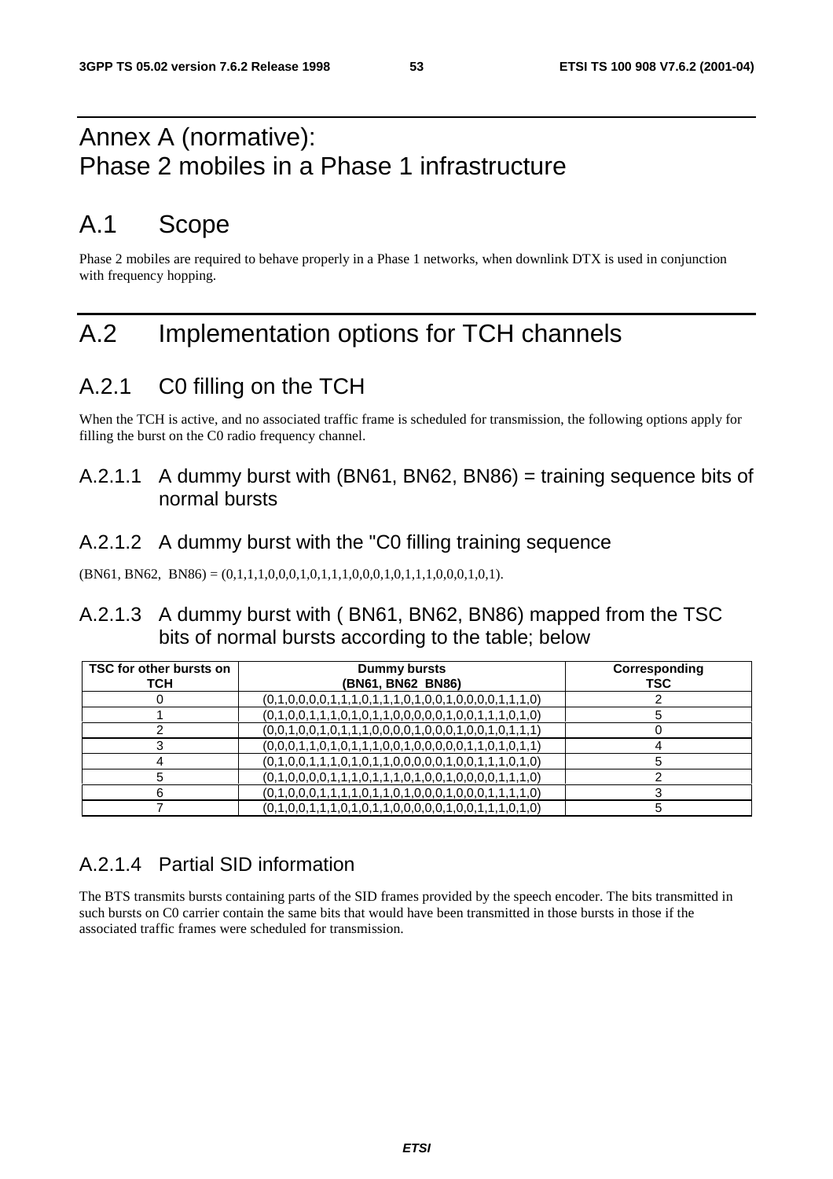# Annex A (normative): Phase 2 mobiles in a Phase 1 infrastructure

# A.1 Scope

Phase 2 mobiles are required to behave properly in a Phase 1 networks, when downlink DTX is used in conjunction with frequency hopping.

# A.2 Implementation options for TCH channels

## A.2.1 C0 filling on the TCH

When the TCH is active, and no associated traffic frame is scheduled for transmission, the following options apply for filling the burst on the C0 radio frequency channel.

### A.2.1.1 A dummy burst with (BN61, BN62, BN86) = training sequence bits of normal bursts

### A.2.1.2 A dummy burst with the "C0 filling training sequence

(BN61, BN62, BN86) = (0,1,1,1,0,0,0,1,0,1,1,1,0,0,0,1,0,1,1,1,0,0,0,1,0,1).

### A.2.1.3 A dummy burst with ( BN61, BN62, BN86) mapped from the TSC bits of normal bursts according to the table; below

| TSC for other bursts on TCH | Dummy bursts (BN61, BN62 BN86) | Corresponding TSC |
|---|---|---|
| 0 | (0,1,0,0,0,0,1,1,1,0,1,1,1,0,1,0,0,1,0,0,0,0,1,1,1,0) | 2 |
| 1 | (0,1,0,0,1,1,1,0,1,0,1,1,0,0,0,0,0,1,0,0,1,1,1,0,1,0) | 5 |
| 2 | (0,0,1,0,0,1,0,1,1,1,0,0,0,0,1,0,0,0,1,0,0,1,0,1,1,1) | 0 |
| 3 | (0,0,0,1,1,0,1,0,1,1,1,0,0,1,0,0,0,0,0,1,1,0,1,0,1,1) | 4 |
| 4 | (0,1,0,0,1,1,1,0,1,0,1,1,0,0,0,0,0,1,0,0,1,1,1,0,1,0) | 5 |
| 5 | (0,1,0,0,0,0,1,1,1,0,1,1,1,0,1,0,0,1,0,0,0,0,1,1,1,0) | 2 |
| 6 | (0,1,0,0,0,1,1,1,1,0,1,1,0,1,0,0,0,1,0,0,0,1,1,1,1,0) | 3 |
| 7 | (0,1,0,0,1,1,1,0,1,0,1,1,0,0,0,0,0,1,0,0,1,1,1,0,1,0) | 5 |

### A.2.1.4 Partial SID information

The BTS transmits bursts containing parts of the SID frames provided by the speech encoder. The bits transmitted in such bursts on C0 carrier contain the same bits that would have been transmitted in those bursts in those if the associated traffic frames were scheduled for transmission.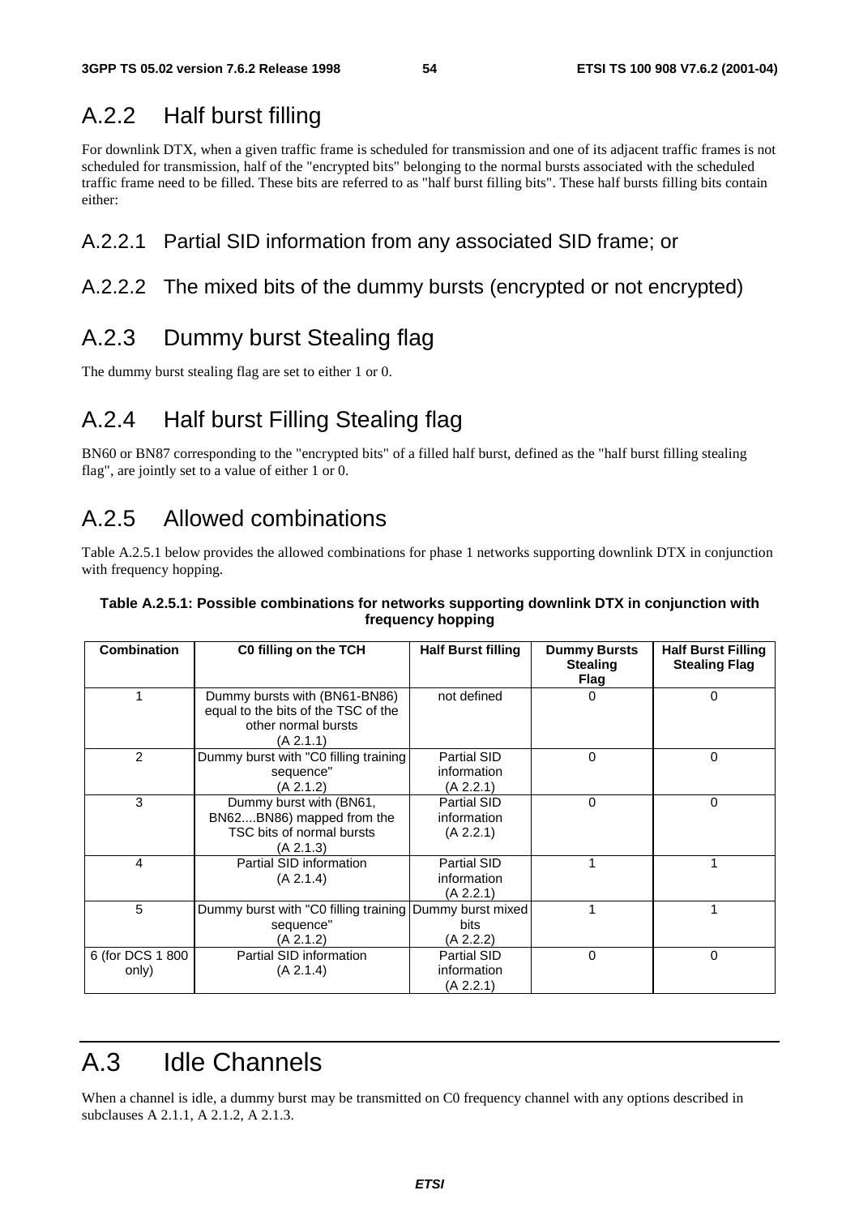## A.2.2 Half burst filling

For downlink DTX, when a given traffic frame is scheduled for transmission and one of its adjacent traffic frames is not scheduled for transmission, half of the "encrypted bits" belonging to the normal bursts associated with the scheduled traffic frame need to be filled. These bits are referred to as "half burst filling bits". These half bursts filling bits contain either:

### A.2.2.1 Partial SID information from any associated SID frame; or

### A.2.2.2 The mixed bits of the dummy bursts (encrypted or not encrypted)

## A.2.3 Dummy burst Stealing flag

The dummy burst stealing flag are set to either 1 or 0.

## A.2.4 Half burst Filling Stealing flag

BN60 or BN87 corresponding to the "encrypted bits" of a filled half burst, defined as the "half burst filling stealing flag", are jointly set to a value of either 1 or 0.

## A.2.5 Allowed combinations

Table A.2.5.1 below provides the allowed combinations for phase 1 networks supporting downlink DTX in conjunction with frequency hopping.

**Table A.2.5.1: Possible combinations for networks supporting downlink DTX in conjunction with frequency hopping**

| Combination | C0 filling on the TCH | Half Burst filling | Dummy Bursts Stealing Flag | Half Burst Filling Stealing Flag |
|---|---|---|---|---|
| 1 | Dummy bursts with (BN61-BN86) equal to the bits of the TSC of the other normal bursts (A 2.1.1) | not defined | 0 | 0 |
| 2 | Dummy burst with "C0 filling training sequence" (A 2.1.2) | Partial SID information (A 2.2.1) | 0 | 0 |
| 3 | Dummy burst with (BN61, BN62....BN86) mapped from the TSC bits of normal bursts (A 2.1.3) | Partial SID information (A 2.2.1) | 0 | 0 |
| 4 | Partial SID information (A 2.1.4) | Partial SID information (A 2.2.1) | 1 | 1 |
| 5 | Dummy burst with "C0 filling training sequence" (A 2.1.2) | Dummy burst mixed bits (A 2.2.2) | 1 | 1 |
| 6 (for DCS 1 800 only) | Partial SID information (A 2.1.4) | Partial SID information (A 2.2.1) | 0 | 0 |

# A.3 Idle Channels

When a channel is idle, a dummy burst may be transmitted on C0 frequency channel with any options described in subclauses A 2.1.1, A 2.1.2, A 2.1.3.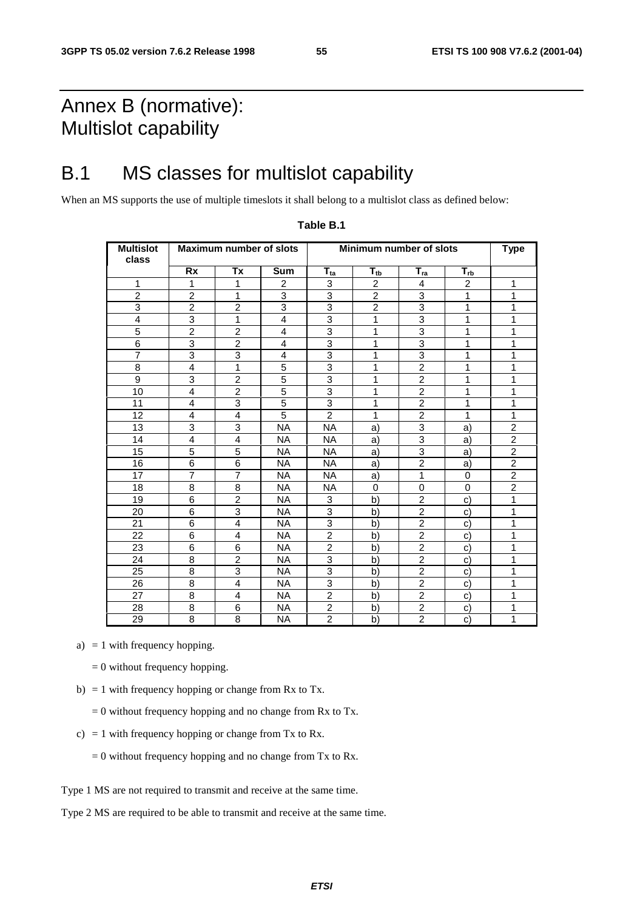# Annex B (normative): Multislot capability

## B.1 MS classes for multislot capability

When an MS supports the use of multiple timeslots it shall belong to a multislot class as defined below:

**Table B.1**

| Multislot class | Maximum number of slots | | | Minimum number of slots | | | | Type |
|---|---|---|---|---|---|---|---|---|
| | Rx | Tx | Sum | $T_{ta}$ | $T_{tb}$ | $T_{ra}$ | $T_{rb}$ | |
| 1 | 1 | 1 | 2 | 3 | 2 | 4 | 2 | 1 |
| 2 | 2 | 1 | 3 | 3 | 2 | 3 | 1 | 1 |
| 3 | 2 | 2 | 3 | 3 | 2 | 3 | 1 | 1 |
| 4 | 3 | 1 | 4 | 3 | 1 | 3 | 1 | 1 |
| 5 | 2 | 2 | 4 | 3 | 1 | 3 | 1 | 1 |
| 6 | 3 | 2 | 4 | 3 | 1 | 3 | 1 | 1 |
| 7 | 3 | 3 | 4 | 3 | 1 | 3 | 1 | 1 |
| 8 | 4 | 1 | 5 | 3 | 1 | 2 | 1 | 1 |
| 9 | 3 | 2 | 5 | 3 | 1 | 2 | 1 | 1 |
| 10 | 4 | 2 | 5 | 3 | 1 | 2 | 1 | 1 |
| 11 | 4 | 3 | 5 | 3 | 1 | 2 | 1 | 1 |
| 12 | 4 | 4 | 5 | 2 | 1 | 2 | 1 | 1 |
| 13 | 3 | 3 | NA | NA | a) | 3 | a) | 2 |
| 14 | 4 | 4 | NA | NA | a) | 3 | a) | 2 |
| 15 | 5 | 5 | NA | NA | a) | 3 | a) | 2 |
| 16 | 6 | 6 | NA | NA | a) | 2 | a) | 2 |
| 17 | 7 | 7 | NA | NA | a) | 1 | 0 | 2 |
| 18 | 8 | 8 | NA | NA | 0 | 0 | 0 | 2 |
| 19 | 6 | 2 | NA | 3 | b) | 2 | c) | 1 |
| 20 | 6 | 3 | NA | 3 | b) | 2 | c) | 1 |
| 21 | 6 | 4 | NA | 3 | b) | 2 | c) | 1 |
| 22 | 6 | 4 | NA | 2 | b) | 2 | c) | 1 |
| 23 | 6 | 6 | NA | 2 | b) | 2 | c) | 1 |
| 24 | 8 | 2 | NA | 3 | b) | 2 | c) | 1 |
| 25 | 8 | 3 | NA | 3 | b) | 2 | c) | 1 |
| 26 | 8 | 4 | NA | 3 | b) | 2 | c) | 1 |
| 27 | 8 | 4 | NA | 2 | b) | 2 | c) | 1 |
| 28 | 8 | 6 | NA | 2 | b) | 2 | c) | 1 |
| 29 | 8 | 8 | NA | 2 | b) | 2 | c) | 1 |

a) = 1 with frequency hopping.

= 0 without frequency hopping.

b) = 1 with frequency hopping or change from Rx to Tx.

= 0 without frequency hopping and no change from Rx to Tx.

c) = 1 with frequency hopping or change from Tx to Rx.

= 0 without frequency hopping and no change from Tx to Rx.

Type 1 MS are not required to transmit and receive at the same time.

Type 2 MS are required to be able to transmit and receive at the same time.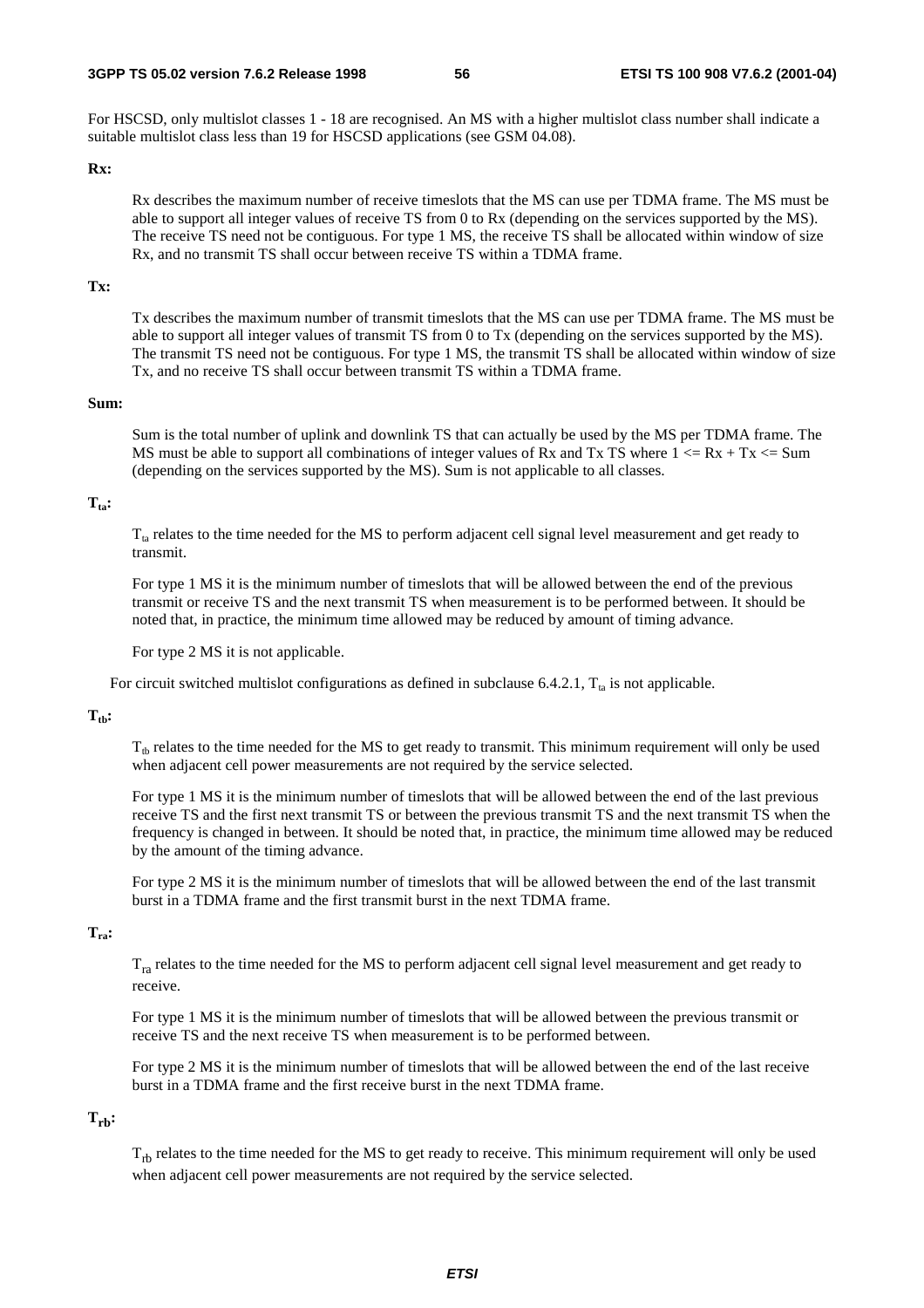For HSCSD, only multislot classes 1 - 18 are recognised. An MS with a higher multislot class number shall indicate a suitable multislot class less than 19 for HSCSD applications (see GSM 04.08).

**Rx:**

Rx describes the maximum number of receive timeslots that the MS can use per TDMA frame. The MS must be able to support all integer values of receive TS from 0 to Rx (depending on the services supported by the MS). The receive TS need not be contiguous. For type 1 MS, the receive TS shall be allocated within window of size Rx, and no transmit TS shall occur between receive TS within a TDMA frame.

**Tx:**

Tx describes the maximum number of transmit timeslots that the MS can use per TDMA frame. The MS must be able to support all integer values of transmit TS from 0 to Tx (depending on the services supported by the MS). The transmit TS need not be contiguous. For type 1 MS, the transmit TS shall be allocated within window of size Tx, and no receive TS shall occur between transmit TS within a TDMA frame.

**Sum:**

Sum is the total number of uplink and downlink TS that can actually be used by the MS per TDMA frame. The MS must be able to support all combinations of integer values of Rx and Tx TS where $1 <= Rx + Tx <= Sum$ (depending on the services supported by the MS). Sum is not applicable to all classes.

**$T_{ta}$:**

$T_{ta}$ relates to the time needed for the MS to perform adjacent cell signal level measurement and get ready to transmit.

For type 1 MS it is the minimum number of timeslots that will be allowed between the end of the previous transmit or receive TS and the next transmit TS when measurement is to be performed between. It should be noted that, in practice, the minimum time allowed may be reduced by amount of timing advance.

For type 2 MS it is not applicable.

For circuit switched multislot configurations as defined in subclause 6.4.2.1, $T_{ta}$ is not applicable.

**$T_{tb}$:**

$T_{tb}$ relates to the time needed for the MS to get ready to transmit. This minimum requirement will only be used when adjacent cell power measurements are not required by the service selected.

For type 1 MS it is the minimum number of timeslots that will be allowed between the end of the last previous receive TS and the first next transmit TS or between the previous transmit TS and the next transmit TS when the frequency is changed in between. It should be noted that, in practice, the minimum time allowed may be reduced by the amount of the timing advance.

For type 2 MS it is the minimum number of timeslots that will be allowed between the end of the last transmit burst in a TDMA frame and the first transmit burst in the next TDMA frame.

**$T_{ra}$:**

$T_{ra}$ relates to the time needed for the MS to perform adjacent cell signal level measurement and get ready to receive.

For type 1 MS it is the minimum number of timeslots that will be allowed between the previous transmit or receive TS and the next receive TS when measurement is to be performed between.

For type 2 MS it is the minimum number of timeslots that will be allowed between the end of the last receive burst in a TDMA frame and the first receive burst in the next TDMA frame.

**$T_{rb}$:**

$T_{rb}$ relates to the time needed for the MS to get ready to receive. This minimum requirement will only be used when adjacent cell power measurements are not required by the service selected.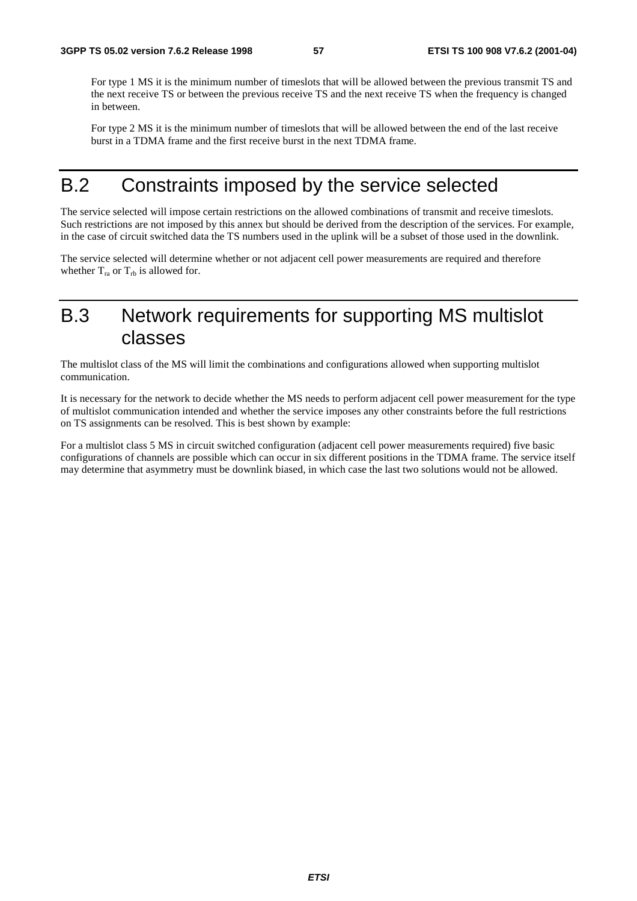For type 1 MS it is the minimum number of timeslots that will be allowed between the previous transmit TS and the next receive TS or between the previous receive TS and the next receive TS when the frequency is changed in between.

For type 2 MS it is the minimum number of timeslots that will be allowed between the end of the last receive burst in a TDMA frame and the first receive burst in the next TDMA frame.

# B.2 Constraints imposed by the service selected

The service selected will impose certain restrictions on the allowed combinations of transmit and receive timeslots. Such restrictions are not imposed by this annex but should be derived from the description of the services. For example, in the case of circuit switched data the TS numbers used in the uplink will be a subset of those used in the downlink.

The service selected will determine whether or not adjacent cell power measurements are required and therefore whether $T_{ra}$ or $T_{rb}$ is allowed for.

# B.3 Network requirements for supporting MS multislot classes

The multislot class of the MS will limit the combinations and configurations allowed when supporting multislot communication.

It is necessary for the network to decide whether the MS needs to perform adjacent cell power measurement for the type of multislot communication intended and whether the service imposes any other constraints before the full restrictions on TS assignments can be resolved. This is best shown by example:

For a multislot class 5 MS in circuit switched configuration (adjacent cell power measurements required) five basic configurations of channels are possible which can occur in six different positions in the TDMA frame. The service itself may determine that asymmetry must be downlink biased, in which case the last two solutions would not be allowed.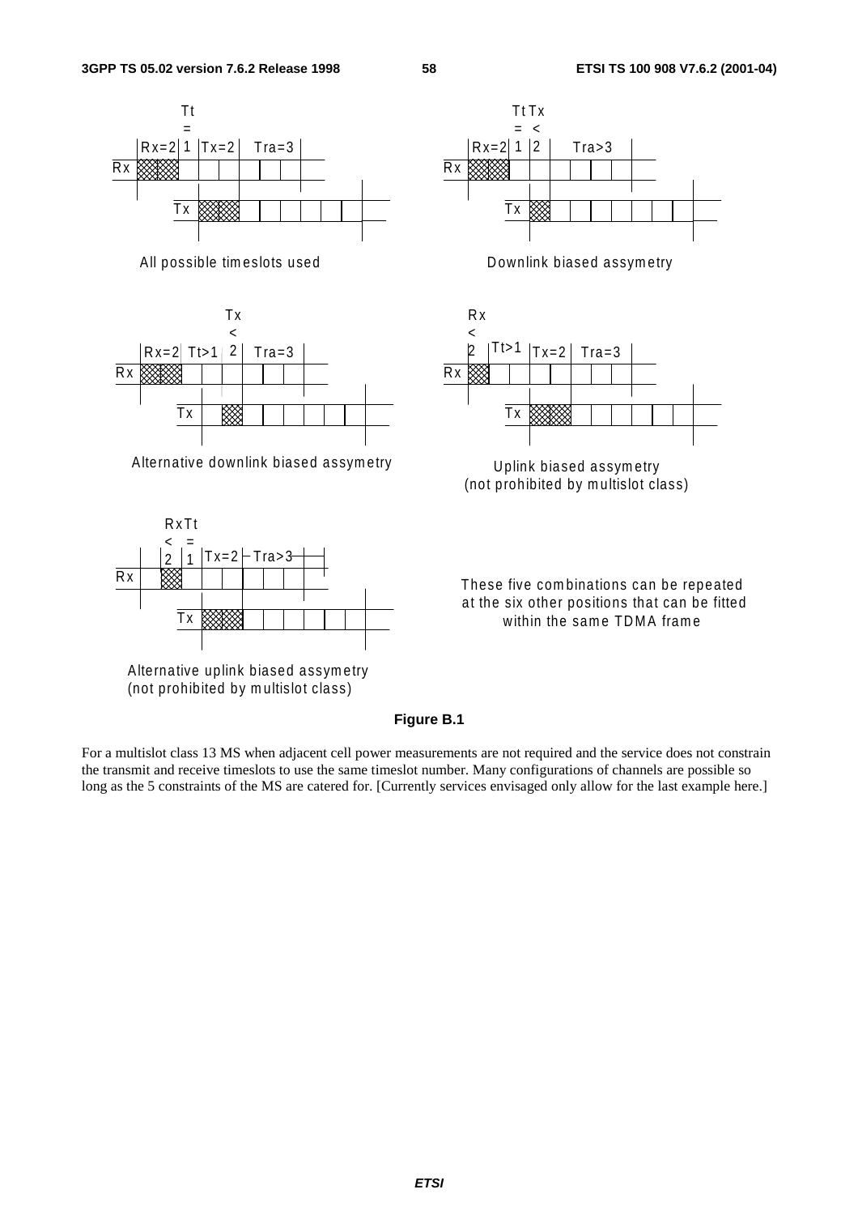Tt
=
Rx=2 | 1 | Tx=2 | Tra=3

All possible timeslots used

Tt Tx
= <
Rx=2 | 1 | 2 | Tra>3

Downlink biased assymetry

Tx
<
Rx=2 | Tt>1 | 2 | Tra=3

Alternative downlink biased assymetry

Rx
<
2 | Tt>1 | Tx=2 | Tra=3

Uplink biased assymetry
(not prohibited by multislot class)

RxTt
< =
2 | 1 | Tx=2 | Tra>3

Alternative uplink biased assymetry
(not prohibited by multislot class)

These five combinations can be repeated at the six other positions that can be fitted within the same TDMA frame

**Figure B.1**

For a multislot class 13 MS when adjacent cell power measurements are not required and the service does not constrain the transmit and receive timeslots to use the same timeslot number. Many configurations of channels are possible so long as the 5 constraints of the MS are catered for. [Currently services envisaged only allow for the last example here.]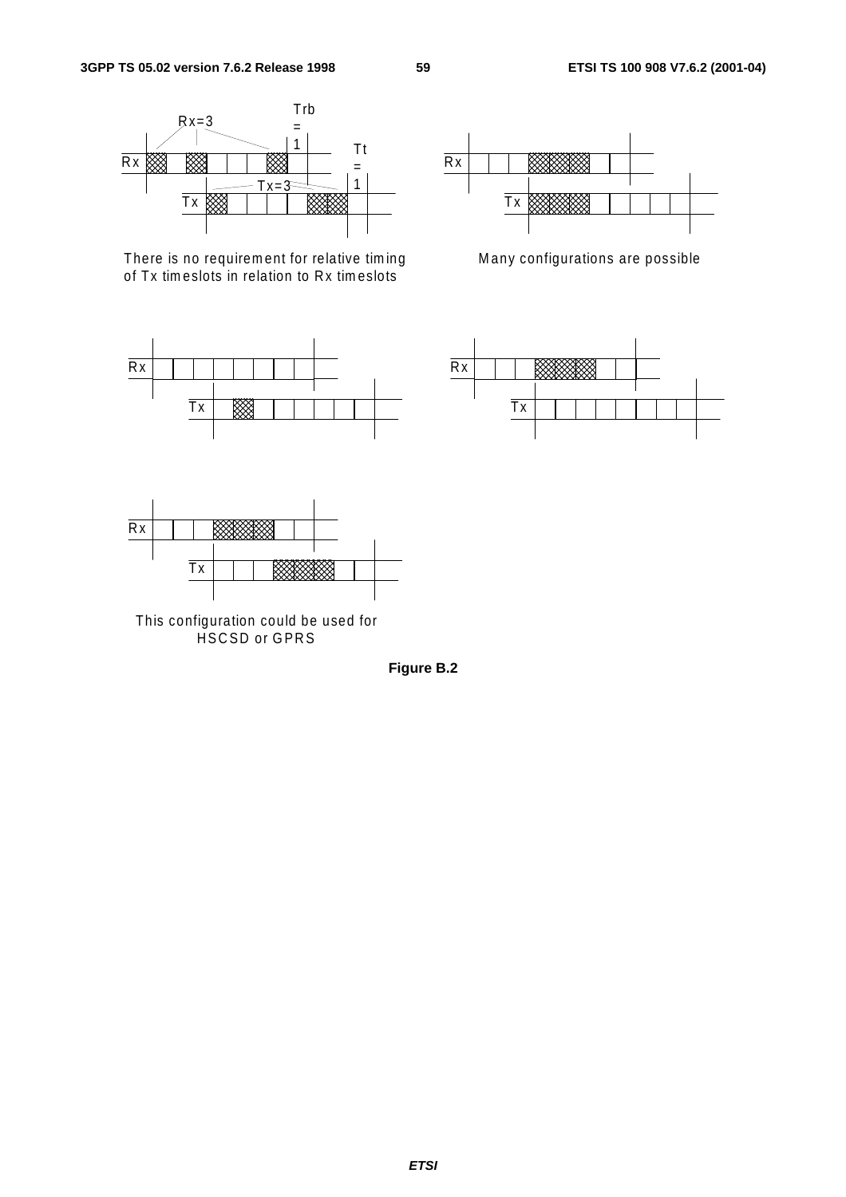Rx=3

Trb = 1

Tt = 1

Rx

Tx

Tx=3

There is no requirement for relative timing of Tx timeslots in relation to Rx timeslots

Rx

Tx

Many configurations are possible

Rx

Tx

Rx

Tx

Rx

Tx

This configuration could be used for HSCSD or GPRS

**Figure B.2**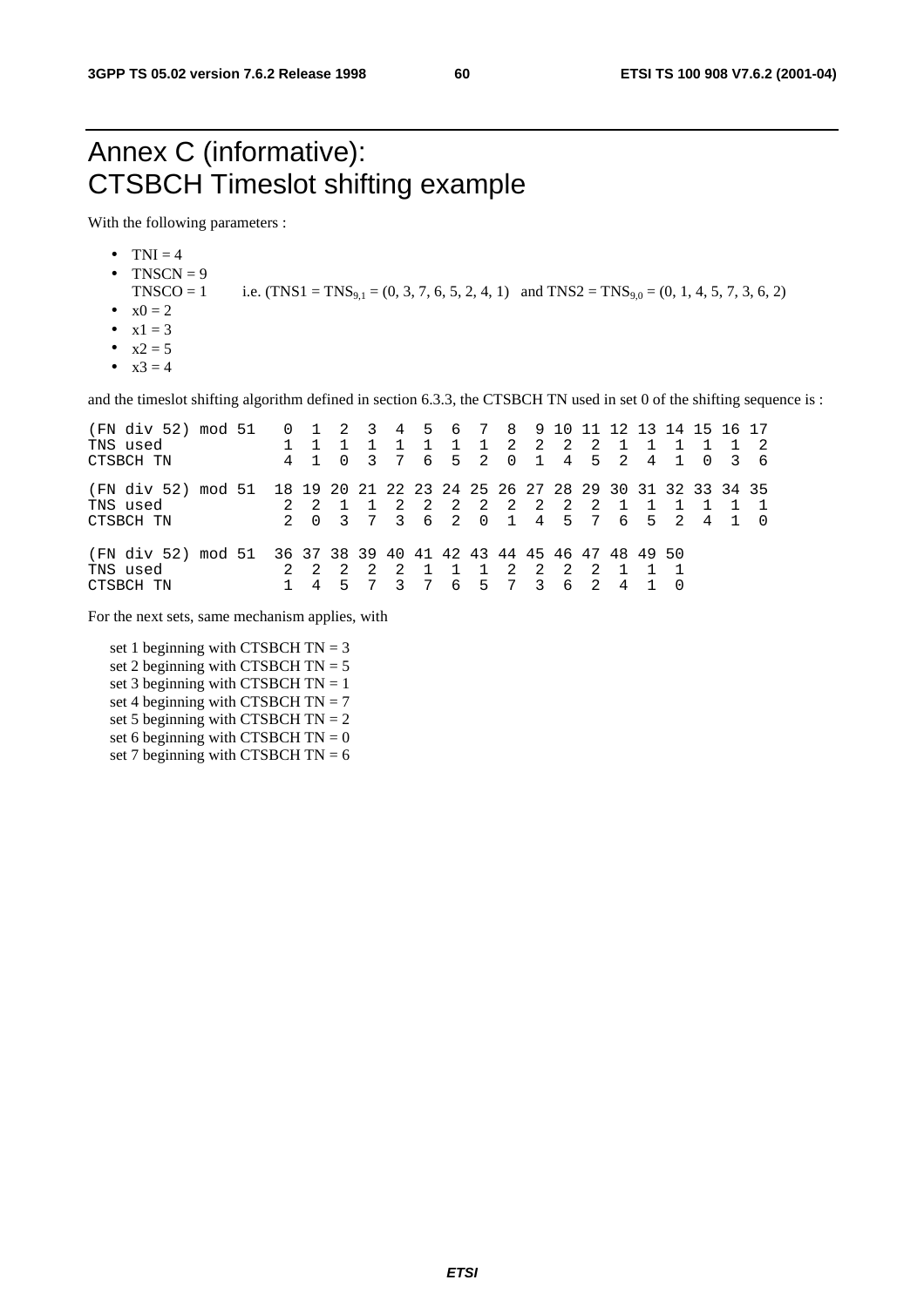# Annex C (informative): CTSBCH Timeslot shifting example

With the following parameters :

- TNI = 4
- TNSCN = 9
  TNSCO = 1 i.e. (TNS1 = $TNS_{9,1}$ = (0, 3, 7, 6, 5, 2, 4, 1) and TNS2 = $TNS_{9,0}$ = (0, 1, 4, 5, 7, 3, 6, 2)
- x0 = 2
- x1 = 3
- x2 = 5
- x3 = 4

and the timeslot shifting algorithm defined in section 6.3.3, the CTSBCH TN used in set 0 of the shifting sequence is :

```
(FN div 52) mod 51   0  1  2  3  4  5  6  7  8  9 10 11 12 13 14 15 16 17
TNS used             1  1  1  1  1  1  1  1  2  2  2  2  1  1  1  1  1  2
CTSBCH TN            4  1  0  3  7  6  5  2  0  1  4  5  2  4  1  0  3  6

(FN div 52) mod 51  18 19 20 21 22 23 24 25 26 27 28 29 30 31 32 33 34 35
TNS used             2  2  1  1  2  2  2  2  2  2  2  2  1  1  1  1  1  1
CTSBCH TN            2  0  3  7  3  6  2  0  1  4  5  7  6  5  2  4  1  0

(FN div 52) mod 51  36 37 38 39 40 41 42 43 44 45 46 47 48 49 50
TNS used             2  2  2  2  2  1  1  1  2  2  2  2  1  1  1
CTSBCH TN            1  4  5  7  3  7  6  5  7  3  6  2  4  1  0
```

For the next sets, same mechanism applies, with

set 1 beginning with CTSBCH TN = 3
set 2 beginning with CTSBCH TN = 5
set 3 beginning with CTSBCH TN = 1
set 4 beginning with CTSBCH TN = 7
set 5 beginning with CTSBCH TN = 2
set 6 beginning with CTSBCH TN = 0
set 7 beginning with CTSBCH TN = 6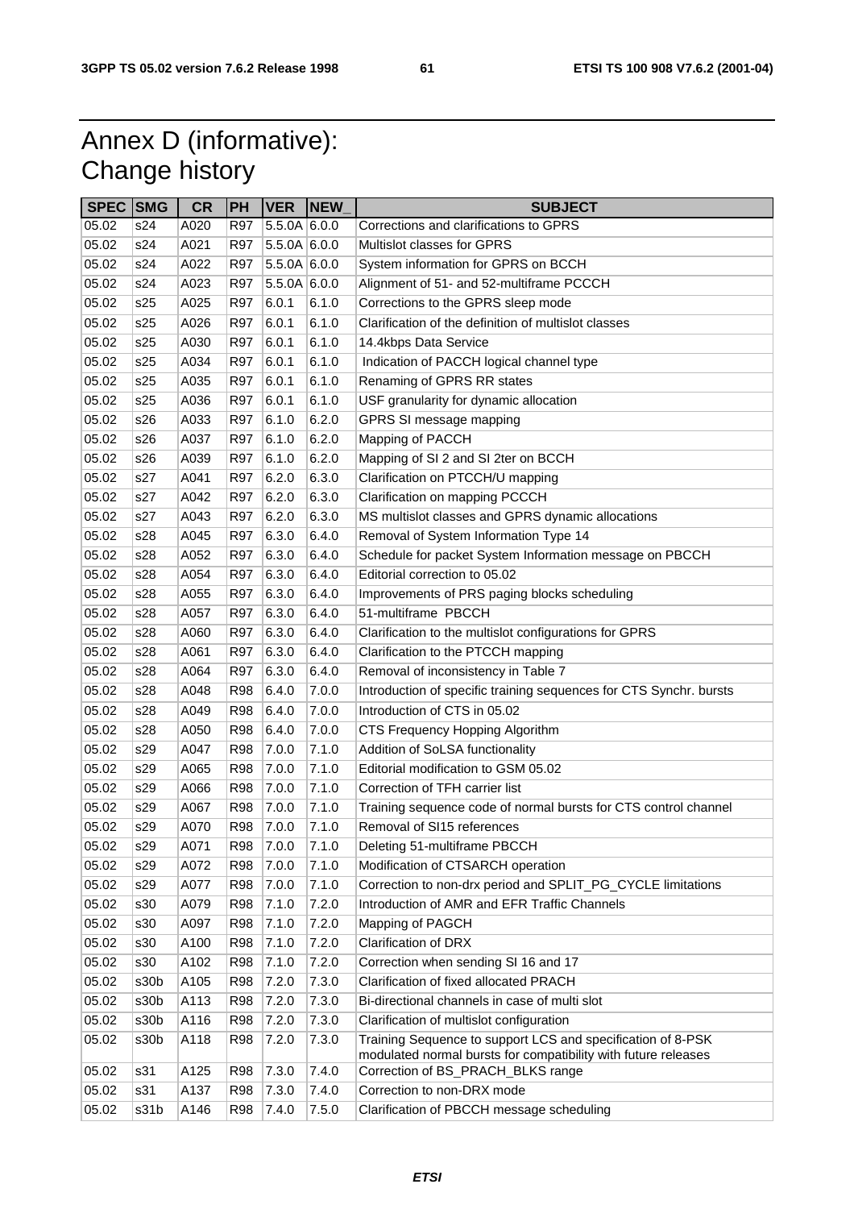# Annex D (informative): Change history

| SPEC | SMG | CR | PH | VER | NEW_ | SUBJECT |
|---|---|---|---|---|---|---|
| 05.02 | s24 | A020 | R97 | 5.5.0A | 6.0.0 | Corrections and clarifications to GPRS |
| 05.02 | s24 | A021 | R97 | 5.5.0A | 6.0.0 | Multislot classes for GPRS |
| 05.02 | s24 | A022 | R97 | 5.5.0A | 6.0.0 | System information for GPRS on BCCH |
| 05.02 | s24 | A023 | R97 | 5.5.0A | 6.0.0 | Alignment of 51- and 52-multiframe PCCCH |
| 05.02 | s25 | A025 | R97 | 6.0.1 | 6.1.0 | Corrections to the GPRS sleep mode |
| 05.02 | s25 | A026 | R97 | 6.0.1 | 6.1.0 | Clarification of the definition of multislot classes |
| 05.02 | s25 | A030 | R97 | 6.0.1 | 6.1.0 | 14.4kbps Data Service |
| 05.02 | s25 | A034 | R97 | 6.0.1 | 6.1.0 | Indication of PACCH logical channel type |
| 05.02 | s25 | A035 | R97 | 6.0.1 | 6.1.0 | Renaming of GPRS RR states |
| 05.02 | s25 | A036 | R97 | 6.0.1 | 6.1.0 | USF granularity for dynamic allocation |
| 05.02 | s26 | A033 | R97 | 6.1.0 | 6.2.0 | GPRS SI message mapping |
| 05.02 | s26 | A037 | R97 | 6.1.0 | 6.2.0 | Mapping of PACCH |
| 05.02 | s26 | A039 | R97 | 6.1.0 | 6.2.0 | Mapping of SI 2 and SI 2ter on BCCH |
| 05.02 | s27 | A041 | R97 | 6.2.0 | 6.3.0 | Clarification on PTCCH/U mapping |
| 05.02 | s27 | A042 | R97 | 6.2.0 | 6.3.0 | Clarification on mapping PCCCH |
| 05.02 | s27 | A043 | R97 | 6.2.0 | 6.3.0 | MS multislot classes and GPRS dynamic allocations |
| 05.02 | s28 | A045 | R97 | 6.3.0 | 6.4.0 | Removal of System Information Type 14 |
| 05.02 | s28 | A052 | R97 | 6.3.0 | 6.4.0 | Schedule for packet System Information message on PBCCH |
| 05.02 | s28 | A054 | R97 | 6.3.0 | 6.4.0 | Editorial correction to 05.02 |
| 05.02 | s28 | A055 | R97 | 6.3.0 | 6.4.0 | Improvements of PRS paging blocks scheduling |
| 05.02 | s28 | A057 | R97 | 6.3.0 | 6.4.0 | 51-multiframe PBCCH |
| 05.02 | s28 | A060 | R97 | 6.3.0 | 6.4.0 | Clarification to the multislot configurations for GPRS |
| 05.02 | s28 | A061 | R97 | 6.3.0 | 6.4.0 | Clarification to the PTCCH mapping |
| 05.02 | s28 | A064 | R97 | 6.3.0 | 6.4.0 | Removal of inconsistency in Table 7 |
| 05.02 | s28 | A048 | R98 | 6.4.0 | 7.0.0 | Introduction of specific training sequences for CTS Synchr. bursts |
| 05.02 | s28 | A049 | R98 | 6.4.0 | 7.0.0 | Introduction of CTS in 05.02 |
| 05.02 | s28 | A050 | R98 | 6.4.0 | 7.0.0 | CTS Frequency Hopping Algorithm |
| 05.02 | s29 | A047 | R98 | 7.0.0 | 7.1.0 | Addition of SoLSA functionality |
| 05.02 | s29 | A065 | R98 | 7.0.0 | 7.1.0 | Editorial modification to GSM 05.02 |
| 05.02 | s29 | A066 | R98 | 7.0.0 | 7.1.0 | Correction of TFH carrier list |
| 05.02 | s29 | A067 | R98 | 7.0.0 | 7.1.0 | Training sequence code of normal bursts for CTS control channel |
| 05.02 | s29 | A070 | R98 | 7.0.0 | 7.1.0 | Removal of SI15 references |
| 05.02 | s29 | A071 | R98 | 7.0.0 | 7.1.0 | Deleting 51-multiframe PBCCH |
| 05.02 | s29 | A072 | R98 | 7.0.0 | 7.1.0 | Modification of CTSARCH operation |
| 05.02 | s29 | A077 | R98 | 7.0.0 | 7.1.0 | Correction to non-drx period and SPLIT_PG_CYCLE limitations |
| 05.02 | s30 | A079 | R98 | 7.1.0 | 7.2.0 | Introduction of AMR and EFR Traffic Channels |
| 05.02 | s30 | A097 | R98 | 7.1.0 | 7.2.0 | Mapping of PAGCH |
| 05.02 | s30 | A100 | R98 | 7.1.0 | 7.2.0 | Clarification of DRX |
| 05.02 | s30 | A102 | R98 | 7.1.0 | 7.2.0 | Correction when sending SI 16 and 17 |
| 05.02 | s30b | A105 | R98 | 7.2.0 | 7.3.0 | Clarification of fixed allocated PRACH |
| 05.02 | s30b | A113 | R98 | 7.2.0 | 7.3.0 | Bi-directional channels in case of multi slot |
| 05.02 | s30b | A116 | R98 | 7.2.0 | 7.3.0 | Clarification of multislot configuration |
| 05.02 | s30b | A118 | R98 | 7.2.0 | 7.3.0 | Training Sequence to support LCS and specification of 8-PSK modulated normal bursts for compatibility with future releases |
| 05.02 | s31 | A125 | R98 | 7.3.0 | 7.4.0 | Correction of BS_PRACH_BLKS range |
| 05.02 | s31 | A137 | R98 | 7.3.0 | 7.4.0 | Correction to non-DRX mode |
| 05.02 | s31b | A146 | R98 | 7.4.0 | 7.5.0 | Clarification of PBCCH message scheduling |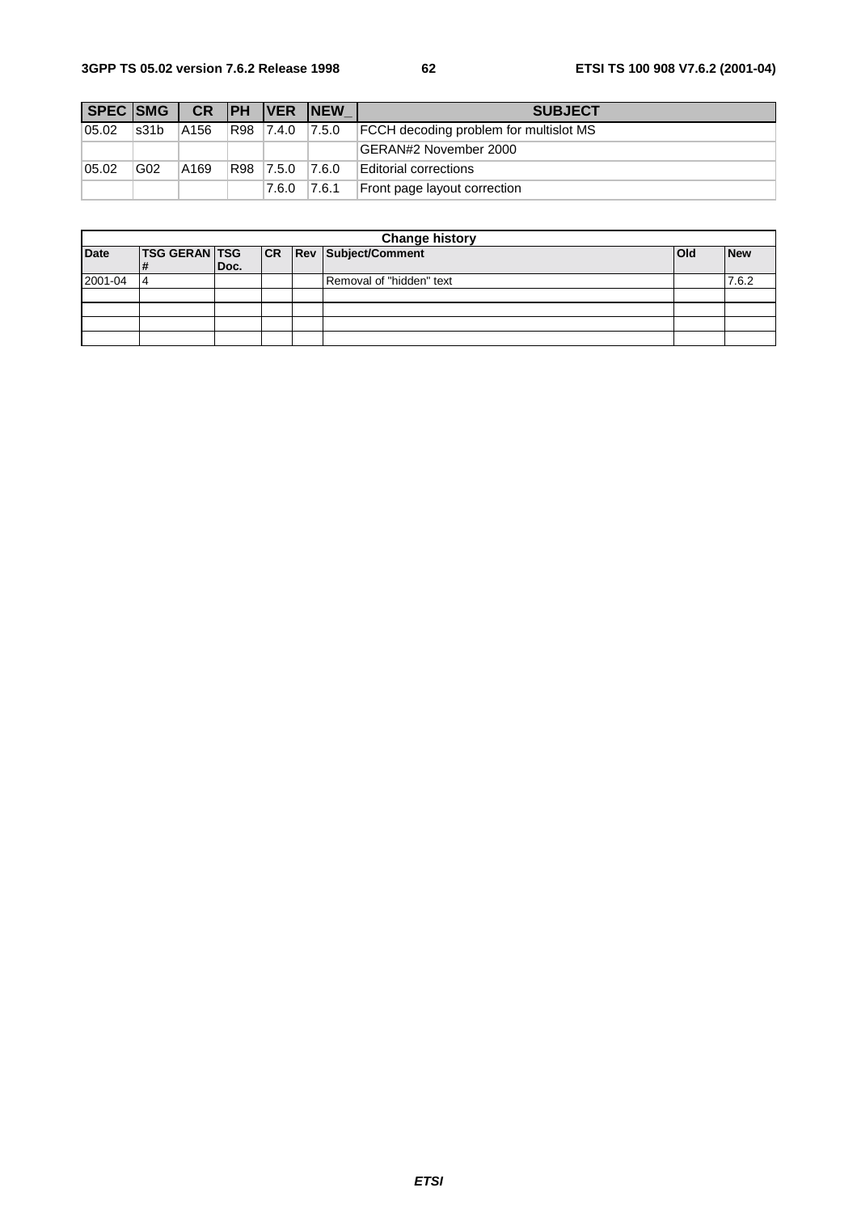| SPEC | SMG | CR | PH | VER | NEW_ | SUBJECT |
|---|---|---|---|---|---|---|
| 05.02 | s31b | A156 | R98 | 7.4.0 | 7.5.0 | FCCH decoding problem for multislot MS |
| | | | | | | GERAN#2 November 2000 |
| 05.02 | G02 | A169 | R98 | 7.5.0 | 7.6.0 | Editorial corrections |
| | | | | 7.6.0 | 7.6.1 | Front page layout correction |

| Change history | | | | | | | |
|---|---|---|---|---|---|---|---|
| **Date** | **TSG GERAN #** | **TSG Doc.** | **CR** | **Rev** | **Subject/Comment** | **Old** | **New** |
| 2001-04 | 4 | | | | Removal of "hidden" text | | 7.6.2 |
| | | | | | | | |
| | | | | | | | |
| | | | | | | | |
| | | | | | | | |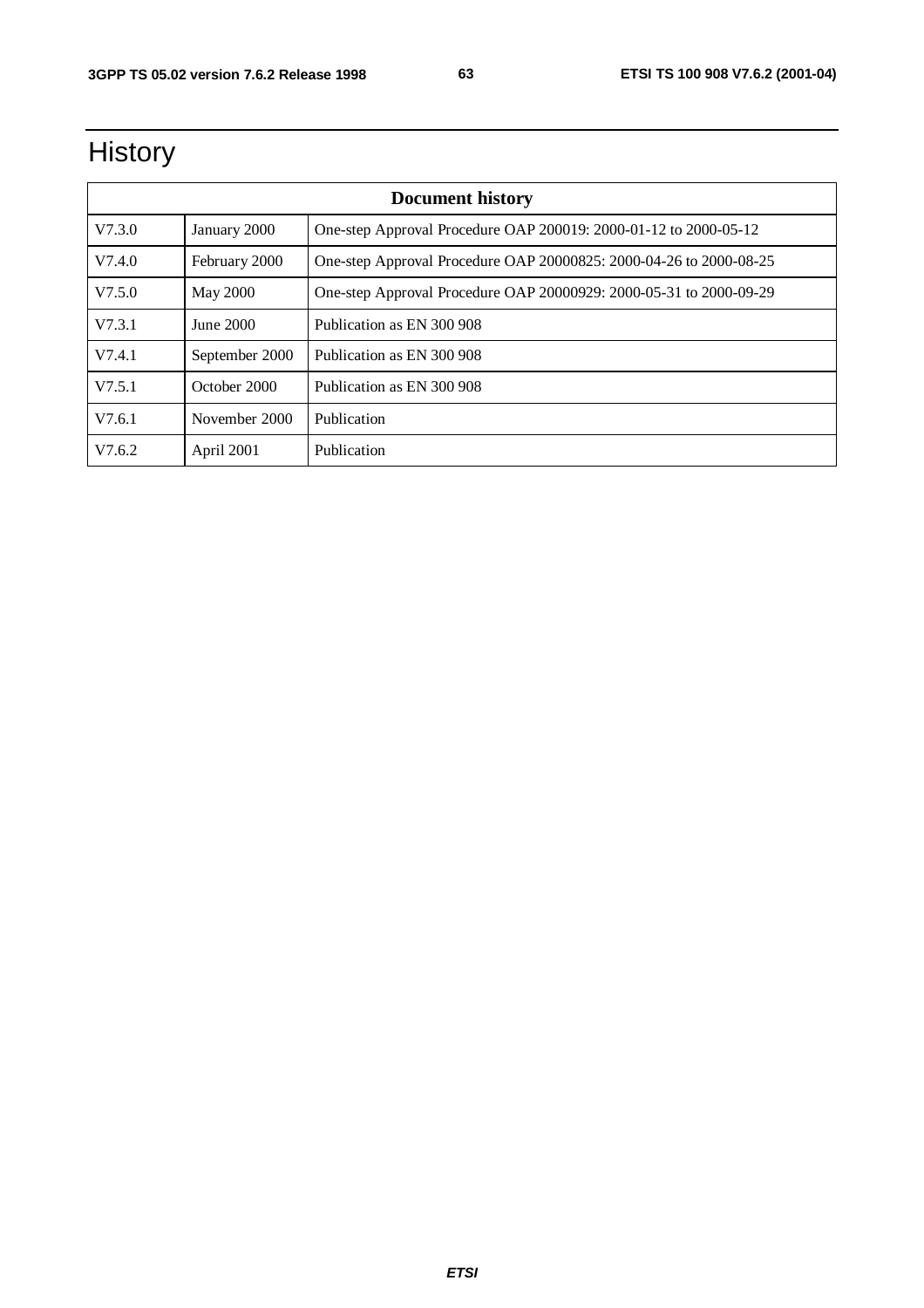# History

| Document history | | |
|---|---|---|
| V7.3.0 | January 2000 | One-step Approval Procedure OAP 200019: 2000-01-12 to 2000-05-12 |
| V7.4.0 | February 2000 | One-step Approval Procedure OAP 20000825: 2000-04-26 to 2000-08-25 |
| V7.5.0 | May 2000 | One-step Approval Procedure OAP 20000929: 2000-05-31 to 2000-09-29 |
| V7.3.1 | June 2000 | Publication as EN 300 908 |
| V7.4.1 | September 2000 | Publication as EN 300 908 |
| V7.5.1 | October 2000 | Publication as EN 300 908 |
| V7.6.1 | November 2000 | Publication |
| V7.6.2 | April 2001 | Publication |